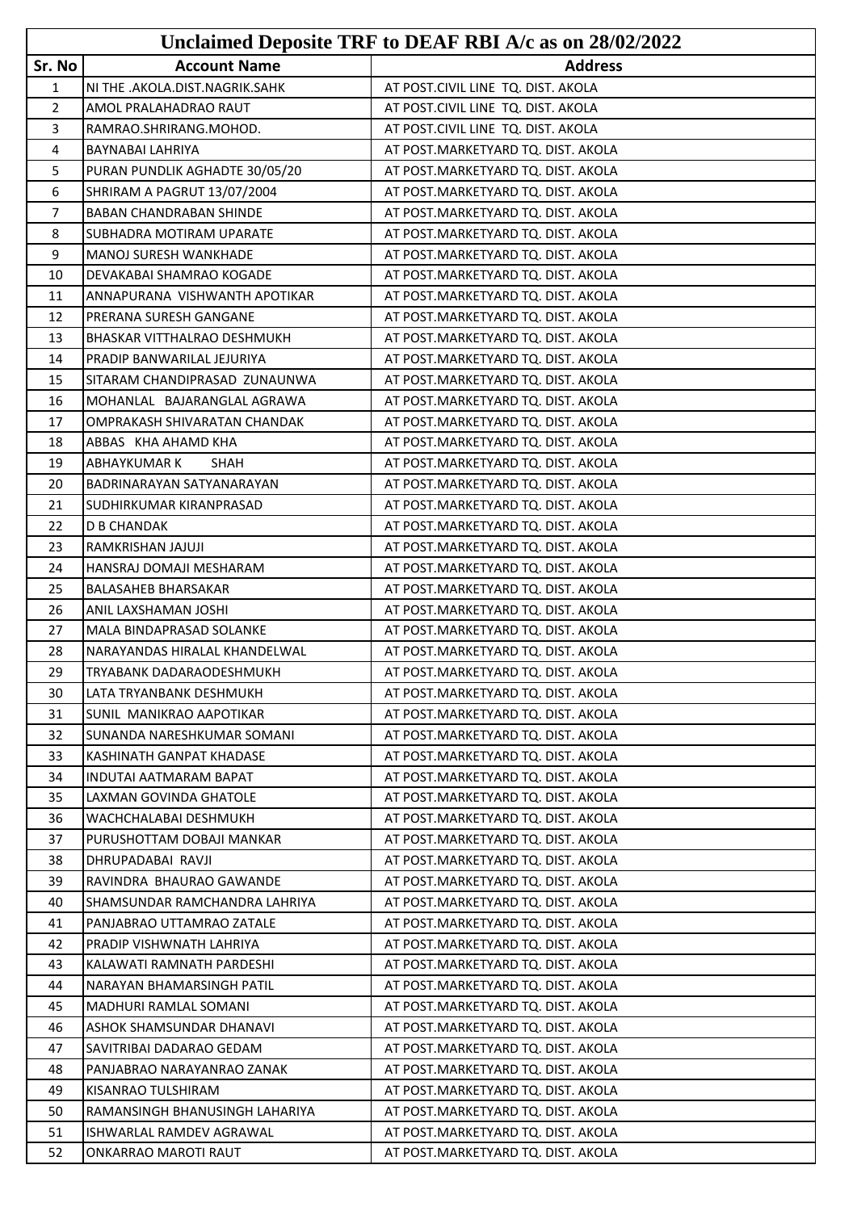# Unclaimed Deposite TRF to DEAF RBI A/c as on 28/02/2022

| Sr. No | Account Name | Address |
|---|---|---|
| 1 | NI THE .AKOLA.DIST.NAGRIK.SAHK | AT POST.CIVIL LINE TQ. DIST. AKOLA |
| 2 | AMOL PRALAHADRAO RAUT | AT POST.CIVIL LINE TQ. DIST. AKOLA |
| 3 | RAMRAO.SHRIRANG.MOHOD. | AT POST.CIVIL LINE TQ. DIST. AKOLA |
| 4 | BAYNABAI LAHRIYA | AT POST.MARKETYARD TQ. DIST. AKOLA |
| 5 | PURAN PUNDLIK AGHADTE 30/05/20 | AT POST.MARKETYARD TQ. DIST. AKOLA |
| 6 | SHRIRAM A PAGRUT 13/07/2004 | AT POST.MARKETYARD TQ. DIST. AKOLA |
| 7 | BABAN CHANDRABAN SHINDE | AT POST.MARKETYARD TQ. DIST. AKOLA |
| 8 | SUBHADRA MOTIRAM UPARATE | AT POST.MARKETYARD TQ. DIST. AKOLA |
| 9 | MANOJ SURESH WANKHADE | AT POST.MARKETYARD TQ. DIST. AKOLA |
| 10 | DEVAKABAI SHAMRAO KOGADE | AT POST.MARKETYARD TQ. DIST. AKOLA |
| 11 | ANNAPURANA VISHWANTH APOTIKAR | AT POST.MARKETYARD TQ. DIST. AKOLA |
| 12 | PRERANA SURESH GANGANE | AT POST.MARKETYARD TQ. DIST. AKOLA |
| 13 | BHASKAR VITTHALRAO DESHMUKH | AT POST.MARKETYARD TQ. DIST. AKOLA |
| 14 | PRADIP BANWARILAL JEJURIYA | AT POST.MARKETYARD TQ. DIST. AKOLA |
| 15 | SITARAM CHANDIPRASAD ZUNAUNWA | AT POST.MARKETYARD TQ. DIST. AKOLA |
| 16 | MOHANLAL BAJARANGLAL AGRAWA | AT POST.MARKETYARD TQ. DIST. AKOLA |
| 17 | OMPRAKASH SHIVARATAN CHANDAK | AT POST.MARKETYARD TQ. DIST. AKOLA |
| 18 | ABBAS KHA AHAMD KHA | AT POST.MARKETYARD TQ. DIST. AKOLA |
| 19 | ABHAYKUMAR K SHAH | AT POST.MARKETYARD TQ. DIST. AKOLA |
| 20 | BADRINARAYAN SATYANARAYAN | AT POST.MARKETYARD TQ. DIST. AKOLA |
| 21 | SUDHIRKUMAR KIRANPRASAD | AT POST.MARKETYARD TQ. DIST. AKOLA |
| 22 | D B CHANDAK | AT POST.MARKETYARD TQ. DIST. AKOLA |
| 23 | RAMKRISHAN JAJUJI | AT POST.MARKETYARD TQ. DIST. AKOLA |
| 24 | HANSRAJ DOMAJI MESHARAM | AT POST.MARKETYARD TQ. DIST. AKOLA |
| 25 | BALASAHEB BHARSAKAR | AT POST.MARKETYARD TQ. DIST. AKOLA |
| 26 | ANIL LAXSHAMAN JOSHI | AT POST.MARKETYARD TQ. DIST. AKOLA |
| 27 | MALA BINDAPRASAD SOLANKE | AT POST.MARKETYARD TQ. DIST. AKOLA |
| 28 | NARAYANDAS HIRALAL KHANDELWAL | AT POST.MARKETYARD TQ. DIST. AKOLA |
| 29 | TRYABANK DADARAODESHMUKH | AT POST.MARKETYARD TQ. DIST. AKOLA |
| 30 | LATA TRYANBANK DESHMUKH | AT POST.MARKETYARD TQ. DIST. AKOLA |
| 31 | SUNIL MANIKRAO AAPOTIKAR | AT POST.MARKETYARD TQ. DIST. AKOLA |
| 32 | SUNANDA NARESHKUMAR SOMANI | AT POST.MARKETYARD TQ. DIST. AKOLA |
| 33 | KASHINATH GANPAT KHADASE | AT POST.MARKETYARD TQ. DIST. AKOLA |
| 34 | INDUTAI AATMARAM BAPAT | AT POST.MARKETYARD TQ. DIST. AKOLA |
| 35 | LAXMAN GOVINDA GHATOLE | AT POST.MARKETYARD TQ. DIST. AKOLA |
| 36 | WACHCHALABAI DESHMUKH | AT POST.MARKETYARD TQ. DIST. AKOLA |
| 37 | PURUSHOTTAM DOBAJI MANKAR | AT POST.MARKETYARD TQ. DIST. AKOLA |
| 38 | DHRUPADABAI RAVJI | AT POST.MARKETYARD TQ. DIST. AKOLA |
| 39 | RAVINDRA BHAURAO GAWANDE | AT POST.MARKETYARD TQ. DIST. AKOLA |
| 40 | SHAMSUNDAR RAMCHANDRA LAHRIYA | AT POST.MARKETYARD TQ. DIST. AKOLA |
| 41 | PANJABRAO UTTAMRAO ZATALE | AT POST.MARKETYARD TQ. DIST. AKOLA |
| 42 | PRADIP VISHWNATH LAHRIYA | AT POST.MARKETYARD TQ. DIST. AKOLA |
| 43 | KALAWATI RAMNATH PARDESHI | AT POST.MARKETYARD TQ. DIST. AKOLA |
| 44 | NARAYAN BHAMARSINGH PATIL | AT POST.MARKETYARD TQ. DIST. AKOLA |
| 45 | MADHURI RAMLAL SOMANI | AT POST.MARKETYARD TQ. DIST. AKOLA |
| 46 | ASHOK SHAMSUNDAR DHANAVI | AT POST.MARKETYARD TQ. DIST. AKOLA |
| 47 | SAVITRIBAI DADARAO GEDAM | AT POST.MARKETYARD TQ. DIST. AKOLA |
| 48 | PANJABRAO NARAYANRAO ZANAK | AT POST.MARKETYARD TQ. DIST. AKOLA |
| 49 | KISANRAO TULSHIRAM | AT POST.MARKETYARD TQ. DIST. AKOLA |
| 50 | RAMANSINGH BHANUSINGH LAHARIYA | AT POST.MARKETYARD TQ. DIST. AKOLA |
| 51 | ISHWARLAL RAMDEV AGRAWAL | AT POST.MARKETYARD TQ. DIST. AKOLA |
| 52 | ONKARRAO MAROTI RAUT | AT POST.MARKETYARD TQ. DIST. AKOLA |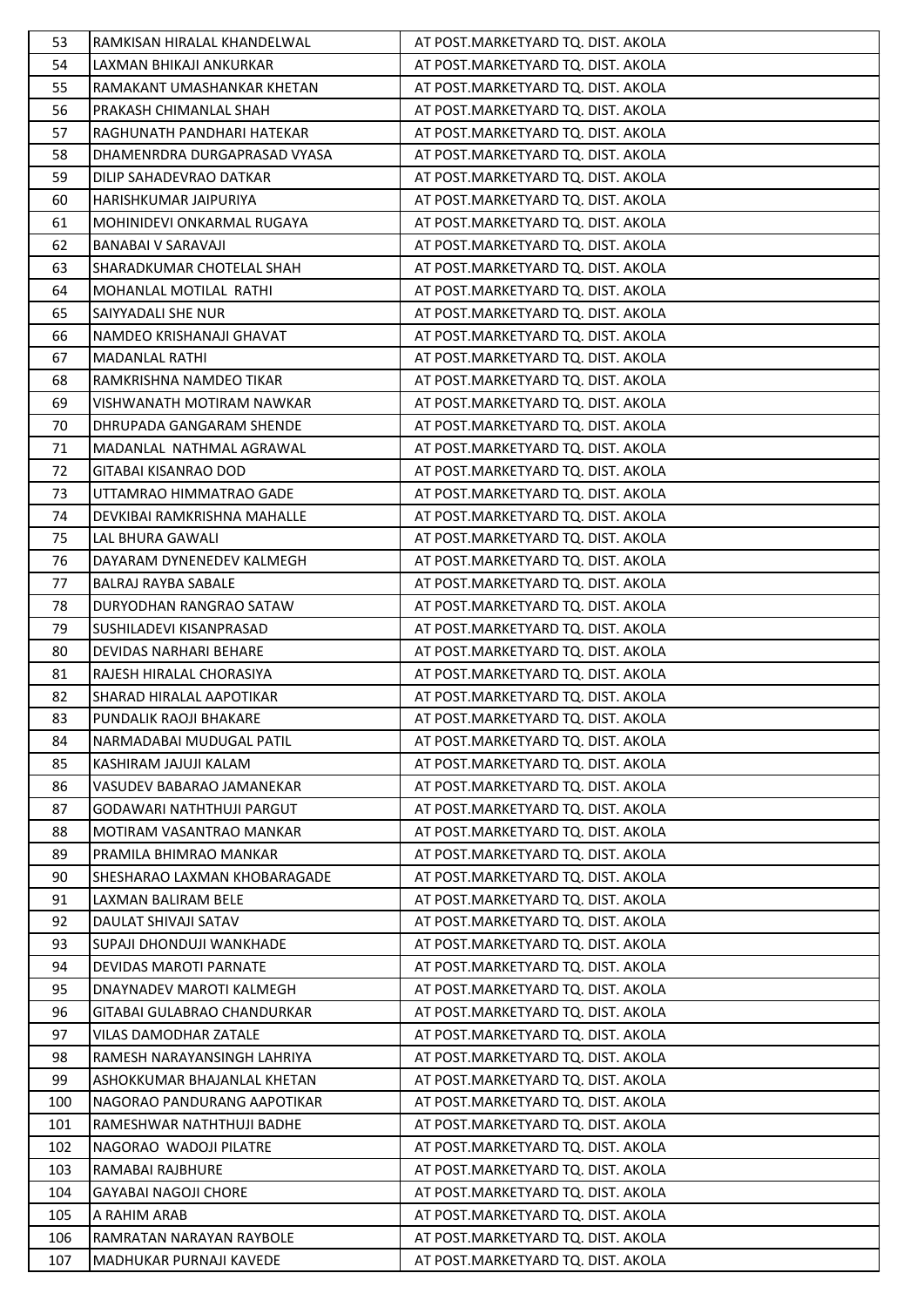| 53 | RAMKISAN HIRALAL KHANDELWAL | AT POST.MARKETYARD TQ. DIST. AKOLA |
|---|---|---|
| 54 | LAXMAN BHIKAJI ANKURKAR | AT POST.MARKETYARD TQ. DIST. AKOLA |
| 55 | RAMAKANT UMASHANKAR KHETAN | AT POST.MARKETYARD TQ. DIST. AKOLA |
| 56 | PRAKASH CHIMANLAL SHAH | AT POST.MARKETYARD TQ. DIST. AKOLA |
| 57 | RAGHUNATH PANDHARI HATEKAR | AT POST.MARKETYARD TQ. DIST. AKOLA |
| 58 | DHAMENRDRA DURGAPRASAD VYASA | AT POST.MARKETYARD TQ. DIST. AKOLA |
| 59 | DILIP SAHADEVRAO DATKAR | AT POST.MARKETYARD TQ. DIST. AKOLA |
| 60 | HARISHKUMAR JAIPURIYA | AT POST.MARKETYARD TQ. DIST. AKOLA |
| 61 | MOHINIDEVI ONKARMAL RUGAYA | AT POST.MARKETYARD TQ. DIST. AKOLA |
| 62 | BANABAI V SARAVAJI | AT POST.MARKETYARD TQ. DIST. AKOLA |
| 63 | SHARADKUMAR CHOTELAL SHAH | AT POST.MARKETYARD TQ. DIST. AKOLA |
| 64 | MOHANLAL MOTILAL RATHI | AT POST.MARKETYARD TQ. DIST. AKOLA |
| 65 | SAIYYADALI SHE NUR | AT POST.MARKETYARD TQ. DIST. AKOLA |
| 66 | NAMDEO KRISHANAJI GHAVAT | AT POST.MARKETYARD TQ. DIST. AKOLA |
| 67 | MADANLAL RATHI | AT POST.MARKETYARD TQ. DIST. AKOLA |
| 68 | RAMKRISHNA NAMDEO TIKAR | AT POST.MARKETYARD TQ. DIST. AKOLA |
| 69 | VISHWANATH MOTIRAM NAWKAR | AT POST.MARKETYARD TQ. DIST. AKOLA |
| 70 | DHRUPADA GANGARAM SHENDE | AT POST.MARKETYARD TQ. DIST. AKOLA |
| 71 | MADANLAL NATHMAL AGRAWAL | AT POST.MARKETYARD TQ. DIST. AKOLA |
| 72 | GITABAI KISANRAO DOD | AT POST.MARKETYARD TQ. DIST. AKOLA |
| 73 | UTTAMRAO HIMMATRAO GADE | AT POST.MARKETYARD TQ. DIST. AKOLA |
| 74 | DEVKIBAI RAMKRISHNA MAHALLE | AT POST.MARKETYARD TQ. DIST. AKOLA |
| 75 | LAL BHURA GAWALI | AT POST.MARKETYARD TQ. DIST. AKOLA |
| 76 | DAYARAM DYNENEDEV KALMEGH | AT POST.MARKETYARD TQ. DIST. AKOLA |
| 77 | BALRAJ RAYBA SABALE | AT POST.MARKETYARD TQ. DIST. AKOLA |
| 78 | DURYODHAN RANGRAO SATAW | AT POST.MARKETYARD TQ. DIST. AKOLA |
| 79 | SUSHILADEVI KISANPRASAD | AT POST.MARKETYARD TQ. DIST. AKOLA |
| 80 | DEVIDAS NARHARI BEHARE | AT POST.MARKETYARD TQ. DIST. AKOLA |
| 81 | RAJESH HIRALAL CHORASIYA | AT POST.MARKETYARD TQ. DIST. AKOLA |
| 82 | SHARAD HIRALAL AAPOTIKAR | AT POST.MARKETYARD TQ. DIST. AKOLA |
| 83 | PUNDALIK RAOJI BHAKARE | AT POST.MARKETYARD TQ. DIST. AKOLA |
| 84 | NARMADABAI MUDUGAL PATIL | AT POST.MARKETYARD TQ. DIST. AKOLA |
| 85 | KASHIRAM JAJUJI KALAM | AT POST.MARKETYARD TQ. DIST. AKOLA |
| 86 | VASUDEV BABARAO JAMANEKAR | AT POST.MARKETYARD TQ. DIST. AKOLA |
| 87 | GODAWARI NATHTHUJI PARGUT | AT POST.MARKETYARD TQ. DIST. AKOLA |
| 88 | MOTIRAM VASANTRAO MANKAR | AT POST.MARKETYARD TQ. DIST. AKOLA |
| 89 | PRAMILA BHIMRAO MANKAR | AT POST.MARKETYARD TQ. DIST. AKOLA |
| 90 | SHESHARAO LAXMAN KHOBARAGADE | AT POST.MARKETYARD TQ. DIST. AKOLA |
| 91 | LAXMAN BALIRAM BELE | AT POST.MARKETYARD TQ. DIST. AKOLA |
| 92 | DAULAT SHIVAJI SATAV | AT POST.MARKETYARD TQ. DIST. AKOLA |
| 93 | SUPAJI DHONDUJI WANKHADE | AT POST.MARKETYARD TQ. DIST. AKOLA |
| 94 | DEVIDAS MAROTI PARNATE | AT POST.MARKETYARD TQ. DIST. AKOLA |
| 95 | DNAYNADEV MAROTI KALMEGH | AT POST.MARKETYARD TQ. DIST. AKOLA |
| 96 | GITABAI GULABRAO CHANDURKAR | AT POST.MARKETYARD TQ. DIST. AKOLA |
| 97 | VILAS DAMODHAR ZATALE | AT POST.MARKETYARD TQ. DIST. AKOLA |
| 98 | RAMESH NARAYANSINGH LAHRIYA | AT POST.MARKETYARD TQ. DIST. AKOLA |
| 99 | ASHOKKUMAR BHAJANLAL KHETAN | AT POST.MARKETYARD TQ. DIST. AKOLA |
| 100 | NAGORAO PANDURANG AAPOTIKAR | AT POST.MARKETYARD TQ. DIST. AKOLA |
| 101 | RAMESHWAR NATHTHUJI BADHE | AT POST.MARKETYARD TQ. DIST. AKOLA |
| 102 | NAGORAO WADOJI PILATRE | AT POST.MARKETYARD TQ. DIST. AKOLA |
| 103 | RAMABAI RAJBHURE | AT POST.MARKETYARD TQ. DIST. AKOLA |
| 104 | GAYABAI NAGOJI CHORE | AT POST.MARKETYARD TQ. DIST. AKOLA |
| 105 | A RAHIM ARAB | AT POST.MARKETYARD TQ. DIST. AKOLA |
| 106 | RAMRATAN NARAYAN RAYBOLE | AT POST.MARKETYARD TQ. DIST. AKOLA |
| 107 | MADHUKAR PURNAJI KAVEDE | AT POST.MARKETYARD TQ. DIST. AKOLA |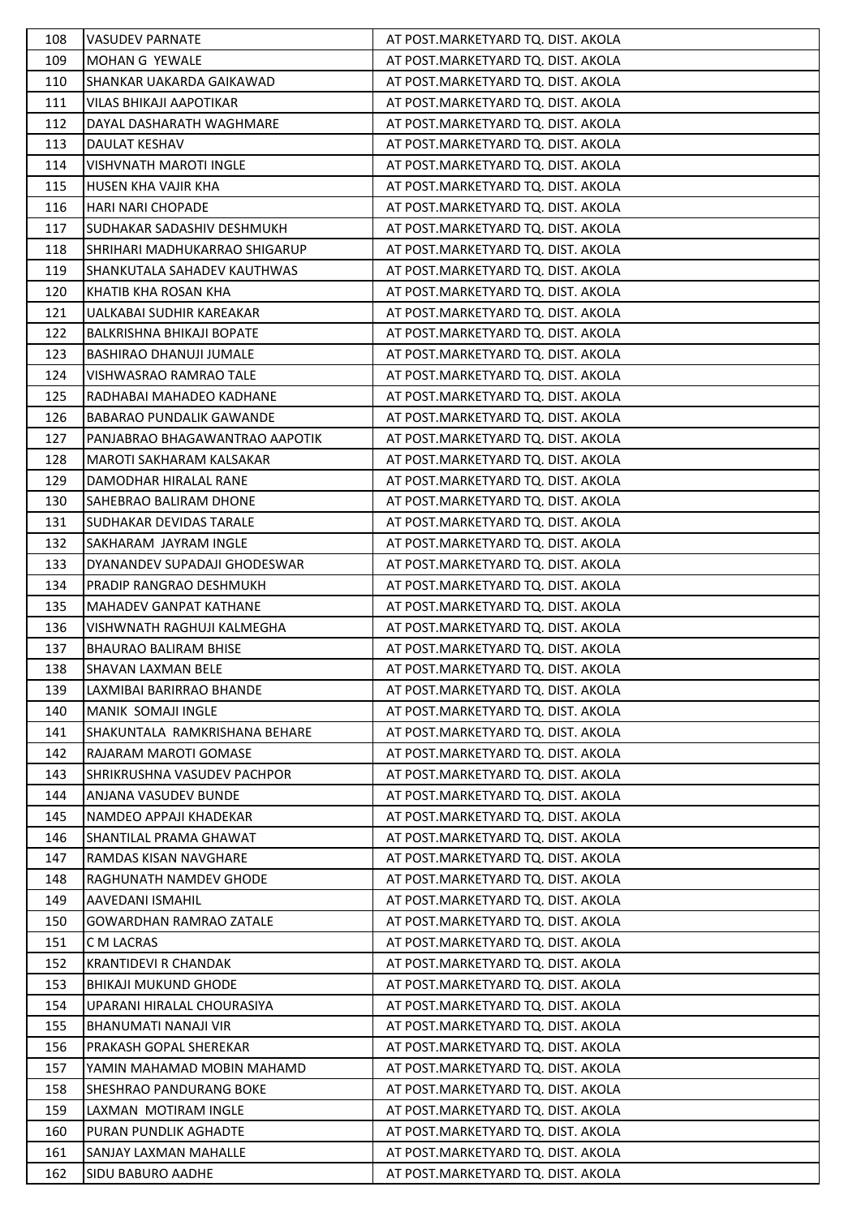| 108 | VASUDEV PARNATE | AT POST.MARKETYARD TQ. DIST. AKOLA |
|---|---|---|
| 109 | MOHAN G YEWALE | AT POST.MARKETYARD TQ. DIST. AKOLA |
| 110 | SHANKAR UAKARDA GAIKAWAD | AT POST.MARKETYARD TQ. DIST. AKOLA |
| 111 | VILAS BHIKAJI AAPOTIKAR | AT POST.MARKETYARD TQ. DIST. AKOLA |
| 112 | DAYAL DASHARATH WAGHMARE | AT POST.MARKETYARD TQ. DIST. AKOLA |
| 113 | DAULAT KESHAV | AT POST.MARKETYARD TQ. DIST. AKOLA |
| 114 | VISHVNATH MAROTI INGLE | AT POST.MARKETYARD TQ. DIST. AKOLA |
| 115 | HUSEN KHA VAJIR KHA | AT POST.MARKETYARD TQ. DIST. AKOLA |
| 116 | HARI NARI CHOPADE | AT POST.MARKETYARD TQ. DIST. AKOLA |
| 117 | SUDHAKAR SADASHIV DESHMUKH | AT POST.MARKETYARD TQ. DIST. AKOLA |
| 118 | SHRIHARI MADHUKARRAO SHIGARUP | AT POST.MARKETYARD TQ. DIST. AKOLA |
| 119 | SHANKUTALA SAHADEV KAUTHWAS | AT POST.MARKETYARD TQ. DIST. AKOLA |
| 120 | KHATIB KHA ROSAN KHA | AT POST.MARKETYARD TQ. DIST. AKOLA |
| 121 | UALKABAI SUDHIR KAREAKAR | AT POST.MARKETYARD TQ. DIST. AKOLA |
| 122 | BALKRISHNA BHIKAJI BOPATE | AT POST.MARKETYARD TQ. DIST. AKOLA |
| 123 | BASHIRAO DHANUJI JUMALE | AT POST.MARKETYARD TQ. DIST. AKOLA |
| 124 | VISHWASRAO RAMRAO TALE | AT POST.MARKETYARD TQ. DIST. AKOLA |
| 125 | RADHABAI MAHADEO KADHANE | AT POST.MARKETYARD TQ. DIST. AKOLA |
| 126 | BABARAO PUNDALIK GAWANDE | AT POST.MARKETYARD TQ. DIST. AKOLA |
| 127 | PANJABRAO BHAGAWANTRAO AAPOTIK | AT POST.MARKETYARD TQ. DIST. AKOLA |
| 128 | MAROTI SAKHARAM KALSAKAR | AT POST.MARKETYARD TQ. DIST. AKOLA |
| 129 | DAMODHAR HIRALAL RANE | AT POST.MARKETYARD TQ. DIST. AKOLA |
| 130 | SAHEBRAO BALIRAM DHONE | AT POST.MARKETYARD TQ. DIST. AKOLA |
| 131 | SUDHAKAR DEVIDAS TARALE | AT POST.MARKETYARD TQ. DIST. AKOLA |
| 132 | SAKHARAM JAYRAM INGLE | AT POST.MARKETYARD TQ. DIST. AKOLA |
| 133 | DYANANDEV SUPADAJI GHODESWAR | AT POST.MARKETYARD TQ. DIST. AKOLA |
| 134 | PRADIP RANGRAO DESHMUKH | AT POST.MARKETYARD TQ. DIST. AKOLA |
| 135 | MAHADEV GANPAT KATHANE | AT POST.MARKETYARD TQ. DIST. AKOLA |
| 136 | VISHWNATH RAGHUJI KALMEGHA | AT POST.MARKETYARD TQ. DIST. AKOLA |
| 137 | BHAURAO BALIRAM BHISE | AT POST.MARKETYARD TQ. DIST. AKOLA |
| 138 | SHAVAN LAXMAN BELE | AT POST.MARKETYARD TQ. DIST. AKOLA |
| 139 | LAXMIBAI BARIRRAO BHANDE | AT POST.MARKETYARD TQ. DIST. AKOLA |
| 140 | MANIK SOMAJI INGLE | AT POST.MARKETYARD TQ. DIST. AKOLA |
| 141 | SHAKUNTALA RAMKRISHANA BEHARE | AT POST.MARKETYARD TQ. DIST. AKOLA |
| 142 | RAJARAM MAROTI GOMASE | AT POST.MARKETYARD TQ. DIST. AKOLA |
| 143 | SHRIKRUSHNA VASUDEV PACHPOR | AT POST.MARKETYARD TQ. DIST. AKOLA |
| 144 | ANJANA VASUDEV BUNDE | AT POST.MARKETYARD TQ. DIST. AKOLA |
| 145 | NAMDEO APPAJI KHADEKAR | AT POST.MARKETYARD TQ. DIST. AKOLA |
| 146 | SHANTILAL PRAMA GHAWAT | AT POST.MARKETYARD TQ. DIST. AKOLA |
| 147 | RAMDAS KISAN NAVGHARE | AT POST.MARKETYARD TQ. DIST. AKOLA |
| 148 | RAGHUNATH NAMDEV GHODE | AT POST.MARKETYARD TQ. DIST. AKOLA |
| 149 | AAVEDANI ISMAHIL | AT POST.MARKETYARD TQ. DIST. AKOLA |
| 150 | GOWARDHAN RAMRAO ZATALE | AT POST.MARKETYARD TQ. DIST. AKOLA |
| 151 | C M LACRAS | AT POST.MARKETYARD TQ. DIST. AKOLA |
| 152 | KRANTIDEVI R CHANDAK | AT POST.MARKETYARD TQ. DIST. AKOLA |
| 153 | BHIKAJI MUKUND GHODE | AT POST.MARKETYARD TQ. DIST. AKOLA |
| 154 | UPARANI HIRALAL CHOURASIYA | AT POST.MARKETYARD TQ. DIST. AKOLA |
| 155 | BHANUMATI NANAJI VIR | AT POST.MARKETYARD TQ. DIST. AKOLA |
| 156 | PRAKASH GOPAL SHEREKAR | AT POST.MARKETYARD TQ. DIST. AKOLA |
| 157 | YAMIN MAHAMAD MOBIN MAHAMD | AT POST.MARKETYARD TQ. DIST. AKOLA |
| 158 | SHESHRAO PANDURANG BOKE | AT POST.MARKETYARD TQ. DIST. AKOLA |
| 159 | LAXMAN MOTIRAM INGLE | AT POST.MARKETYARD TQ. DIST. AKOLA |
| 160 | PURAN PUNDLIK AGHADTE | AT POST.MARKETYARD TQ. DIST. AKOLA |
| 161 | SANJAY LAXMAN MAHALLE | AT POST.MARKETYARD TQ. DIST. AKOLA |
| 162 | SIDU BABURO AADHE | AT POST.MARKETYARD TQ. DIST. AKOLA |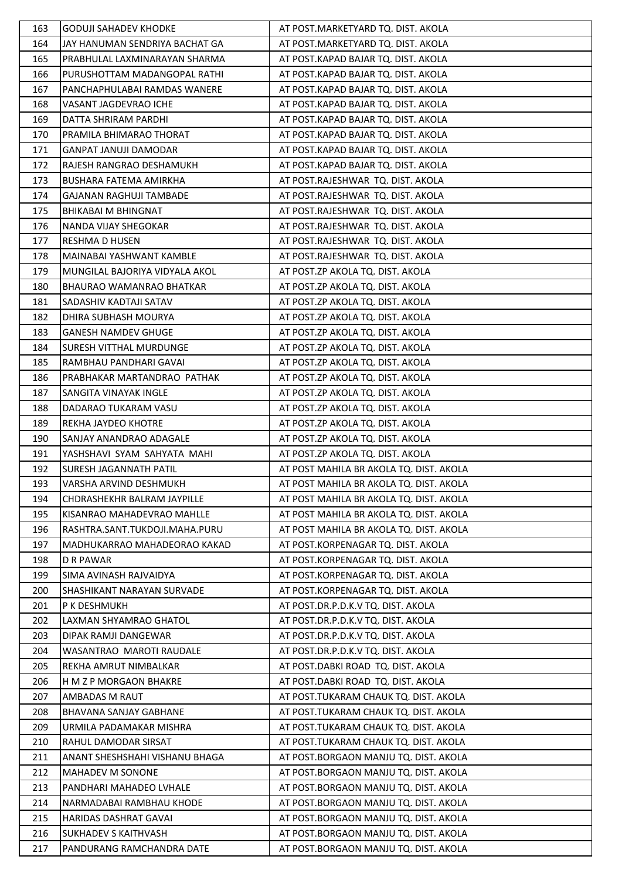| 163 | GODUJI SAHADEV KHODKE | AT POST.MARKETYARD TQ. DIST. AKOLA |
|---|---|---|
| 164 | JAY HANUMAN SENDRIYA BACHAT GA | AT POST.MARKETYARD TQ. DIST. AKOLA |
| 165 | PRABHULAL LAXMINARAYAN SHARMA | AT POST.KAPAD BAJAR TQ. DIST. AKOLA |
| 166 | PURUSHOTTAM MADANGOPAL RATHI | AT POST.KAPAD BAJAR TQ. DIST. AKOLA |
| 167 | PANCHAPHULABAI RAMDAS WANERE | AT POST.KAPAD BAJAR TQ. DIST. AKOLA |
| 168 | VASANT JAGDEVRAO ICHE | AT POST.KAPAD BAJAR TQ. DIST. AKOLA |
| 169 | DATTA SHRIRAM PARDHI | AT POST.KAPAD BAJAR TQ. DIST. AKOLA |
| 170 | PRAMILA BHIMARAO THORAT | AT POST.KAPAD BAJAR TQ. DIST. AKOLA |
| 171 | GANPAT JANUJI DAMODAR | AT POST.KAPAD BAJAR TQ. DIST. AKOLA |
| 172 | RAJESH RANGRAO DESHAMUKH | AT POST.KAPAD BAJAR TQ. DIST. AKOLA |
| 173 | BUSHARA FATEMA AMIRKHA | AT POST.RAJESHWAR TQ. DIST. AKOLA |
| 174 | GAJANAN RAGHUJI TAMBADE | AT POST.RAJESHWAR TQ. DIST. AKOLA |
| 175 | BHIKABAI M BHINGNAT | AT POST.RAJESHWAR TQ. DIST. AKOLA |
| 176 | NANDA VIJAY SHEGOKAR | AT POST.RAJESHWAR TQ. DIST. AKOLA |
| 177 | RESHMA D HUSEN | AT POST.RAJESHWAR TQ. DIST. AKOLA |
| 178 | MAINABAI YASHWANT KAMBLE | AT POST.RAJESHWAR TQ. DIST. AKOLA |
| 179 | MUNGILAL BAJORIYA VIDYALA AKOL | AT POST.ZP AKOLA TQ. DIST. AKOLA |
| 180 | BHAURAO WAMANRAO BHATKAR | AT POST.ZP AKOLA TQ. DIST. AKOLA |
| 181 | SADASHIV KADTAJI SATAV | AT POST.ZP AKOLA TQ. DIST. AKOLA |
| 182 | DHIRA SUBHASH MOURYA | AT POST.ZP AKOLA TQ. DIST. AKOLA |
| 183 | GANESH NAMDEV GHUGE | AT POST.ZP AKOLA TQ. DIST. AKOLA |
| 184 | SURESH VITTHAL MURDUNGE | AT POST.ZP AKOLA TQ. DIST. AKOLA |
| 185 | RAMBHAU PANDHARI GAVAI | AT POST.ZP AKOLA TQ. DIST. AKOLA |
| 186 | PRABHAKAR MARTANDRAO PATHAK | AT POST.ZP AKOLA TQ. DIST. AKOLA |
| 187 | SANGITA VINAYAK INGLE | AT POST.ZP AKOLA TQ. DIST. AKOLA |
| 188 | DADARAO TUKARAM VASU | AT POST.ZP AKOLA TQ. DIST. AKOLA |
| 189 | REKHA JAYDEO KHOTRE | AT POST.ZP AKOLA TQ. DIST. AKOLA |
| 190 | SANJAY ANANDRAO ADAGALE | AT POST.ZP AKOLA TQ. DIST. AKOLA |
| 191 | YASHSHAVI SYAM SAHYATA MAHI | AT POST.ZP AKOLA TQ. DIST. AKOLA |
| 192 | SURESH JAGANNATH PATIL | AT POST MAHILA BR AKOLA TQ. DIST. AKOLA |
| 193 | VARSHA ARVIND DESHMUKH | AT POST MAHILA BR AKOLA TQ. DIST. AKOLA |
| 194 | CHDRASHEKHR BALRAM JAYPILLE | AT POST MAHILA BR AKOLA TQ. DIST. AKOLA |
| 195 | KISANRAO MAHADEVRAO MAHLLE | AT POST MAHILA BR AKOLA TQ. DIST. AKOLA |
| 196 | RASHTRA.SANT.TUKDOJI.MAHA.PURU | AT POST MAHILA BR AKOLA TQ. DIST. AKOLA |
| 197 | MADHUKARRAO MAHADEORAO KAKAD | AT POST.KORPENAGAR TQ. DIST. AKOLA |
| 198 | D R PAWAR | AT POST.KORPENAGAR TQ. DIST. AKOLA |
| 199 | SIMA AVINASH RAJVAIDYA | AT POST.KORPENAGAR TQ. DIST. AKOLA |
| 200 | SHASHIKANT NARAYAN SURVADE | AT POST.KORPENAGAR TQ. DIST. AKOLA |
| 201 | P K DESHMUKH | AT POST.DR.P.D.K.V TQ. DIST. AKOLA |
| 202 | LAXMAN SHYAMRAO GHATOL | AT POST.DR.P.D.K.V TQ. DIST. AKOLA |
| 203 | DIPAK RAMJI DANGEWAR | AT POST.DR.P.D.K.V TQ. DIST. AKOLA |
| 204 | WASANTRAO MAROTI RAUDALE | AT POST.DR.P.D.K.V TQ. DIST. AKOLA |
| 205 | REKHA AMRUT NIMBALKAR | AT POST.DABKI ROAD TQ. DIST. AKOLA |
| 206 | H M Z P MORGAON BHAKRE | AT POST.DABKI ROAD TQ. DIST. AKOLA |
| 207 | AMBADAS M RAUT | AT POST.TUKARAM CHAUK TQ. DIST. AKOLA |
| 208 | BHAVANA SANJAY GABHANE | AT POST.TUKARAM CHAUK TQ. DIST. AKOLA |
| 209 | URMILA PADAMAKAR MISHRA | AT POST.TUKARAM CHAUK TQ. DIST. AKOLA |
| 210 | RAHUL DAMODAR SIRSAT | AT POST.TUKARAM CHAUK TQ. DIST. AKOLA |
| 211 | ANANT SHESHSHAHI VISHANU BHAGA | AT POST.BORGAON MANJU TQ. DIST. AKOLA |
| 212 | MAHADEV M SONONE | AT POST.BORGAON MANJU TQ. DIST. AKOLA |
| 213 | PANDHARI MAHADEO LVHALE | AT POST.BORGAON MANJU TQ. DIST. AKOLA |
| 214 | NARMADABAI RAMBHAU KHODE | AT POST.BORGAON MANJU TQ. DIST. AKOLA |
| 215 | HARIDAS DASHRAT GAVAI | AT POST.BORGAON MANJU TQ. DIST. AKOLA |
| 216 | SUKHADEV S KAITHVASH | AT POST.BORGAON MANJU TQ. DIST. AKOLA |
| 217 | PANDURANG RAMCHANDRA DATE | AT POST.BORGAON MANJU TQ. DIST. AKOLA |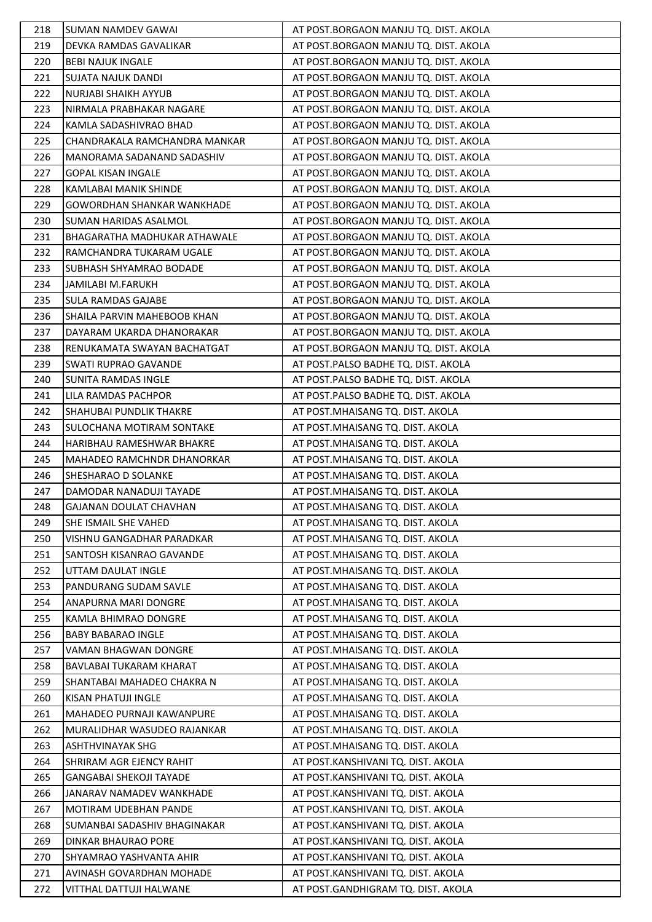| 218 | SUMAN NAMDEV GAWAI | AT POST.BORGAON MANJU TQ. DIST. AKOLA |
|---|---|---|
| 219 | DEVKA RAMDAS GAVALIKAR | AT POST.BORGAON MANJU TQ. DIST. AKOLA |
| 220 | BEBI NAJUK INGALE | AT POST.BORGAON MANJU TQ. DIST. AKOLA |
| 221 | SUJATA NAJUK DANDI | AT POST.BORGAON MANJU TQ. DIST. AKOLA |
| 222 | NURJABI SHAIKH AYYUB | AT POST.BORGAON MANJU TQ. DIST. AKOLA |
| 223 | NIRMALA PRABHAKAR NAGARE | AT POST.BORGAON MANJU TQ. DIST. AKOLA |
| 224 | KAMLA SADASHIVRAO BHAD | AT POST.BORGAON MANJU TQ. DIST. AKOLA |
| 225 | CHANDRAKALA RAMCHANDRA MANKAR | AT POST.BORGAON MANJU TQ. DIST. AKOLA |
| 226 | MANORAMA SADANAND SADASHIV | AT POST.BORGAON MANJU TQ. DIST. AKOLA |
| 227 | GOPAL KISAN INGALE | AT POST.BORGAON MANJU TQ. DIST. AKOLA |
| 228 | KAMLABAI MANIK SHINDE | AT POST.BORGAON MANJU TQ. DIST. AKOLA |
| 229 | GOWORDHAN SHANKAR WANKHADE | AT POST.BORGAON MANJU TQ. DIST. AKOLA |
| 230 | SUMAN HARIDAS ASALMOL | AT POST.BORGAON MANJU TQ. DIST. AKOLA |
| 231 | BHAGARATHA MADHUKAR ATHAWALE | AT POST.BORGAON MANJU TQ. DIST. AKOLA |
| 232 | RAMCHANDRA TUKARAM UGALE | AT POST.BORGAON MANJU TQ. DIST. AKOLA |
| 233 | SUBHASH SHYAMRAO BODADE | AT POST.BORGAON MANJU TQ. DIST. AKOLA |
| 234 | JAMILABI M.FARUKH | AT POST.BORGAON MANJU TQ. DIST. AKOLA |
| 235 | SULA RAMDAS GAJABE | AT POST.BORGAON MANJU TQ. DIST. AKOLA |
| 236 | SHAILA PARVIN MAHEBOOB KHAN | AT POST.BORGAON MANJU TQ. DIST. AKOLA |
| 237 | DAYARAM UKARDA DHANORAKAR | AT POST.BORGAON MANJU TQ. DIST. AKOLA |
| 238 | RENUKAMATA SWAYAN BACHATGAT | AT POST.BORGAON MANJU TQ. DIST. AKOLA |
| 239 | SWATI RUPRAO GAVANDE | AT POST.PALSO BADHE TQ. DIST. AKOLA |
| 240 | SUNITA RAMDAS INGLE | AT POST.PALSO BADHE TQ. DIST. AKOLA |
| 241 | LILA RAMDAS PACHPOR | AT POST.PALSO BADHE TQ. DIST. AKOLA |
| 242 | SHAHUBAI PUNDLIK THAKRE | AT POST.MHAISANG TQ. DIST. AKOLA |
| 243 | SULOCHANA MOTIRAM SONTAKE | AT POST.MHAISANG TQ. DIST. AKOLA |
| 244 | HARIBHAU RAMESHWAR BHAKRE | AT POST.MHAISANG TQ. DIST. AKOLA |
| 245 | MAHADEO RAMCHNDR DHANORKAR | AT POST.MHAISANG TQ. DIST. AKOLA |
| 246 | SHESHARAO D SOLANKE | AT POST.MHAISANG TQ. DIST. AKOLA |
| 247 | DAMODAR NANADUJI TAYADE | AT POST.MHAISANG TQ. DIST. AKOLA |
| 248 | GAJANAN DOULAT CHAVHAN | AT POST.MHAISANG TQ. DIST. AKOLA |
| 249 | SHE ISMAIL SHE VAHED | AT POST.MHAISANG TQ. DIST. AKOLA |
| 250 | VISHNU GANGADHAR PARADKAR | AT POST.MHAISANG TQ. DIST. AKOLA |
| 251 | SANTOSH KISANRAO GAVANDE | AT POST.MHAISANG TQ. DIST. AKOLA |
| 252 | UTTAM DAULAT INGLE | AT POST.MHAISANG TQ. DIST. AKOLA |
| 253 | PANDURANG SUDAM SAVLE | AT POST.MHAISANG TQ. DIST. AKOLA |
| 254 | ANAPURNA MARI DONGRE | AT POST.MHAISANG TQ. DIST. AKOLA |
| 255 | KAMLA BHIMRAO DONGRE | AT POST.MHAISANG TQ. DIST. AKOLA |
| 256 | BABY BABARAO INGLE | AT POST.MHAISANG TQ. DIST. AKOLA |
| 257 | VAMAN BHAGWAN DONGRE | AT POST.MHAISANG TQ. DIST. AKOLA |
| 258 | BAVLABAI TUKARAM KHARAT | AT POST.MHAISANG TQ. DIST. AKOLA |
| 259 | SHANTABAI MAHADEO CHAKRA N | AT POST.MHAISANG TQ. DIST. AKOLA |
| 260 | KISAN PHATUJI INGLE | AT POST.MHAISANG TQ. DIST. AKOLA |
| 261 | MAHADEO PURNAJI KAWANPURE | AT POST.MHAISANG TQ. DIST. AKOLA |
| 262 | MURALIDHAR WASUDEO RAJANKAR | AT POST.MHAISANG TQ. DIST. AKOLA |
| 263 | ASHTHVINAYAK SHG | AT POST.MHAISANG TQ. DIST. AKOLA |
| 264 | SHRIRAM AGR EJENCY RAHIT | AT POST.KANSHIVANI TQ. DIST. AKOLA |
| 265 | GANGABAI SHEKOJI TAYADE | AT POST.KANSHIVANI TQ. DIST. AKOLA |
| 266 | JANARAV NAMADEV WANKHADE | AT POST.KANSHIVANI TQ. DIST. AKOLA |
| 267 | MOTIRAM UDEBHAN PANDE | AT POST.KANSHIVANI TQ. DIST. AKOLA |
| 268 | SUMANBAI SADASHIV BHAGINAKAR | AT POST.KANSHIVANI TQ. DIST. AKOLA |
| 269 | DINKAR BHAURAO PORE | AT POST.KANSHIVANI TQ. DIST. AKOLA |
| 270 | SHYAMRAO YASHVANTA AHIR | AT POST.KANSHIVANI TQ. DIST. AKOLA |
| 271 | AVINASH GOVARDHAN MOHADE | AT POST.KANSHIVANI TQ. DIST. AKOLA |
| 272 | VITTHAL DATTUJI HALWANE | AT POST.GANDHIGRAM TQ. DIST. AKOLA |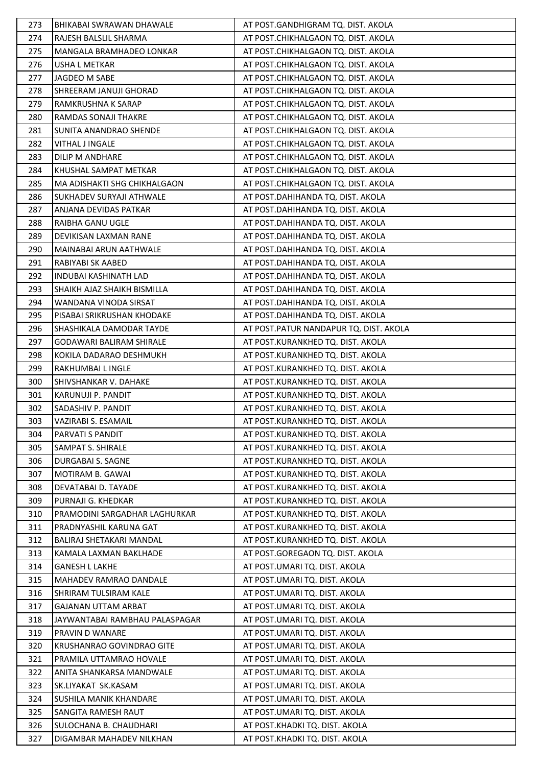| | | |
|---|---|---|
| 273 | BHIKABAI SWRAWAN DHAWALE | AT POST.GANDHIGRAM TQ. DIST. AKOLA |
| 274 | RAJESH BALSLIL SHARMA | AT POST.CHIKHALGAON TQ. DIST. AKOLA |
| 275 | MANGALA BRAMHADEO LONKAR | AT POST.CHIKHALGAON TQ. DIST. AKOLA |
| 276 | USHA L METKAR | AT POST.CHIKHALGAON TQ. DIST. AKOLA |
| 277 | JAGDEO M SABE | AT POST.CHIKHALGAON TQ. DIST. AKOLA |
| 278 | SHREERAM JANUJI GHORAD | AT POST.CHIKHALGAON TQ. DIST. AKOLA |
| 279 | RAMKRUSHNA K SARAP | AT POST.CHIKHALGAON TQ. DIST. AKOLA |
| 280 | RAMDAS SONAJI THAKRE | AT POST.CHIKHALGAON TQ. DIST. AKOLA |
| 281 | SUNITA ANANDRAO SHENDE | AT POST.CHIKHALGAON TQ. DIST. AKOLA |
| 282 | VITHAL J INGALE | AT POST.CHIKHALGAON TQ. DIST. AKOLA |
| 283 | DILIP M ANDHARE | AT POST.CHIKHALGAON TQ. DIST. AKOLA |
| 284 | KHUSHAL SAMPAT METKAR | AT POST.CHIKHALGAON TQ. DIST. AKOLA |
| 285 | MA ADISHAKTI SHG CHIKHALGAON | AT POST.CHIKHALGAON TQ. DIST. AKOLA |
| 286 | SUKHADEV SURYAJI ATHWALE | AT POST.DAHIHANDA TQ. DIST. AKOLA |
| 287 | ANJANA DEVIDAS PATKAR | AT POST.DAHIHANDA TQ. DIST. AKOLA |
| 288 | RAIBHA GANU UGLE | AT POST.DAHIHANDA TQ. DIST. AKOLA |
| 289 | DEVIKISAN LAXMAN RANE | AT POST.DAHIHANDA TQ. DIST. AKOLA |
| 290 | MAINABAI ARUN AATHWALE | AT POST.DAHIHANDA TQ. DIST. AKOLA |
| 291 | RABIYABI SK AABED | AT POST.DAHIHANDA TQ. DIST. AKOLA |
| 292 | INDUBAI KASHINATH LAD | AT POST.DAHIHANDA TQ. DIST. AKOLA |
| 293 | SHAIKH AJAZ SHAIKH BISMILLA | AT POST.DAHIHANDA TQ. DIST. AKOLA |
| 294 | WANDANA VINODA SIRSAT | AT POST.DAHIHANDA TQ. DIST. AKOLA |
| 295 | PISABAI SRIKRUSHAN KHODAKE | AT POST.DAHIHANDA TQ. DIST. AKOLA |
| 296 | SHASHIKALA DAMODAR TAYDE | AT POST.PATUR NANDAPUR TQ. DIST. AKOLA |
| 297 | GODAWARI BALIRAM SHIRALE | AT POST.KURANKHED TQ. DIST. AKOLA |
| 298 | KOKILA DADARAO DESHMUKH | AT POST.KURANKHED TQ. DIST. AKOLA |
| 299 | RAKHUMBAI L INGLE | AT POST.KURANKHED TQ. DIST. AKOLA |
| 300 | SHIVSHANKAR V. DAHAKE | AT POST.KURANKHED TQ. DIST. AKOLA |
| 301 | KARUNUJI P. PANDIT | AT POST.KURANKHED TQ. DIST. AKOLA |
| 302 | SADASHIV P. PANDIT | AT POST.KURANKHED TQ. DIST. AKOLA |
| 303 | VAZIRABI S. ESAMAIL | AT POST.KURANKHED TQ. DIST. AKOLA |
| 304 | PARVATI S PANDIT | AT POST.KURANKHED TQ. DIST. AKOLA |
| 305 | SAMPAT S. SHIRALE | AT POST.KURANKHED TQ. DIST. AKOLA |
| 306 | DURGABAI S. SAGNE | AT POST.KURANKHED TQ. DIST. AKOLA |
| 307 | MOTIRAM B. GAWAI | AT POST.KURANKHED TQ. DIST. AKOLA |
| 308 | DEVATABAI D. TAYADE | AT POST.KURANKHED TQ. DIST. AKOLA |
| 309 | PURNAJI G. KHEDKAR | AT POST.KURANKHED TQ. DIST. AKOLA |
| 310 | PRAMODINI SARGADHAR LAGHURKAR | AT POST.KURANKHED TQ. DIST. AKOLA |
| 311 | PRADNYASHIL KARUNA GAT | AT POST.KURANKHED TQ. DIST. AKOLA |
| 312 | BALIRAJ SHETAKARI MANDAL | AT POST.KURANKHED TQ. DIST. AKOLA |
| 313 | KAMALA LAXMAN BAKLHADE | AT POST.GOREGAON TQ. DIST. AKOLA |
| 314 | GANESH L LAKHE | AT POST.UMARI TQ. DIST. AKOLA |
| 315 | MAHADEV RAMRAO DANDALE | AT POST.UMARI TQ. DIST. AKOLA |
| 316 | SHRIRAM TULSIRAM KALE | AT POST.UMARI TQ. DIST. AKOLA |
| 317 | GAJANAN UTTAM ARBAT | AT POST.UMARI TQ. DIST. AKOLA |
| 318 | JAYWANTABAI RAMBHAU PALASPAGAR | AT POST.UMARI TQ. DIST. AKOLA |
| 319 | PRAVIN D WANARE | AT POST.UMARI TQ. DIST. AKOLA |
| 320 | KRUSHANRAO GOVINDRAO GITE | AT POST.UMARI TQ. DIST. AKOLA |
| 321 | PRAMILA UTTAMRAO HOVALE | AT POST.UMARI TQ. DIST. AKOLA |
| 322 | ANITA SHANKARSA MANDWALE | AT POST.UMARI TQ. DIST. AKOLA |
| 323 | SK.LIYAKAT SK.KASAM | AT POST.UMARI TQ. DIST. AKOLA |
| 324 | SUSHILA MANIK KHANDARE | AT POST.UMARI TQ. DIST. AKOLA |
| 325 | SANGITA RAMESH RAUT | AT POST.UMARI TQ. DIST. AKOLA |
| 326 | SULOCHANA B. CHAUDHARI | AT POST.KHADKI TQ. DIST. AKOLA |
| 327 | DIGAMBAR MAHADEV NILKHAN | AT POST.KHADKI TQ. DIST. AKOLA |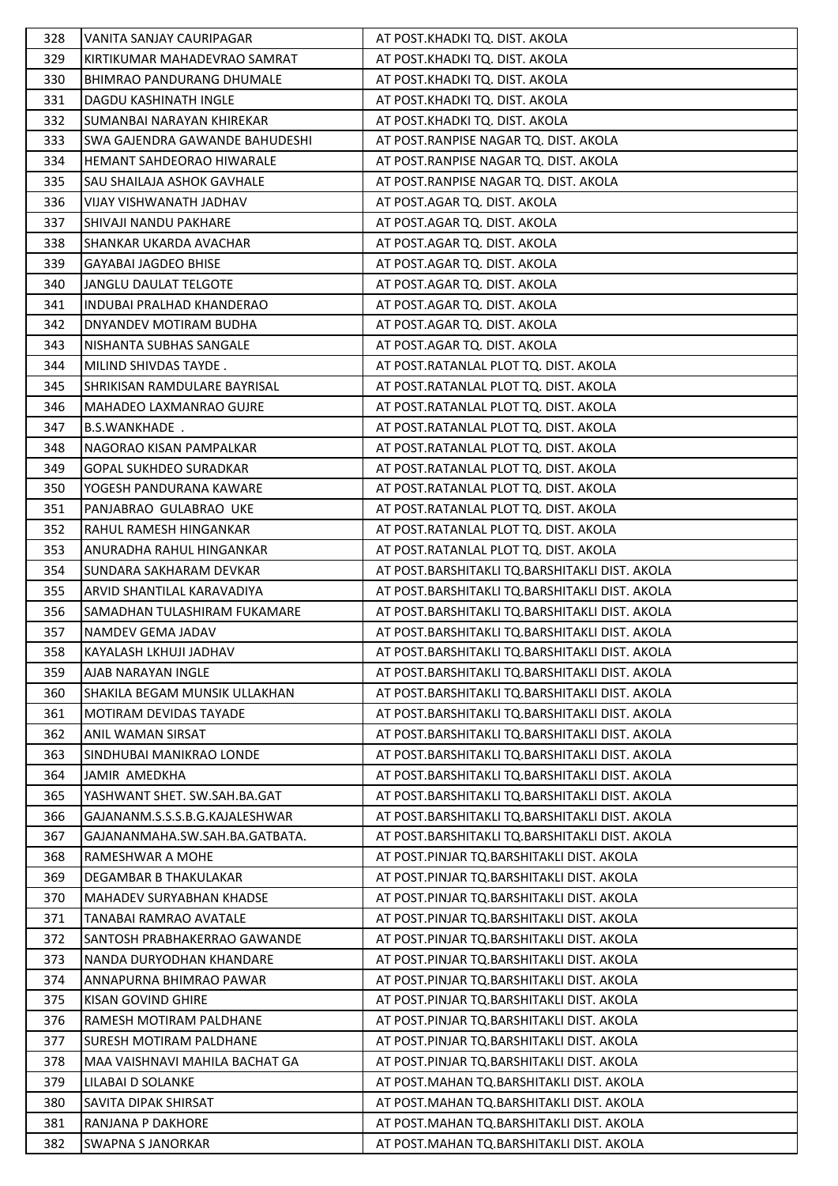| 328 | VANITA SANJAY CAURIPAGAR | AT POST.KHADKI TQ. DIST. AKOLA |
|---|---|---|
| 329 | KIRTIKUMAR MAHADEVRAO SAMRAT | AT POST.KHADKI TQ. DIST. AKOLA |
| 330 | BHIMRAO PANDURANG DHUMALE | AT POST.KHADKI TQ. DIST. AKOLA |
| 331 | DAGDU KASHINATH INGLE | AT POST.KHADKI TQ. DIST. AKOLA |
| 332 | SUMANBAI NARAYAN KHIREKAR | AT POST.KHADKI TQ. DIST. AKOLA |
| 333 | SWA GAJENDRA GAWANDE BAHUDESHI | AT POST.RANPISE NAGAR TQ. DIST. AKOLA |
| 334 | HEMANT SAHDEORAO HIWARALE | AT POST.RANPISE NAGAR TQ. DIST. AKOLA |
| 335 | SAU SHAILAJA ASHOK GAVHALE | AT POST.RANPISE NAGAR TQ. DIST. AKOLA |
| 336 | VIJAY VISHWANATH JADHAV | AT POST.AGAR TQ. DIST. AKOLA |
| 337 | SHIVAJI NANDU PAKHARE | AT POST.AGAR TQ. DIST. AKOLA |
| 338 | SHANKAR UKARDA AVACHAR | AT POST.AGAR TQ. DIST. AKOLA |
| 339 | GAYABAI JAGDEO BHISE | AT POST.AGAR TQ. DIST. AKOLA |
| 340 | JANGLU DAULAT TELGOTE | AT POST.AGAR TQ. DIST. AKOLA |
| 341 | INDUBAI PRALHAD KHANDERAO | AT POST.AGAR TQ. DIST. AKOLA |
| 342 | DNYANDEV MOTIRAM BUDHA | AT POST.AGAR TQ. DIST. AKOLA |
| 343 | NISHANTA SUBHAS SANGALE | AT POST.AGAR TQ. DIST. AKOLA |
| 344 | MILIND SHIVDAS TAYDE . | AT POST.RATANLAL PLOT TQ. DIST. AKOLA |
| 345 | SHRIKISAN RAMDULARE BAYRISAL | AT POST.RATANLAL PLOT TQ. DIST. AKOLA |
| 346 | MAHADEO LAXMANRAO GUJRE | AT POST.RATANLAL PLOT TQ. DIST. AKOLA |
| 347 | B.S.WANKHADE . | AT POST.RATANLAL PLOT TQ. DIST. AKOLA |
| 348 | NAGORAO KISAN PAMPALKAR | AT POST.RATANLAL PLOT TQ. DIST. AKOLA |
| 349 | GOPAL SUKHDEO SURADKAR | AT POST.RATANLAL PLOT TQ. DIST. AKOLA |
| 350 | YOGESH PANDURANA KAWARE | AT POST.RATANLAL PLOT TQ. DIST. AKOLA |
| 351 | PANJABRAO GULABRAO UKE | AT POST.RATANLAL PLOT TQ. DIST. AKOLA |
| 352 | RAHUL RAMESH HINGANKAR | AT POST.RATANLAL PLOT TQ. DIST. AKOLA |
| 353 | ANURADHA RAHUL HINGANKAR | AT POST.RATANLAL PLOT TQ. DIST. AKOLA |
| 354 | SUNDARA SAKHARAM DEVKAR | AT POST.BARSHITAKLI TQ.BARSHITAKLI DIST. AKOLA |
| 355 | ARVID SHANTILAL KARAVADIYA | AT POST.BARSHITAKLI TQ.BARSHITAKLI DIST. AKOLA |
| 356 | SAMADHAN TULASHIRAM FUKAMARE | AT POST.BARSHITAKLI TQ.BARSHITAKLI DIST. AKOLA |
| 357 | NAMDEV GEMA JADAV | AT POST.BARSHITAKLI TQ.BARSHITAKLI DIST. AKOLA |
| 358 | KAYALASH LKHUJI JADHAV | AT POST.BARSHITAKLI TQ.BARSHITAKLI DIST. AKOLA |
| 359 | AJAB NARAYAN INGLE | AT POST.BARSHITAKLI TQ.BARSHITAKLI DIST. AKOLA |
| 360 | SHAKILA BEGAM MUNSIK ULLAKHAN | AT POST.BARSHITAKLI TQ.BARSHITAKLI DIST. AKOLA |
| 361 | MOTIRAM DEVIDAS TAYADE | AT POST.BARSHITAKLI TQ.BARSHITAKLI DIST. AKOLA |
| 362 | ANIL WAMAN SIRSAT | AT POST.BARSHITAKLI TQ.BARSHITAKLI DIST. AKOLA |
| 363 | SINDHUBAI MANIKRAO LONDE | AT POST.BARSHITAKLI TQ.BARSHITAKLI DIST. AKOLA |
| 364 | JAMIR AMEDKHA | AT POST.BARSHITAKLI TQ.BARSHITAKLI DIST. AKOLA |
| 365 | YASHWANT SHET. SW.SAH.BA.GAT | AT POST.BARSHITAKLI TQ.BARSHITAKLI DIST. AKOLA |
| 366 | GAJANANM.S.S.S.B.G.KAJALESHWAR | AT POST.BARSHITAKLI TQ.BARSHITAKLI DIST. AKOLA |
| 367 | GAJANANMAHA.SW.SAH.BA.GATBATA. | AT POST.BARSHITAKLI TQ.BARSHITAKLI DIST. AKOLA |
| 368 | RAMESHWAR A MOHE | AT POST.PINJAR TQ.BARSHITAKLI DIST. AKOLA |
| 369 | DEGAMBAR B THAKULAKAR | AT POST.PINJAR TQ.BARSHITAKLI DIST. AKOLA |
| 370 | MAHADEV SURYABHAN KHADSE | AT POST.PINJAR TQ.BARSHITAKLI DIST. AKOLA |
| 371 | TANABAI RAMRAO AVATALE | AT POST.PINJAR TQ.BARSHITAKLI DIST. AKOLA |
| 372 | SANTOSH PRABHAKERRAO GAWANDE | AT POST.PINJAR TQ.BARSHITAKLI DIST. AKOLA |
| 373 | NANDA DURYODHAN KHANDARE | AT POST.PINJAR TQ.BARSHITAKLI DIST. AKOLA |
| 374 | ANNAPURNA BHIMRAO PAWAR | AT POST.PINJAR TQ.BARSHITAKLI DIST. AKOLA |
| 375 | KISAN GOVIND GHIRE | AT POST.PINJAR TQ.BARSHITAKLI DIST. AKOLA |
| 376 | RAMESH MOTIRAM PALDHANE | AT POST.PINJAR TQ.BARSHITAKLI DIST. AKOLA |
| 377 | SURESH MOTIRAM PALDHANE | AT POST.PINJAR TQ.BARSHITAKLI DIST. AKOLA |
| 378 | MAA VAISHNAVI MAHILA BACHAT GA | AT POST.PINJAR TQ.BARSHITAKLI DIST. AKOLA |
| 379 | LILABAI D SOLANKE | AT POST.MAHAN TQ.BARSHITAKLI DIST. AKOLA |
| 380 | SAVITA DIPAK SHIRSAT | AT POST.MAHAN TQ.BARSHITAKLI DIST. AKOLA |
| 381 | RANJANA P DAKHORE | AT POST.MAHAN TQ.BARSHITAKLI DIST. AKOLA |
| 382 | SWAPNA S JANORKAR | AT POST.MAHAN TQ.BARSHITAKLI DIST. AKOLA |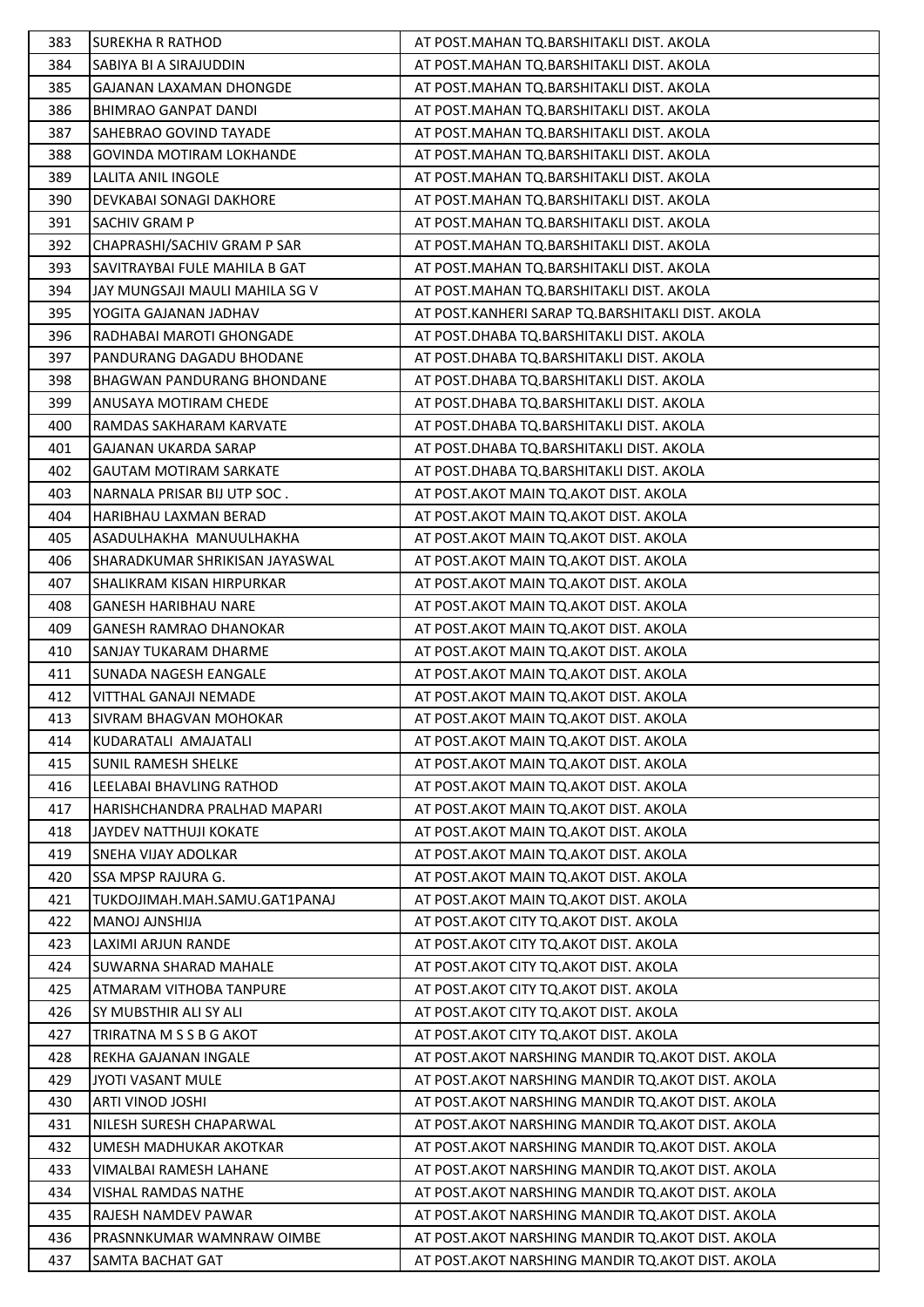| 383 | SUREKHA R RATHOD | AT POST.MAHAN TQ.BARSHITAKLI DIST. AKOLA |
|---|---|---|
| 384 | SABIYA BI A SIRAJUDDIN | AT POST.MAHAN TQ.BARSHITAKLI DIST. AKOLA |
| 385 | GAJANAN LAXAMAN DHONGDE | AT POST.MAHAN TQ.BARSHITAKLI DIST. AKOLA |
| 386 | BHIMRAO GANPAT DANDI | AT POST.MAHAN TQ.BARSHITAKLI DIST. AKOLA |
| 387 | SAHEBRAO GOVIND TAYADE | AT POST.MAHAN TQ.BARSHITAKLI DIST. AKOLA |
| 388 | GOVINDA MOTIRAM LOKHANDE | AT POST.MAHAN TQ.BARSHITAKLI DIST. AKOLA |
| 389 | LALITA ANIL INGOLE | AT POST.MAHAN TQ.BARSHITAKLI DIST. AKOLA |
| 390 | DEVKABAI SONAGI DAKHORE | AT POST.MAHAN TQ.BARSHITAKLI DIST. AKOLA |
| 391 | SACHIV GRAM P | AT POST.MAHAN TQ.BARSHITAKLI DIST. AKOLA |
| 392 | CHAPRASHI/SACHIV GRAM P SAR | AT POST.MAHAN TQ.BARSHITAKLI DIST. AKOLA |
| 393 | SAVITRAYBAI FULE MAHILA B GAT | AT POST.MAHAN TQ.BARSHITAKLI DIST. AKOLA |
| 394 | JAY MUNGSAJI MAULI MAHILA SG V | AT POST.MAHAN TQ.BARSHITAKLI DIST. AKOLA |
| 395 | YOGITA GAJANAN JADHAV | AT POST.KANHERI SARAP TQ.BARSHITAKLI DIST. AKOLA |
| 396 | RADHABAI MAROTI GHONGADE | AT POST.DHABA TQ.BARSHITAKLI DIST. AKOLA |
| 397 | PANDURANG DAGADU BHODANE | AT POST.DHABA TQ.BARSHITAKLI DIST. AKOLA |
| 398 | BHAGWAN PANDURANG BHONDANE | AT POST.DHABA TQ.BARSHITAKLI DIST. AKOLA |
| 399 | ANUSAYA MOTIRAM CHEDE | AT POST.DHABA TQ.BARSHITAKLI DIST. AKOLA |
| 400 | RAMDAS SAKHARAM KARVATE | AT POST.DHABA TQ.BARSHITAKLI DIST. AKOLA |
| 401 | GAJANAN UKARDA SARAP | AT POST.DHABA TQ.BARSHITAKLI DIST. AKOLA |
| 402 | GAUTAM MOTIRAM SARKATE | AT POST.DHABA TQ.BARSHITAKLI DIST. AKOLA |
| 403 | NARNALA PRISAR BIJ UTP SOC . | AT POST.AKOT MAIN TQ.AKOT DIST. AKOLA |
| 404 | HARIBHAU LAXMAN BERAD | AT POST.AKOT MAIN TQ.AKOT DIST. AKOLA |
| 405 | ASADULHAKHA MANUULHAKHA | AT POST.AKOT MAIN TQ.AKOT DIST. AKOLA |
| 406 | SHARADKUMAR SHRIKISAN JAYASWAL | AT POST.AKOT MAIN TQ.AKOT DIST. AKOLA |
| 407 | SHALIKRAM KISAN HIRPURKAR | AT POST.AKOT MAIN TQ.AKOT DIST. AKOLA |
| 408 | GANESH HARIBHAU NARE | AT POST.AKOT MAIN TQ.AKOT DIST. AKOLA |
| 409 | GANESH RAMRAO DHANOKAR | AT POST.AKOT MAIN TQ.AKOT DIST. AKOLA |
| 410 | SANJAY TUKARAM DHARME | AT POST.AKOT MAIN TQ.AKOT DIST. AKOLA |
| 411 | SUNADA NAGESH EANGALE | AT POST.AKOT MAIN TQ.AKOT DIST. AKOLA |
| 412 | VITTHAL GANAJI NEMADE | AT POST.AKOT MAIN TQ.AKOT DIST. AKOLA |
| 413 | SIVRAM BHAGVAN MOHOKAR | AT POST.AKOT MAIN TQ.AKOT DIST. AKOLA |
| 414 | KUDARATALI AMAJATALI | AT POST.AKOT MAIN TQ.AKOT DIST. AKOLA |
| 415 | SUNIL RAMESH SHELKE | AT POST.AKOT MAIN TQ.AKOT DIST. AKOLA |
| 416 | LEELABAI BHAVLING RATHOD | AT POST.AKOT MAIN TQ.AKOT DIST. AKOLA |
| 417 | HARISHCHANDRA PRALHAD MAPARI | AT POST.AKOT MAIN TQ.AKOT DIST. AKOLA |
| 418 | JAYDEV NATTHUJI KOKATE | AT POST.AKOT MAIN TQ.AKOT DIST. AKOLA |
| 419 | SNEHA VIJAY ADOLKAR | AT POST.AKOT MAIN TQ.AKOT DIST. AKOLA |
| 420 | SSA MPSP RAJURA G. | AT POST.AKOT MAIN TQ.AKOT DIST. AKOLA |
| 421 | TUKDOJIMAH.MAH.SAMU.GAT1PANAJ | AT POST.AKOT MAIN TQ.AKOT DIST. AKOLA |
| 422 | MANOJ AJNSHIJA | AT POST.AKOT CITY TQ.AKOT DIST. AKOLA |
| 423 | LAXIMI ARJUN RANDE | AT POST.AKOT CITY TQ.AKOT DIST. AKOLA |
| 424 | SUWARNA SHARAD MAHALE | AT POST.AKOT CITY TQ.AKOT DIST. AKOLA |
| 425 | ATMARAM VITHOBA TANPURE | AT POST.AKOT CITY TQ.AKOT DIST. AKOLA |
| 426 | SY MUBSTHIR ALI SY ALI | AT POST.AKOT CITY TQ.AKOT DIST. AKOLA |
| 427 | TRIRATNA M S S B G AKOT | AT POST.AKOT CITY TQ.AKOT DIST. AKOLA |
| 428 | REKHA GAJANAN INGALE | AT POST.AKOT NARSHING MANDIR TQ.AKOT DIST. AKOLA |
| 429 | JYOTI VASANT MULE | AT POST.AKOT NARSHING MANDIR TQ.AKOT DIST. AKOLA |
| 430 | ARTI VINOD JOSHI | AT POST.AKOT NARSHING MANDIR TQ.AKOT DIST. AKOLA |
| 431 | NILESH SURESH CHAPARWAL | AT POST.AKOT NARSHING MANDIR TQ.AKOT DIST. AKOLA |
| 432 | UMESH MADHUKAR AKOTKAR | AT POST.AKOT NARSHING MANDIR TQ.AKOT DIST. AKOLA |
| 433 | VIMALBAI RAMESH LAHANE | AT POST.AKOT NARSHING MANDIR TQ.AKOT DIST. AKOLA |
| 434 | VISHAL RAMDAS NATHE | AT POST.AKOT NARSHING MANDIR TQ.AKOT DIST. AKOLA |
| 435 | RAJESH NAMDEV PAWAR | AT POST.AKOT NARSHING MANDIR TQ.AKOT DIST. AKOLA |
| 436 | PRASNNKUMAR WAMNRAW OIMBE | AT POST.AKOT NARSHING MANDIR TQ.AKOT DIST. AKOLA |
| 437 | SAMTA BACHAT GAT | AT POST.AKOT NARSHING MANDIR TQ.AKOT DIST. AKOLA |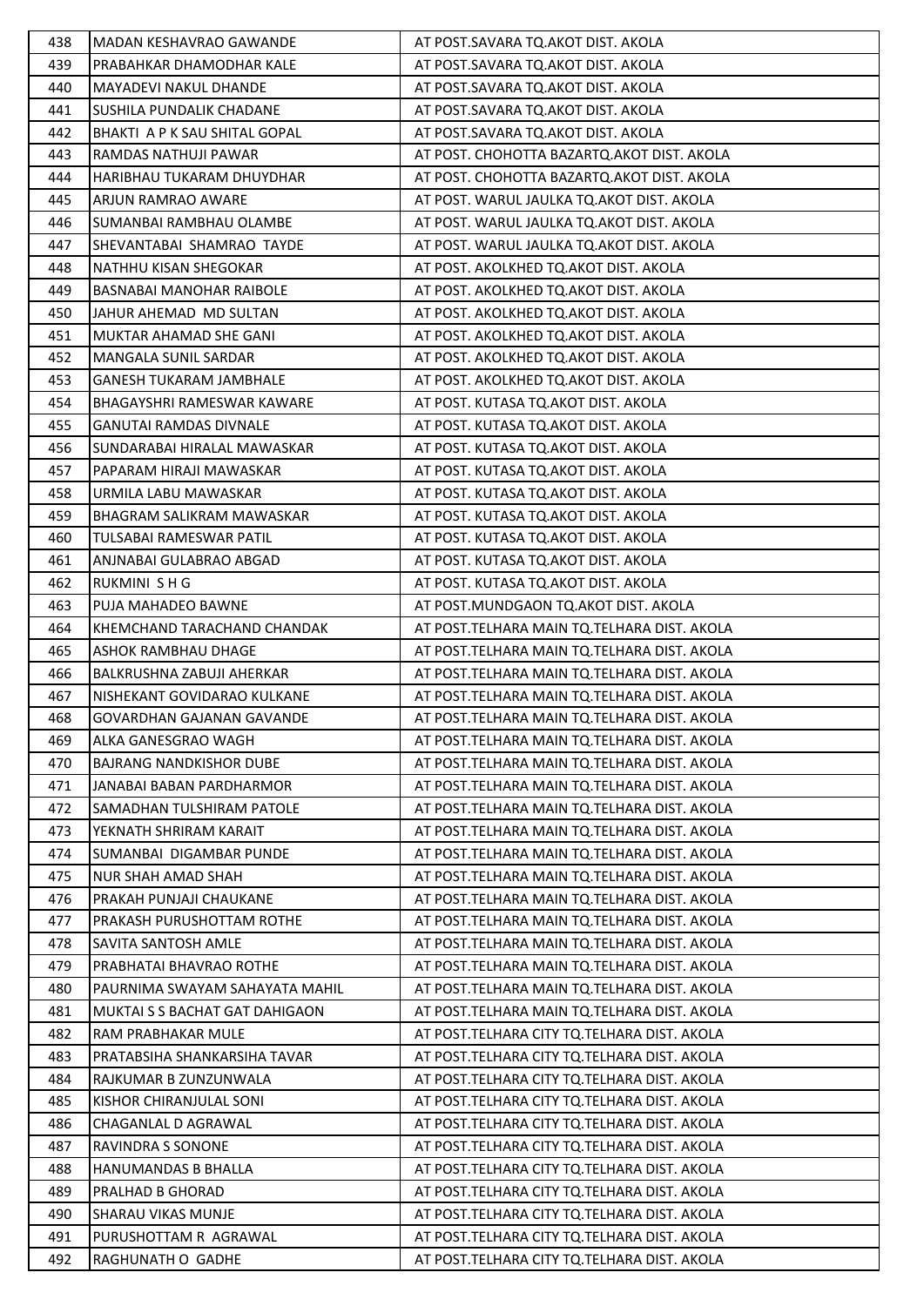| 438 | MADAN KESHAVRAO GAWANDE | AT POST.SAVARA TQ.AKOT DIST. AKOLA |
|---|---|---|
| 439 | PRABAHKAR DHAMODHAR KALE | AT POST.SAVARA TQ.AKOT DIST. AKOLA |
| 440 | MAYADEVI NAKUL DHANDE | AT POST.SAVARA TQ.AKOT DIST. AKOLA |
| 441 | SUSHILA PUNDALIK CHADANE | AT POST.SAVARA TQ.AKOT DIST. AKOLA |
| 442 | BHAKTI A P K SAU SHITAL GOPAL | AT POST.SAVARA TQ.AKOT DIST. AKOLA |
| 443 | RAMDAS NATHUJI PAWAR | AT POST. CHOHOTTA BAZARTQ.AKOT DIST. AKOLA |
| 444 | HARIBHAU TUKARAM DHUYDHAR | AT POST. CHOHOTTA BAZARTQ.AKOT DIST. AKOLA |
| 445 | ARJUN RAMRAO AWARE | AT POST. WARUL JAULKA TQ.AKOT DIST. AKOLA |
| 446 | SUMANBAI RAMBHAU OLAMBE | AT POST. WARUL JAULKA TQ.AKOT DIST. AKOLA |
| 447 | SHEVANTABAI SHAMRAO TAYDE | AT POST. WARUL JAULKA TQ.AKOT DIST. AKOLA |
| 448 | NATHHU KISAN SHEGOKAR | AT POST. AKOLKHED TQ.AKOT DIST. AKOLA |
| 449 | BASNABAI MANOHAR RAIBOLE | AT POST. AKOLKHED TQ.AKOT DIST. AKOLA |
| 450 | JAHUR AHEMAD MD SULTAN | AT POST. AKOLKHED TQ.AKOT DIST. AKOLA |
| 451 | MUKTAR AHAMAD SHE GANI | AT POST. AKOLKHED TQ.AKOT DIST. AKOLA |
| 452 | MANGALA SUNIL SARDAR | AT POST. AKOLKHED TQ.AKOT DIST. AKOLA |
| 453 | GANESH TUKARAM JAMBHALE | AT POST. AKOLKHED TQ.AKOT DIST. AKOLA |
| 454 | BHAGAYSHRI RAMESWAR KAWARE | AT POST. KUTASA TQ.AKOT DIST. AKOLA |
| 455 | GANUTAI RAMDAS DIVNALE | AT POST. KUTASA TQ.AKOT DIST. AKOLA |
| 456 | SUNDARABAI HIRALAL MAWASKAR | AT POST. KUTASA TQ.AKOT DIST. AKOLA |
| 457 | PAPARAM HIRAJI MAWASKAR | AT POST. KUTASA TQ.AKOT DIST. AKOLA |
| 458 | URMILA LABU MAWASKAR | AT POST. KUTASA TQ.AKOT DIST. AKOLA |
| 459 | BHAGRAM SALIKRAM MAWASKAR | AT POST. KUTASA TQ.AKOT DIST. AKOLA |
| 460 | TULSABAI RAMESWAR PATIL | AT POST. KUTASA TQ.AKOT DIST. AKOLA |
| 461 | ANJNABAI GULABRAO ABGAD | AT POST. KUTASA TQ.AKOT DIST. AKOLA |
| 462 | RUKMINI S H G | AT POST. KUTASA TQ.AKOT DIST. AKOLA |
| 463 | PUJA MAHADEO BAWNE | AT POST.MUNDGAON TQ.AKOT DIST. AKOLA |
| 464 | KHEMCHAND TARACHAND CHANDAK | AT POST.TELHARA MAIN TQ.TELHARA DIST. AKOLA |
| 465 | ASHOK RAMBHAU DHAGE | AT POST.TELHARA MAIN TQ.TELHARA DIST. AKOLA |
| 466 | BALKRUSHNA ZABUJI AHERKAR | AT POST.TELHARA MAIN TQ.TELHARA DIST. AKOLA |
| 467 | NISHEKANT GOVIDARAO KULKANE | AT POST.TELHARA MAIN TQ.TELHARA DIST. AKOLA |
| 468 | GOVARDHAN GAJANAN GAVANDE | AT POST.TELHARA MAIN TQ.TELHARA DIST. AKOLA |
| 469 | ALKA GANESGRAO WAGH | AT POST.TELHARA MAIN TQ.TELHARA DIST. AKOLA |
| 470 | BAJRANG NANDKISHOR DUBE | AT POST.TELHARA MAIN TQ.TELHARA DIST. AKOLA |
| 471 | JANABAI BABAN PARDHARMOR | AT POST.TELHARA MAIN TQ.TELHARA DIST. AKOLA |
| 472 | SAMADHAN TULSHIRAM PATOLE | AT POST.TELHARA MAIN TQ.TELHARA DIST. AKOLA |
| 473 | YEKNATH SHRIRAM KARAIT | AT POST.TELHARA MAIN TQ.TELHARA DIST. AKOLA |
| 474 | SUMANBAI DIGAMBAR PUNDE | AT POST.TELHARA MAIN TQ.TELHARA DIST. AKOLA |
| 475 | NUR SHAH AMAD SHAH | AT POST.TELHARA MAIN TQ.TELHARA DIST. AKOLA |
| 476 | PRAKAH PUNJAJI CHAUKANE | AT POST.TELHARA MAIN TQ.TELHARA DIST. AKOLA |
| 477 | PRAKASH PURUSHOTTAM ROTHE | AT POST.TELHARA MAIN TQ.TELHARA DIST. AKOLA |
| 478 | SAVITA SANTOSH AMLE | AT POST.TELHARA MAIN TQ.TELHARA DIST. AKOLA |
| 479 | PRABHATAI BHAVRAO ROTHE | AT POST.TELHARA MAIN TQ.TELHARA DIST. AKOLA |
| 480 | PAURNIMA SWAYAM SAHAYATA MAHIL | AT POST.TELHARA MAIN TQ.TELHARA DIST. AKOLA |
| 481 | MUKTAI S S BACHAT GAT DAHIGAON | AT POST.TELHARA MAIN TQ.TELHARA DIST. AKOLA |
| 482 | RAM PRABHAKAR MULE | AT POST.TELHARA CITY TQ.TELHARA DIST. AKOLA |
| 483 | PRATABSIHA SHANKARSIHA TAVAR | AT POST.TELHARA CITY TQ.TELHARA DIST. AKOLA |
| 484 | RAJKUMAR B ZUNZUNWALA | AT POST.TELHARA CITY TQ.TELHARA DIST. AKOLA |
| 485 | KISHOR CHIRANJULAL SONI | AT POST.TELHARA CITY TQ.TELHARA DIST. AKOLA |
| 486 | CHAGANLAL D AGRAWAL | AT POST.TELHARA CITY TQ.TELHARA DIST. AKOLA |
| 487 | RAVINDRA S SONONE | AT POST.TELHARA CITY TQ.TELHARA DIST. AKOLA |
| 488 | HANUMANDAS B BHALLA | AT POST.TELHARA CITY TQ.TELHARA DIST. AKOLA |
| 489 | PRALHAD B GHORAD | AT POST.TELHARA CITY TQ.TELHARA DIST. AKOLA |
| 490 | SHARAU VIKAS MUNJE | AT POST.TELHARA CITY TQ.TELHARA DIST. AKOLA |
| 491 | PURUSHOTTAM R AGRAWAL | AT POST.TELHARA CITY TQ.TELHARA DIST. AKOLA |
| 492 | RAGHUNATH O GADHE | AT POST.TELHARA CITY TQ.TELHARA DIST. AKOLA |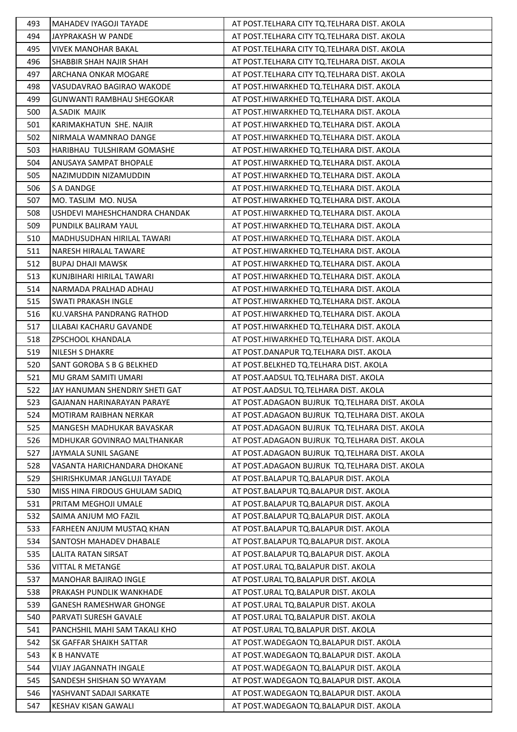| 493 | MAHADEV IYAGOJI TAYADE | AT POST.TELHARA CITY TQ.TELHARA DIST. AKOLA |
|---|---|---|
| 494 | JAYPRAKASH W PANDE | AT POST.TELHARA CITY TQ.TELHARA DIST. AKOLA |
| 495 | VIVEK MANOHAR BAKAL | AT POST.TELHARA CITY TQ.TELHARA DIST. AKOLA |
| 496 | SHABBIR SHAH NAJIR SHAH | AT POST.TELHARA CITY TQ.TELHARA DIST. AKOLA |
| 497 | ARCHANA ONKAR MOGARE | AT POST.TELHARA CITY TQ.TELHARA DIST. AKOLA |
| 498 | VASUDAVRAO BAGIRAO WAKODE | AT POST.HIWARKHED TQ.TELHARA DIST. AKOLA |
| 499 | GUNWANTI RAMBHAU SHEGOKAR | AT POST.HIWARKHED TQ.TELHARA DIST. AKOLA |
| 500 | A.SADIK MAJIK | AT POST.HIWARKHED TQ.TELHARA DIST. AKOLA |
| 501 | KARIMAKHATUN SHE. NAJIR | AT POST.HIWARKHED TQ.TELHARA DIST. AKOLA |
| 502 | NIRMALA WAMNRAO DANGE | AT POST.HIWARKHED TQ.TELHARA DIST. AKOLA |
| 503 | HARIBHAU TULSHIRAM GOMASHE | AT POST.HIWARKHED TQ.TELHARA DIST. AKOLA |
| 504 | ANUSAYA SAMPAT BHOPALE | AT POST.HIWARKHED TQ.TELHARA DIST. AKOLA |
| 505 | NAZIMUDDIN NIZAMUDDIN | AT POST.HIWARKHED TQ.TELHARA DIST. AKOLA |
| 506 | S A DANDGE | AT POST.HIWARKHED TQ.TELHARA DIST. AKOLA |
| 507 | MO. TASLIM MO. NUSA | AT POST.HIWARKHED TQ.TELHARA DIST. AKOLA |
| 508 | USHDEVI MAHESHCHANDRA CHANDAK | AT POST.HIWARKHED TQ.TELHARA DIST. AKOLA |
| 509 | PUNDILK BALIRAM YAUL | AT POST.HIWARKHED TQ.TELHARA DIST. AKOLA |
| 510 | MADHUSUDHAN HIRILAL TAWARI | AT POST.HIWARKHED TQ.TELHARA DIST. AKOLA |
| 511 | NARESH HIRALAL TAWARE | AT POST.HIWARKHED TQ.TELHARA DIST. AKOLA |
| 512 | BUPAJ DHAJI MAWSK | AT POST.HIWARKHED TQ.TELHARA DIST. AKOLA |
| 513 | KUNJBIHARI HIRILAL TAWARI | AT POST.HIWARKHED TQ.TELHARA DIST. AKOLA |
| 514 | NARMADA PRALHAD ADHAU | AT POST.HIWARKHED TQ.TELHARA DIST. AKOLA |
| 515 | SWATI PRAKASH INGLE | AT POST.HIWARKHED TQ.TELHARA DIST. AKOLA |
| 516 | KU.VARSHA PANDRANG RATHOD | AT POST.HIWARKHED TQ.TELHARA DIST. AKOLA |
| 517 | LILABAI KACHARU GAVANDE | AT POST.HIWARKHED TQ.TELHARA DIST. AKOLA |
| 518 | ZPSCHOOL KHANDALA | AT POST.HIWARKHED TQ.TELHARA DIST. AKOLA |
| 519 | NILESH S DHAKRE | AT POST.DANAPUR TQ.TELHARA DIST. AKOLA |
| 520 | SANT GOROBA S B G BELKHED | AT POST.BELKHED TQ.TELHARA DIST. AKOLA |
| 521 | MU GRAM SAMITI UMARI | AT POST.AADSUL TQ.TELHARA DIST. AKOLA |
| 522 | JAY HANUMAN SHENDRIY SHETI GAT | AT POST.AADSUL TQ.TELHARA DIST. AKOLA |
| 523 | GAJANAN HARINARAYAN PARAYE | AT POST.ADAGAON BUJRUK TQ.TELHARA DIST. AKOLA |
| 524 | MOTIRAM RAIBHAN NERKAR | AT POST.ADAGAON BUJRUK TQ.TELHARA DIST. AKOLA |
| 525 | MANGESH MADHUKAR BAVASKAR | AT POST.ADAGAON BUJRUK TQ.TELHARA DIST. AKOLA |
| 526 | MDHUKAR GOVINRAO MALTHANKAR | AT POST.ADAGAON BUJRUK TQ.TELHARA DIST. AKOLA |
| 527 | JAYMALA SUNIL SAGANE | AT POST.ADAGAON BUJRUK TQ.TELHARA DIST. AKOLA |
| 528 | VASANTA HARICHANDARA DHOKANE | AT POST.ADAGAON BUJRUK TQ.TELHARA DIST. AKOLA |
| 529 | SHIRISHKUMAR JANGLUJI TAYADE | AT POST.BALAPUR TQ.BALAPUR DIST. AKOLA |
| 530 | MISS HINA FIRDOUS GHULAM SADIQ | AT POST.BALAPUR TQ.BALAPUR DIST. AKOLA |
| 531 | PRITAM MEGHOJI UMALE | AT POST.BALAPUR TQ.BALAPUR DIST. AKOLA |
| 532 | SAIMA ANJUM MO FAZIL | AT POST.BALAPUR TQ.BALAPUR DIST. AKOLA |
| 533 | FARHEEN ANJUM MUSTAQ KHAN | AT POST.BALAPUR TQ.BALAPUR DIST. AKOLA |
| 534 | SANTOSH MAHADEV DHABALE | AT POST.BALAPUR TQ.BALAPUR DIST. AKOLA |
| 535 | LALITA RATAN SIRSAT | AT POST.BALAPUR TQ.BALAPUR DIST. AKOLA |
| 536 | VITTAL R METANGE | AT POST.URAL TQ.BALAPUR DIST. AKOLA |
| 537 | MANOHAR BAJIRAO INGLE | AT POST.URAL TQ.BALAPUR DIST. AKOLA |
| 538 | PRAKASH PUNDLIK WANKHADE | AT POST.URAL TQ.BALAPUR DIST. AKOLA |
| 539 | GANESH RAMESHWAR GHONGE | AT POST.URAL TQ.BALAPUR DIST. AKOLA |
| 540 | PARVATI SURESH GAVALE | AT POST.URAL TQ.BALAPUR DIST. AKOLA |
| 541 | PANCHSHIL MAHI SAM TAKALI KHO | AT POST.URAL TQ.BALAPUR DIST. AKOLA |
| 542 | SK GAFFAR SHAIKH SATTAR | AT POST.WADEGAON TQ.BALAPUR DIST. AKOLA |
| 543 | K B HANVATE | AT POST.WADEGAON TQ.BALAPUR DIST. AKOLA |
| 544 | VIJAY JAGANNATH INGALE | AT POST.WADEGAON TQ.BALAPUR DIST. AKOLA |
| 545 | SANDESH SHISHAN SO WYAYAM | AT POST.WADEGAON TQ.BALAPUR DIST. AKOLA |
| 546 | YASHVANT SADAJI SARKATE | AT POST.WADEGAON TQ.BALAPUR DIST. AKOLA |
| 547 | KESHAV KISAN GAWALI | AT POST.WADEGAON TQ.BALAPUR DIST. AKOLA |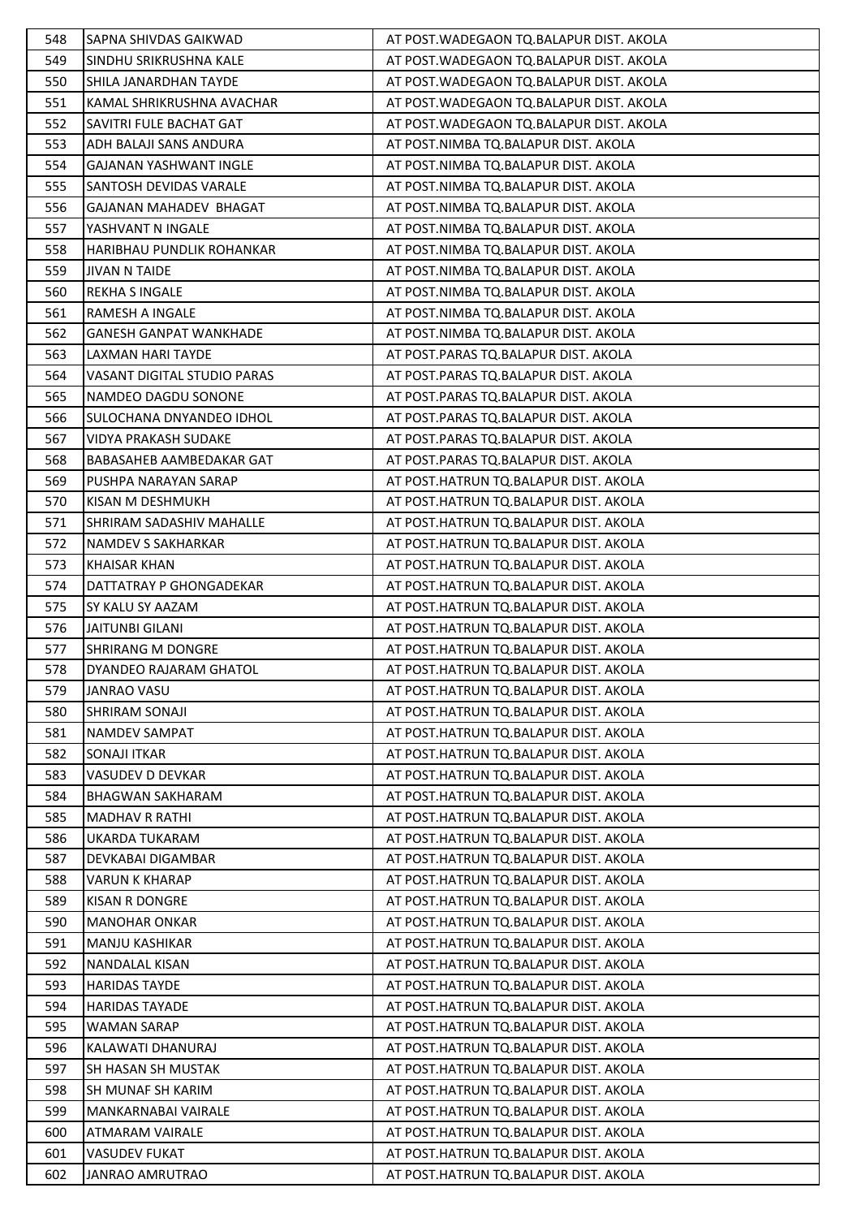| 548 | SAPNA SHIVDAS GAIKWAD | AT POST.WADEGAON TQ.BALAPUR DIST. AKOLA |
|---|---|---|
| 549 | SINDHU SRIKRUSHNA KALE | AT POST.WADEGAON TQ.BALAPUR DIST. AKOLA |
| 550 | SHILA JANARDHAN TAYDE | AT POST.WADEGAON TQ.BALAPUR DIST. AKOLA |
| 551 | KAMAL SHRIKRUSHNA AVACHAR | AT POST.WADEGAON TQ.BALAPUR DIST. AKOLA |
| 552 | SAVITRI FULE BACHAT GAT | AT POST.WADEGAON TQ.BALAPUR DIST. AKOLA |
| 553 | ADH BALAJI SANS ANDURA | AT POST.NIMBA TQ.BALAPUR DIST. AKOLA |
| 554 | GAJANAN YASHWANT INGLE | AT POST.NIMBA TQ.BALAPUR DIST. AKOLA |
| 555 | SANTOSH DEVIDAS VARALE | AT POST.NIMBA TQ.BALAPUR DIST. AKOLA |
| 556 | GAJANAN MAHADEV BHAGAT | AT POST.NIMBA TQ.BALAPUR DIST. AKOLA |
| 557 | YASHVANT N INGALE | AT POST.NIMBA TQ.BALAPUR DIST. AKOLA |
| 558 | HARIBHAU PUNDLIK ROHANKAR | AT POST.NIMBA TQ.BALAPUR DIST. AKOLA |
| 559 | JIVAN N TAIDE | AT POST.NIMBA TQ.BALAPUR DIST. AKOLA |
| 560 | REKHA S INGALE | AT POST.NIMBA TQ.BALAPUR DIST. AKOLA |
| 561 | RAMESH A INGALE | AT POST.NIMBA TQ.BALAPUR DIST. AKOLA |
| 562 | GANESH GANPAT WANKHADE | AT POST.NIMBA TQ.BALAPUR DIST. AKOLA |
| 563 | LAXMAN HARI TAYDE | AT POST.PARAS TQ.BALAPUR DIST. AKOLA |
| 564 | VASANT DIGITAL STUDIO PARAS | AT POST.PARAS TQ.BALAPUR DIST. AKOLA |
| 565 | NAMDEO DAGDU SONONE | AT POST.PARAS TQ.BALAPUR DIST. AKOLA |
| 566 | SULOCHANA DNYANDEO IDHOL | AT POST.PARAS TQ.BALAPUR DIST. AKOLA |
| 567 | VIDYA PRAKASH SUDAKE | AT POST.PARAS TQ.BALAPUR DIST. AKOLA |
| 568 | BABASAHEB AAMBEDAKAR GAT | AT POST.PARAS TQ.BALAPUR DIST. AKOLA |
| 569 | PUSHPA NARAYAN SARAP | AT POST.HATRUN TQ.BALAPUR DIST. AKOLA |
| 570 | KISAN M DESHMUKH | AT POST.HATRUN TQ.BALAPUR DIST. AKOLA |
| 571 | SHRIRAM SADASHIV MAHALLE | AT POST.HATRUN TQ.BALAPUR DIST. AKOLA |
| 572 | NAMDEV S SAKHARKAR | AT POST.HATRUN TQ.BALAPUR DIST. AKOLA |
| 573 | KHAISAR KHAN | AT POST.HATRUN TQ.BALAPUR DIST. AKOLA |
| 574 | DATTATRAY P GHONGADEKAR | AT POST.HATRUN TQ.BALAPUR DIST. AKOLA |
| 575 | SY KALU SY AAZAM | AT POST.HATRUN TQ.BALAPUR DIST. AKOLA |
| 576 | JAITUNBI GILANI | AT POST.HATRUN TQ.BALAPUR DIST. AKOLA |
| 577 | SHRIRANG M DONGRE | AT POST.HATRUN TQ.BALAPUR DIST. AKOLA |
| 578 | DYANDEO RAJARAM GHATOL | AT POST.HATRUN TQ.BALAPUR DIST. AKOLA |
| 579 | JANRAO VASU | AT POST.HATRUN TQ.BALAPUR DIST. AKOLA |
| 580 | SHRIRAM SONAJI | AT POST.HATRUN TQ.BALAPUR DIST. AKOLA |
| 581 | NAMDEV SAMPAT | AT POST.HATRUN TQ.BALAPUR DIST. AKOLA |
| 582 | SONAJI ITKAR | AT POST.HATRUN TQ.BALAPUR DIST. AKOLA |
| 583 | VASUDEV D DEVKAR | AT POST.HATRUN TQ.BALAPUR DIST. AKOLA |
| 584 | BHAGWAN SAKHARAM | AT POST.HATRUN TQ.BALAPUR DIST. AKOLA |
| 585 | MADHAV R RATHI | AT POST.HATRUN TQ.BALAPUR DIST. AKOLA |
| 586 | UKARDA TUKARAM | AT POST.HATRUN TQ.BALAPUR DIST. AKOLA |
| 587 | DEVKABAI DIGAMBAR | AT POST.HATRUN TQ.BALAPUR DIST. AKOLA |
| 588 | VARUN K KHARAP | AT POST.HATRUN TQ.BALAPUR DIST. AKOLA |
| 589 | KISAN R DONGRE | AT POST.HATRUN TQ.BALAPUR DIST. AKOLA |
| 590 | MANOHAR ONKAR | AT POST.HATRUN TQ.BALAPUR DIST. AKOLA |
| 591 | MANJU KASHIKAR | AT POST.HATRUN TQ.BALAPUR DIST. AKOLA |
| 592 | NANDALAL KISAN | AT POST.HATRUN TQ.BALAPUR DIST. AKOLA |
| 593 | HARIDAS TAYDE | AT POST.HATRUN TQ.BALAPUR DIST. AKOLA |
| 594 | HARIDAS TAYADE | AT POST.HATRUN TQ.BALAPUR DIST. AKOLA |
| 595 | WAMAN SARAP | AT POST.HATRUN TQ.BALAPUR DIST. AKOLA |
| 596 | KALAWATI DHANURAJ | AT POST.HATRUN TQ.BALAPUR DIST. AKOLA |
| 597 | SH HASAN SH MUSTAK | AT POST.HATRUN TQ.BALAPUR DIST. AKOLA |
| 598 | SH MUNAF SH KARIM | AT POST.HATRUN TQ.BALAPUR DIST. AKOLA |
| 599 | MANKARNABAI VAIRALE | AT POST.HATRUN TQ.BALAPUR DIST. AKOLA |
| 600 | ATMARAM VAIRALE | AT POST.HATRUN TQ.BALAPUR DIST. AKOLA |
| 601 | VASUDEV FUKAT | AT POST.HATRUN TQ.BALAPUR DIST. AKOLA |
| 602 | JANRAO AMRUTRAO | AT POST.HATRUN TQ.BALAPUR DIST. AKOLA |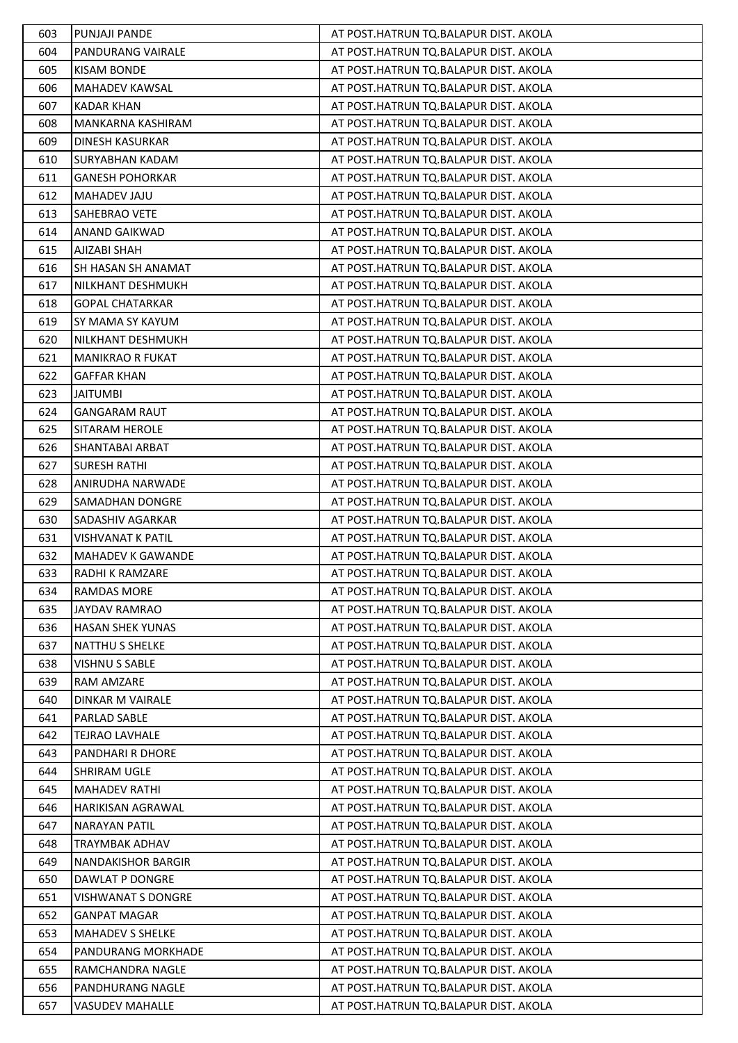| 603 | PUNJAJI PANDE | AT POST.HATRUN TQ.BALAPUR DIST. AKOLA |
|---|---|---|
| 604 | PANDURANG VAIRALE | AT POST.HATRUN TQ.BALAPUR DIST. AKOLA |
| 605 | KISAM BONDE | AT POST.HATRUN TQ.BALAPUR DIST. AKOLA |
| 606 | MAHADEV KAWSAL | AT POST.HATRUN TQ.BALAPUR DIST. AKOLA |
| 607 | KADAR KHAN | AT POST.HATRUN TQ.BALAPUR DIST. AKOLA |
| 608 | MANKARNA KASHIRAM | AT POST.HATRUN TQ.BALAPUR DIST. AKOLA |
| 609 | DINESH KASURKAR | AT POST.HATRUN TQ.BALAPUR DIST. AKOLA |
| 610 | SURYABHAN KADAM | AT POST.HATRUN TQ.BALAPUR DIST. AKOLA |
| 611 | GANESH POHORKAR | AT POST.HATRUN TQ.BALAPUR DIST. AKOLA |
| 612 | MAHADEV JAJU | AT POST.HATRUN TQ.BALAPUR DIST. AKOLA |
| 613 | SAHEBRAO VETE | AT POST.HATRUN TQ.BALAPUR DIST. AKOLA |
| 614 | ANAND GAIKWAD | AT POST.HATRUN TQ.BALAPUR DIST. AKOLA |
| 615 | AJIZABI SHAH | AT POST.HATRUN TQ.BALAPUR DIST. AKOLA |
| 616 | SH HASAN SH ANAMAT | AT POST.HATRUN TQ.BALAPUR DIST. AKOLA |
| 617 | NILKHANT DESHMUKH | AT POST.HATRUN TQ.BALAPUR DIST. AKOLA |
| 618 | GOPAL CHATARKAR | AT POST.HATRUN TQ.BALAPUR DIST. AKOLA |
| 619 | SY MAMA SY KAYUM | AT POST.HATRUN TQ.BALAPUR DIST. AKOLA |
| 620 | NILKHANT DESHMUKH | AT POST.HATRUN TQ.BALAPUR DIST. AKOLA |
| 621 | MANIKRAO R FUKAT | AT POST.HATRUN TQ.BALAPUR DIST. AKOLA |
| 622 | GAFFAR KHAN | AT POST.HATRUN TQ.BALAPUR DIST. AKOLA |
| 623 | JAITUMBI | AT POST.HATRUN TQ.BALAPUR DIST. AKOLA |
| 624 | GANGARAM RAUT | AT POST.HATRUN TQ.BALAPUR DIST. AKOLA |
| 625 | SITARAM HEROLE | AT POST.HATRUN TQ.BALAPUR DIST. AKOLA |
| 626 | SHANTABAI ARBAT | AT POST.HATRUN TQ.BALAPUR DIST. AKOLA |
| 627 | SURESH RATHI | AT POST.HATRUN TQ.BALAPUR DIST. AKOLA |
| 628 | ANIRUDHA NARWADE | AT POST.HATRUN TQ.BALAPUR DIST. AKOLA |
| 629 | SAMADHAN DONGRE | AT POST.HATRUN TQ.BALAPUR DIST. AKOLA |
| 630 | SADASHIV AGARKAR | AT POST.HATRUN TQ.BALAPUR DIST. AKOLA |
| 631 | VISHVANAT K PATIL | AT POST.HATRUN TQ.BALAPUR DIST. AKOLA |
| 632 | MAHADEV K GAWANDE | AT POST.HATRUN TQ.BALAPUR DIST. AKOLA |
| 633 | RADHI K RAMZARE | AT POST.HATRUN TQ.BALAPUR DIST. AKOLA |
| 634 | RAMDAS MORE | AT POST.HATRUN TQ.BALAPUR DIST. AKOLA |
| 635 | JAYDAV RAMRAO | AT POST.HATRUN TQ.BALAPUR DIST. AKOLA |
| 636 | HASAN SHEK YUNAS | AT POST.HATRUN TQ.BALAPUR DIST. AKOLA |
| 637 | NATTHU S SHELKE | AT POST.HATRUN TQ.BALAPUR DIST. AKOLA |
| 638 | VISHNU S SABLE | AT POST.HATRUN TQ.BALAPUR DIST. AKOLA |
| 639 | RAM AMZARE | AT POST.HATRUN TQ.BALAPUR DIST. AKOLA |
| 640 | DINKAR M VAIRALE | AT POST.HATRUN TQ.BALAPUR DIST. AKOLA |
| 641 | PARLAD SABLE | AT POST.HATRUN TQ.BALAPUR DIST. AKOLA |
| 642 | TEJRAO LAVHALE | AT POST.HATRUN TQ.BALAPUR DIST. AKOLA |
| 643 | PANDHARI R DHORE | AT POST.HATRUN TQ.BALAPUR DIST. AKOLA |
| 644 | SHRIRAM UGLE | AT POST.HATRUN TQ.BALAPUR DIST. AKOLA |
| 645 | MAHADEV RATHI | AT POST.HATRUN TQ.BALAPUR DIST. AKOLA |
| 646 | HARIKISAN AGRAWAL | AT POST.HATRUN TQ.BALAPUR DIST. AKOLA |
| 647 | NARAYAN PATIL | AT POST.HATRUN TQ.BALAPUR DIST. AKOLA |
| 648 | TRAYMBAK ADHAV | AT POST.HATRUN TQ.BALAPUR DIST. AKOLA |
| 649 | NANDAKISHOR BARGIR | AT POST.HATRUN TQ.BALAPUR DIST. AKOLA |
| 650 | DAWLAT P DONGRE | AT POST.HATRUN TQ.BALAPUR DIST. AKOLA |
| 651 | VISHWANAT S DONGRE | AT POST.HATRUN TQ.BALAPUR DIST. AKOLA |
| 652 | GANPAT MAGAR | AT POST.HATRUN TQ.BALAPUR DIST. AKOLA |
| 653 | MAHADEV S SHELKE | AT POST.HATRUN TQ.BALAPUR DIST. AKOLA |
| 654 | PANDURANG MORKHADE | AT POST.HATRUN TQ.BALAPUR DIST. AKOLA |
| 655 | RAMCHANDRA NAGLE | AT POST.HATRUN TQ.BALAPUR DIST. AKOLA |
| 656 | PANDHURANG NAGLE | AT POST.HATRUN TQ.BALAPUR DIST. AKOLA |
| 657 | VASUDEV MAHALLE | AT POST.HATRUN TQ.BALAPUR DIST. AKOLA |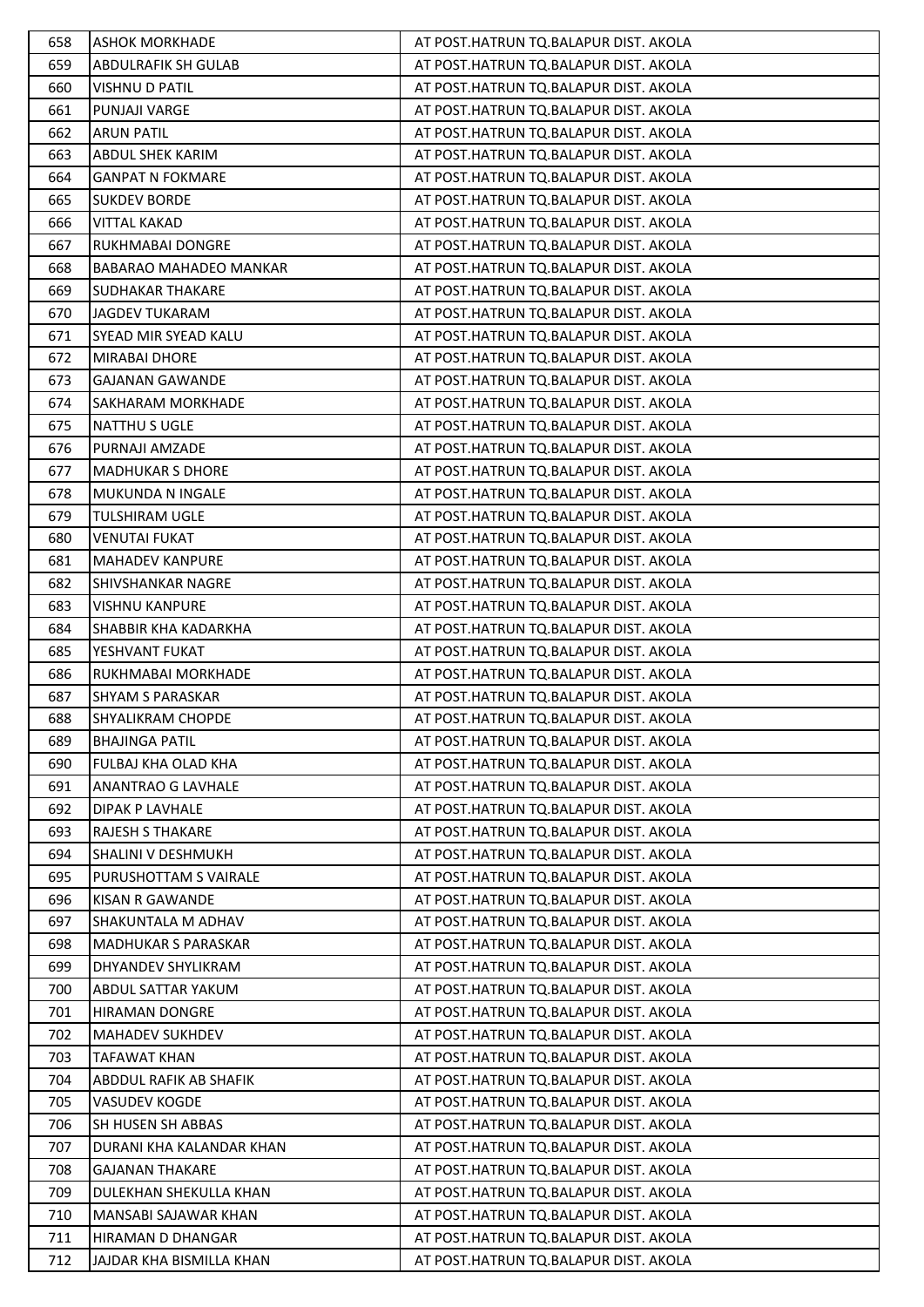| 658 | ASHOK MORKHADE | AT POST.HATRUN TQ.BALAPUR DIST. AKOLA |
|---|---|---|
| 659 | ABDULRAFIK SH GULAB | AT POST.HATRUN TQ.BALAPUR DIST. AKOLA |
| 660 | VISHNU D PATIL | AT POST.HATRUN TQ.BALAPUR DIST. AKOLA |
| 661 | PUNJAJI VARGE | AT POST.HATRUN TQ.BALAPUR DIST. AKOLA |
| 662 | ARUN PATIL | AT POST.HATRUN TQ.BALAPUR DIST. AKOLA |
| 663 | ABDUL SHEK KARIM | AT POST.HATRUN TQ.BALAPUR DIST. AKOLA |
| 664 | GANPAT N FOKMARE | AT POST.HATRUN TQ.BALAPUR DIST. AKOLA |
| 665 | SUKDEV BORDE | AT POST.HATRUN TQ.BALAPUR DIST. AKOLA |
| 666 | VITTAL KAKAD | AT POST.HATRUN TQ.BALAPUR DIST. AKOLA |
| 667 | RUKHMABAI DONGRE | AT POST.HATRUN TQ.BALAPUR DIST. AKOLA |
| 668 | BABARAO MAHADEO MANKAR | AT POST.HATRUN TQ.BALAPUR DIST. AKOLA |
| 669 | SUDHAKAR THAKARE | AT POST.HATRUN TQ.BALAPUR DIST. AKOLA |
| 670 | JAGDEV TUKARAM | AT POST.HATRUN TQ.BALAPUR DIST. AKOLA |
| 671 | SYEAD MIR SYEAD KALU | AT POST.HATRUN TQ.BALAPUR DIST. AKOLA |
| 672 | MIRABAI DHORE | AT POST.HATRUN TQ.BALAPUR DIST. AKOLA |
| 673 | GAJANAN GAWANDE | AT POST.HATRUN TQ.BALAPUR DIST. AKOLA |
| 674 | SAKHARAM MORKHADE | AT POST.HATRUN TQ.BALAPUR DIST. AKOLA |
| 675 | NATTHU S UGLE | AT POST.HATRUN TQ.BALAPUR DIST. AKOLA |
| 676 | PURNAJI AMZADE | AT POST.HATRUN TQ.BALAPUR DIST. AKOLA |
| 677 | MADHUKAR S DHORE | AT POST.HATRUN TQ.BALAPUR DIST. AKOLA |
| 678 | MUKUNDA N INGALE | AT POST.HATRUN TQ.BALAPUR DIST. AKOLA |
| 679 | TULSHIRAM UGLE | AT POST.HATRUN TQ.BALAPUR DIST. AKOLA |
| 680 | VENUTAI FUKAT | AT POST.HATRUN TQ.BALAPUR DIST. AKOLA |
| 681 | MAHADEV KANPURE | AT POST.HATRUN TQ.BALAPUR DIST. AKOLA |
| 682 | SHIVSHANKAR NAGRE | AT POST.HATRUN TQ.BALAPUR DIST. AKOLA |
| 683 | VISHNU KANPURE | AT POST.HATRUN TQ.BALAPUR DIST. AKOLA |
| 684 | SHABBIR KHA KADARKHA | AT POST.HATRUN TQ.BALAPUR DIST. AKOLA |
| 685 | YESHVANT FUKAT | AT POST.HATRUN TQ.BALAPUR DIST. AKOLA |
| 686 | RUKHMABAI MORKHADE | AT POST.HATRUN TQ.BALAPUR DIST. AKOLA |
| 687 | SHYAM S PARASKAR | AT POST.HATRUN TQ.BALAPUR DIST. AKOLA |
| 688 | SHYALIKRAM CHOPDE | AT POST.HATRUN TQ.BALAPUR DIST. AKOLA |
| 689 | BHAJINGA PATIL | AT POST.HATRUN TQ.BALAPUR DIST. AKOLA |
| 690 | FULBAJ KHA OLAD KHA | AT POST.HATRUN TQ.BALAPUR DIST. AKOLA |
| 691 | ANANTRAO G LAVHALE | AT POST.HATRUN TQ.BALAPUR DIST. AKOLA |
| 692 | DIPAK P LAVHALE | AT POST.HATRUN TQ.BALAPUR DIST. AKOLA |
| 693 | RAJESH S THAKARE | AT POST.HATRUN TQ.BALAPUR DIST. AKOLA |
| 694 | SHALINI V DESHMUKH | AT POST.HATRUN TQ.BALAPUR DIST. AKOLA |
| 695 | PURUSHOTTAM S VAIRALE | AT POST.HATRUN TQ.BALAPUR DIST. AKOLA |
| 696 | KISAN R GAWANDE | AT POST.HATRUN TQ.BALAPUR DIST. AKOLA |
| 697 | SHAKUNTALA M ADHAV | AT POST.HATRUN TQ.BALAPUR DIST. AKOLA |
| 698 | MADHUKAR S PARASKAR | AT POST.HATRUN TQ.BALAPUR DIST. AKOLA |
| 699 | DHYANDEV SHYLIKRAM | AT POST.HATRUN TQ.BALAPUR DIST. AKOLA |
| 700 | ABDUL SATTAR YAKUM | AT POST.HATRUN TQ.BALAPUR DIST. AKOLA |
| 701 | HIRAMAN DONGRE | AT POST.HATRUN TQ.BALAPUR DIST. AKOLA |
| 702 | MAHADEV SUKHDEV | AT POST.HATRUN TQ.BALAPUR DIST. AKOLA |
| 703 | TAFAWAT KHAN | AT POST.HATRUN TQ.BALAPUR DIST. AKOLA |
| 704 | ABDDUL RAFIK AB SHAFIK | AT POST.HATRUN TQ.BALAPUR DIST. AKOLA |
| 705 | VASUDEV KOGDE | AT POST.HATRUN TQ.BALAPUR DIST. AKOLA |
| 706 | SH HUSEN SH ABBAS | AT POST.HATRUN TQ.BALAPUR DIST. AKOLA |
| 707 | DURANI KHA KALANDAR KHAN | AT POST.HATRUN TQ.BALAPUR DIST. AKOLA |
| 708 | GAJANAN THAKARE | AT POST.HATRUN TQ.BALAPUR DIST. AKOLA |
| 709 | DULEKHAN SHEKULLA KHAN | AT POST.HATRUN TQ.BALAPUR DIST. AKOLA |
| 710 | MANSABI SAJAWAR KHAN | AT POST.HATRUN TQ.BALAPUR DIST. AKOLA |
| 711 | HIRAMAN D DHANGAR | AT POST.HATRUN TQ.BALAPUR DIST. AKOLA |
| 712 | JAJDAR KHA BISMILLA KHAN | AT POST.HATRUN TQ.BALAPUR DIST. AKOLA |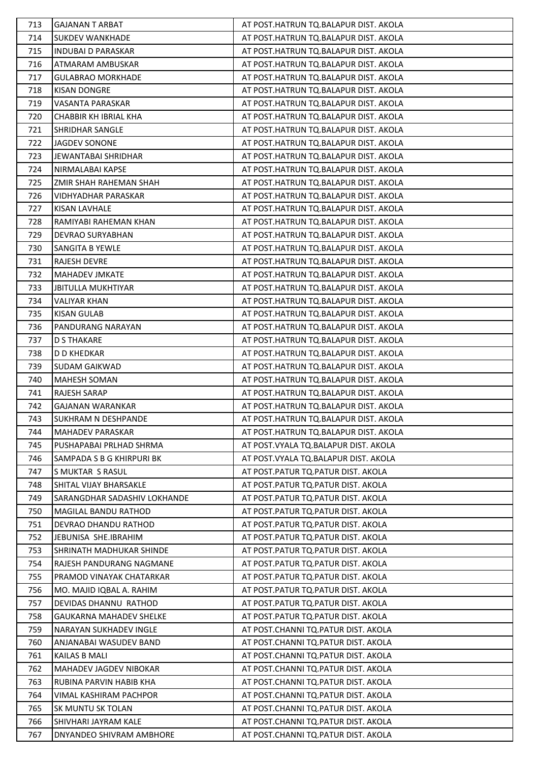| | | |
|---|---|---|
| 713 | GAJANAN T ARBAT | AT POST.HATRUN TQ.BALAPUR DIST. AKOLA |
| 714 | SUKDEV WANKHADE | AT POST.HATRUN TQ.BALAPUR DIST. AKOLA |
| 715 | INDUBAI D PARASKAR | AT POST.HATRUN TQ.BALAPUR DIST. AKOLA |
| 716 | ATMARAM AMBUSKAR | AT POST.HATRUN TQ.BALAPUR DIST. AKOLA |
| 717 | GULABRAO MORKHADE | AT POST.HATRUN TQ.BALAPUR DIST. AKOLA |
| 718 | KISAN DONGRE | AT POST.HATRUN TQ.BALAPUR DIST. AKOLA |
| 719 | VASANTA PARASKAR | AT POST.HATRUN TQ.BALAPUR DIST. AKOLA |
| 720 | CHABBIR KH IBRIAL KHA | AT POST.HATRUN TQ.BALAPUR DIST. AKOLA |
| 721 | SHRIDHAR SANGLE | AT POST.HATRUN TQ.BALAPUR DIST. AKOLA |
| 722 | JAGDEV SONONE | AT POST.HATRUN TQ.BALAPUR DIST. AKOLA |
| 723 | JEWANTABAI SHRIDHAR | AT POST.HATRUN TQ.BALAPUR DIST. AKOLA |
| 724 | NIRMALABAI KAPSE | AT POST.HATRUN TQ.BALAPUR DIST. AKOLA |
| 725 | ZMIR SHAH RAHEMAN SHAH | AT POST.HATRUN TQ.BALAPUR DIST. AKOLA |
| 726 | VIDHYADHAR PARASKAR | AT POST.HATRUN TQ.BALAPUR DIST. AKOLA |
| 727 | KISAN LAVHALE | AT POST.HATRUN TQ.BALAPUR DIST. AKOLA |
| 728 | RAMIYABI RAHEMAN KHAN | AT POST.HATRUN TQ.BALAPUR DIST. AKOLA |
| 729 | DEVRAO SURYABHAN | AT POST.HATRUN TQ.BALAPUR DIST. AKOLA |
| 730 | SANGITA B YEWLE | AT POST.HATRUN TQ.BALAPUR DIST. AKOLA |
| 731 | RAJESH DEVRE | AT POST.HATRUN TQ.BALAPUR DIST. AKOLA |
| 732 | MAHADEV JMKATE | AT POST.HATRUN TQ.BALAPUR DIST. AKOLA |
| 733 | JBITULLA MUKHTIYAR | AT POST.HATRUN TQ.BALAPUR DIST. AKOLA |
| 734 | VALIYAR KHAN | AT POST.HATRUN TQ.BALAPUR DIST. AKOLA |
| 735 | KISAN GULAB | AT POST.HATRUN TQ.BALAPUR DIST. AKOLA |
| 736 | PANDURANG NARAYAN | AT POST.HATRUN TQ.BALAPUR DIST. AKOLA |
| 737 | D S THAKARE | AT POST.HATRUN TQ.BALAPUR DIST. AKOLA |
| 738 | D D KHEDKAR | AT POST.HATRUN TQ.BALAPUR DIST. AKOLA |
| 739 | SUDAM GAIKWAD | AT POST.HATRUN TQ.BALAPUR DIST. AKOLA |
| 740 | MAHESH SOMAN | AT POST.HATRUN TQ.BALAPUR DIST. AKOLA |
| 741 | RAJESH SARAP | AT POST.HATRUN TQ.BALAPUR DIST. AKOLA |
| 742 | GAJANAN WARANKAR | AT POST.HATRUN TQ.BALAPUR DIST. AKOLA |
| 743 | SUKHRAM N DESHPANDE | AT POST.HATRUN TQ.BALAPUR DIST. AKOLA |
| 744 | MAHADEV PARASKAR | AT POST.HATRUN TQ.BALAPUR DIST. AKOLA |
| 745 | PUSHAPABAI PRLHAD SHRMA | AT POST.VYALA TQ.BALAPUR DIST. AKOLA |
| 746 | SAMPADA S B G KHIRPURI BK | AT POST.VYALA TQ.BALAPUR DIST. AKOLA |
| 747 | S MUKTAR S RASUL | AT POST.PATUR TQ.PATUR DIST. AKOLA |
| 748 | SHITAL VIJAY BHARSAKLE | AT POST.PATUR TQ.PATUR DIST. AKOLA |
| 749 | SARANGDHAR SADASHIV LOKHANDE | AT POST.PATUR TQ.PATUR DIST. AKOLA |
| 750 | MAGILAL BANDU RATHOD | AT POST.PATUR TQ.PATUR DIST. AKOLA |
| 751 | DEVRAO DHANDU RATHOD | AT POST.PATUR TQ.PATUR DIST. AKOLA |
| 752 | JEBUNISA SHE.IBRAHIM | AT POST.PATUR TQ.PATUR DIST. AKOLA |
| 753 | SHRINATH MADHUKAR SHINDE | AT POST.PATUR TQ.PATUR DIST. AKOLA |
| 754 | RAJESH PANDURANG NAGMANE | AT POST.PATUR TQ.PATUR DIST. AKOLA |
| 755 | PRAMOD VINAYAK CHATARKAR | AT POST.PATUR TQ.PATUR DIST. AKOLA |
| 756 | MO. MAJID IQBAL A. RAHIM | AT POST.PATUR TQ.PATUR DIST. AKOLA |
| 757 | DEVIDAS DHANNU RATHOD | AT POST.PATUR TQ.PATUR DIST. AKOLA |
| 758 | GAUKARNA MAHADEV SHELKE | AT POST.PATUR TQ.PATUR DIST. AKOLA |
| 759 | NARAYAN SUKHADEV INGLE | AT POST.CHANNI TQ.PATUR DIST. AKOLA |
| 760 | ANJANABAI WASUDEV BAND | AT POST.CHANNI TQ.PATUR DIST. AKOLA |
| 761 | KAILAS B MALI | AT POST.CHANNI TQ.PATUR DIST. AKOLA |
| 762 | MAHADEV JAGDEV NIBOKAR | AT POST.CHANNI TQ.PATUR DIST. AKOLA |
| 763 | RUBINA PARVIN HABIB KHA | AT POST.CHANNI TQ.PATUR DIST. AKOLA |
| 764 | VIMAL KASHIRAM PACHPOR | AT POST.CHANNI TQ.PATUR DIST. AKOLA |
| 765 | SK MUNTU SK TOLAN | AT POST.CHANNI TQ.PATUR DIST. AKOLA |
| 766 | SHIVHARI JAYRAM KALE | AT POST.CHANNI TQ.PATUR DIST. AKOLA |
| 767 | DNYANDEO SHIVRAM AMBHORE | AT POST.CHANNI TQ.PATUR DIST. AKOLA |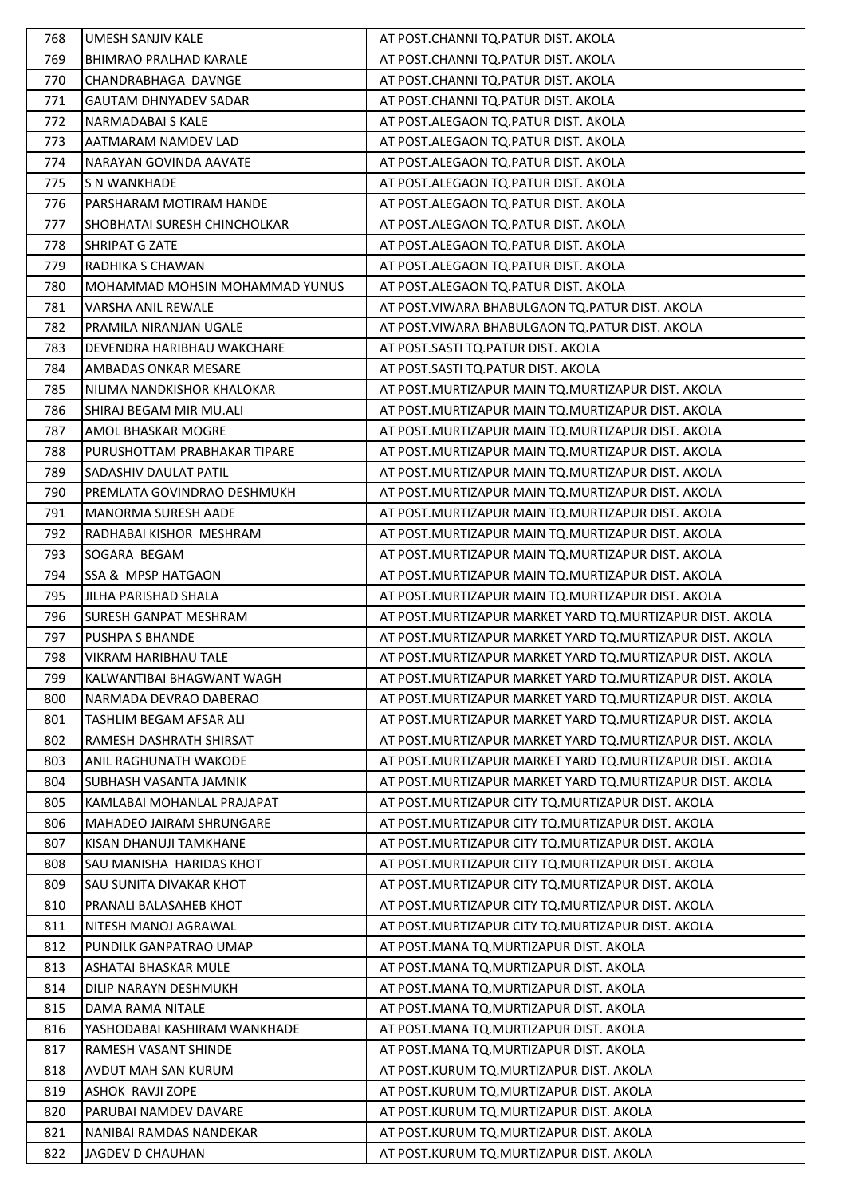| 768 | UMESH SANJIV KALE | AT POST.CHANNI TQ.PATUR DIST. AKOLA |
|---|---|---|
| 769 | BHIMRAO PRALHAD KARALE | AT POST.CHANNI TQ.PATUR DIST. AKOLA |
| 770 | CHANDRABHAGA DAVNGE | AT POST.CHANNI TQ.PATUR DIST. AKOLA |
| 771 | GAUTAM DHNYADEV SADAR | AT POST.CHANNI TQ.PATUR DIST. AKOLA |
| 772 | NARMADABAI S KALE | AT POST.ALEGAON TQ.PATUR DIST. AKOLA |
| 773 | AATMARAM NAMDEV LAD | AT POST.ALEGAON TQ.PATUR DIST. AKOLA |
| 774 | NARAYAN GOVINDA AAVATE | AT POST.ALEGAON TQ.PATUR DIST. AKOLA |
| 775 | S N WANKHADE | AT POST.ALEGAON TQ.PATUR DIST. AKOLA |
| 776 | PARSHARAM MOTIRAM HANDE | AT POST.ALEGAON TQ.PATUR DIST. AKOLA |
| 777 | SHOBHATAI SURESH CHINCHOLKAR | AT POST.ALEGAON TQ.PATUR DIST. AKOLA |
| 778 | SHRIPAT G ZATE | AT POST.ALEGAON TQ.PATUR DIST. AKOLA |
| 779 | RADHIKA S CHAWAN | AT POST.ALEGAON TQ.PATUR DIST. AKOLA |
| 780 | MOHAMMAD MOHSIN MOHAMMAD YUNUS | AT POST.ALEGAON TQ.PATUR DIST. AKOLA |
| 781 | VARSHA ANIL REWALE | AT POST.VIWARA BHABULGAON TQ.PATUR DIST. AKOLA |
| 782 | PRAMILA NIRANJAN UGALE | AT POST.VIWARA BHABULGAON TQ.PATUR DIST. AKOLA |
| 783 | DEVENDRA HARIBHAU WAKCHARE | AT POST.SASTI TQ.PATUR DIST. AKOLA |
| 784 | AMBADAS ONKAR MESARE | AT POST.SASTI TQ.PATUR DIST. AKOLA |
| 785 | NILIMA NANDKISHOR KHALOKAR | AT POST.MURTIZAPUR MAIN TQ.MURTIZAPUR DIST. AKOLA |
| 786 | SHIRAJ BEGAM MIR MU.ALI | AT POST.MURTIZAPUR MAIN TQ.MURTIZAPUR DIST. AKOLA |
| 787 | AMOL BHASKAR MOGRE | AT POST.MURTIZAPUR MAIN TQ.MURTIZAPUR DIST. AKOLA |
| 788 | PURUSHOTTAM PRABHAKAR TIPARE | AT POST.MURTIZAPUR MAIN TQ.MURTIZAPUR DIST. AKOLA |
| 789 | SADASHIV DAULAT PATIL | AT POST.MURTIZAPUR MAIN TQ.MURTIZAPUR DIST. AKOLA |
| 790 | PREMLATA GOVINDRAO DESHMUKH | AT POST.MURTIZAPUR MAIN TQ.MURTIZAPUR DIST. AKOLA |
| 791 | MANORMA SURESH AADE | AT POST.MURTIZAPUR MAIN TQ.MURTIZAPUR DIST. AKOLA |
| 792 | RADHABAI KISHOR MESHRAM | AT POST.MURTIZAPUR MAIN TQ.MURTIZAPUR DIST. AKOLA |
| 793 | SOGARA BEGAM | AT POST.MURTIZAPUR MAIN TQ.MURTIZAPUR DIST. AKOLA |
| 794 | SSA & MPSP HATGAON | AT POST.MURTIZAPUR MAIN TQ.MURTIZAPUR DIST. AKOLA |
| 795 | JILHA PARISHAD SHALA | AT POST.MURTIZAPUR MAIN TQ.MURTIZAPUR DIST. AKOLA |
| 796 | SURESH GANPAT MESHRAM | AT POST.MURTIZAPUR MARKET YARD TQ.MURTIZAPUR DIST. AKOLA |
| 797 | PUSHPA S BHANDE | AT POST.MURTIZAPUR MARKET YARD TQ.MURTIZAPUR DIST. AKOLA |
| 798 | VIKRAM HARIBHAU TALE | AT POST.MURTIZAPUR MARKET YARD TQ.MURTIZAPUR DIST. AKOLA |
| 799 | KALWANTIBAI BHAGWANT WAGH | AT POST.MURTIZAPUR MARKET YARD TQ.MURTIZAPUR DIST. AKOLA |
| 800 | NARMADA DEVRAO DABERAO | AT POST.MURTIZAPUR MARKET YARD TQ.MURTIZAPUR DIST. AKOLA |
| 801 | TASHLIM BEGAM AFSAR ALI | AT POST.MURTIZAPUR MARKET YARD TQ.MURTIZAPUR DIST. AKOLA |
| 802 | RAMESH DASHRATH SHIRSAT | AT POST.MURTIZAPUR MARKET YARD TQ.MURTIZAPUR DIST. AKOLA |
| 803 | ANIL RAGHUNATH WAKODE | AT POST.MURTIZAPUR MARKET YARD TQ.MURTIZAPUR DIST. AKOLA |
| 804 | SUBHASH VASANTA JAMNIK | AT POST.MURTIZAPUR MARKET YARD TQ.MURTIZAPUR DIST. AKOLA |
| 805 | KAMLABAI MOHANLAL PRAJAPAT | AT POST.MURTIZAPUR CITY TQ.MURTIZAPUR DIST. AKOLA |
| 806 | MAHADEO JAIRAM SHRUNGARE | AT POST.MURTIZAPUR CITY TQ.MURTIZAPUR DIST. AKOLA |
| 807 | KISAN DHANUJI TAMKHANE | AT POST.MURTIZAPUR CITY TQ.MURTIZAPUR DIST. AKOLA |
| 808 | SAU MANISHA HARIDAS KHOT | AT POST.MURTIZAPUR CITY TQ.MURTIZAPUR DIST. AKOLA |
| 809 | SAU SUNITA DIVAKAR KHOT | AT POST.MURTIZAPUR CITY TQ.MURTIZAPUR DIST. AKOLA |
| 810 | PRANALI BALASAHEB KHOT | AT POST.MURTIZAPUR CITY TQ.MURTIZAPUR DIST. AKOLA |
| 811 | NITESH MANOJ AGRAWAL | AT POST.MURTIZAPUR CITY TQ.MURTIZAPUR DIST. AKOLA |
| 812 | PUNDILK GANPATRAO UMAP | AT POST.MANA TQ.MURTIZAPUR DIST. AKOLA |
| 813 | ASHATAI BHASKAR MULE | AT POST.MANA TQ.MURTIZAPUR DIST. AKOLA |
| 814 | DILIP NARAYN DESHMUKH | AT POST.MANA TQ.MURTIZAPUR DIST. AKOLA |
| 815 | DAMA RAMA NITALE | AT POST.MANA TQ.MURTIZAPUR DIST. AKOLA |
| 816 | YASHODABAI KASHIRAM WANKHADE | AT POST.MANA TQ.MURTIZAPUR DIST. AKOLA |
| 817 | RAMESH VASANT SHINDE | AT POST.MANA TQ.MURTIZAPUR DIST. AKOLA |
| 818 | AVDUT MAH SAN KURUM | AT POST.KURUM TQ.MURTIZAPUR DIST. AKOLA |
| 819 | ASHOK RAVJI ZOPE | AT POST.KURUM TQ.MURTIZAPUR DIST. AKOLA |
| 820 | PARUBAI NAMDEV DAVARE | AT POST.KURUM TQ.MURTIZAPUR DIST. AKOLA |
| 821 | NANIBAI RAMDAS NANDEKAR | AT POST.KURUM TQ.MURTIZAPUR DIST. AKOLA |
| 822 | JAGDEV D CHAUHAN | AT POST.KURUM TQ.MURTIZAPUR DIST. AKOLA |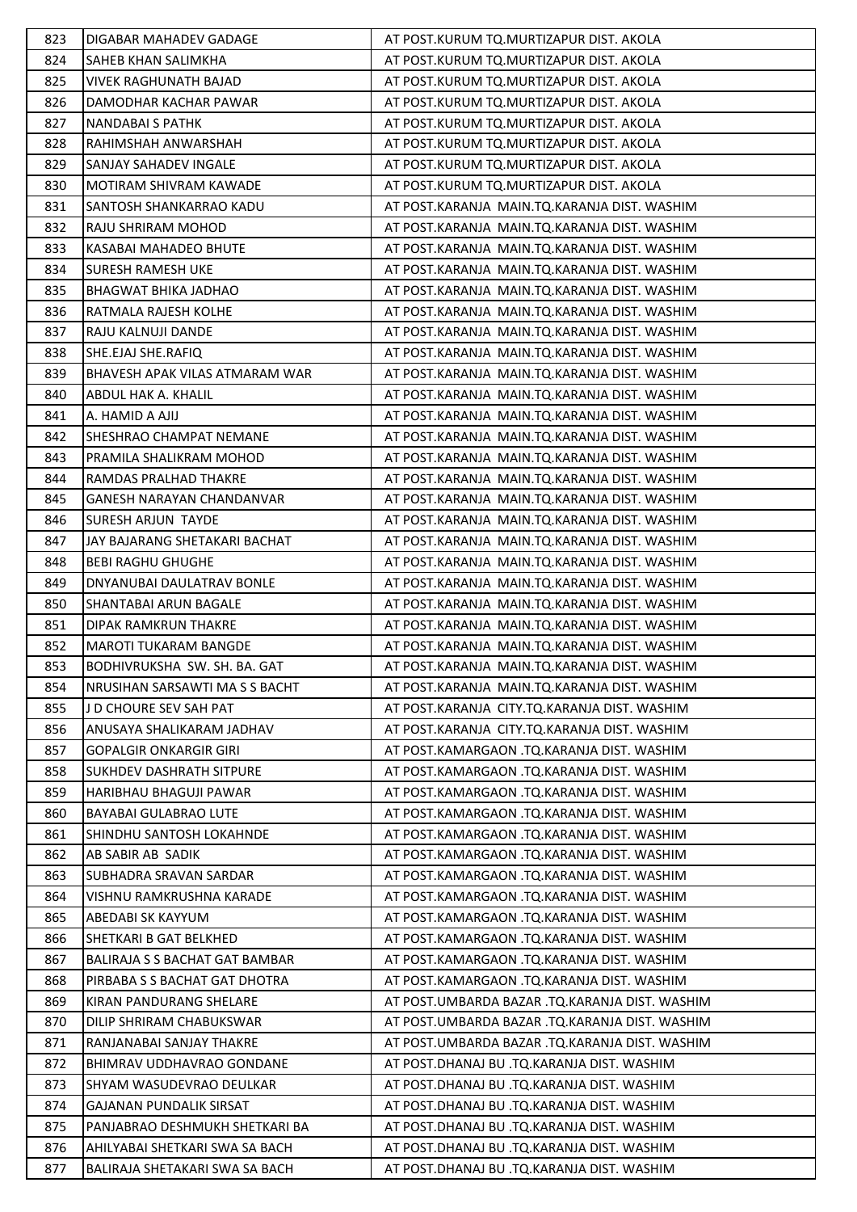| 823 | DIGABAR MAHADEV GADAGE | AT POST.KURUM TQ.MURTIZAPUR DIST. AKOLA |
|---|---|---|
| 824 | SAHEB KHAN SALIMKHA | AT POST.KURUM TQ.MURTIZAPUR DIST. AKOLA |
| 825 | VIVEK RAGHUNATH BAJAD | AT POST.KURUM TQ.MURTIZAPUR DIST. AKOLA |
| 826 | DAMODHAR KACHAR PAWAR | AT POST.KURUM TQ.MURTIZAPUR DIST. AKOLA |
| 827 | NANDABAI S PATHK | AT POST.KURUM TQ.MURTIZAPUR DIST. AKOLA |
| 828 | RAHIMSHAH ANWARSHAH | AT POST.KURUM TQ.MURTIZAPUR DIST. AKOLA |
| 829 | SANJAY SAHADEV INGALE | AT POST.KURUM TQ.MURTIZAPUR DIST. AKOLA |
| 830 | MOTIRAM SHIVRAM KAWADE | AT POST.KURUM TQ.MURTIZAPUR DIST. AKOLA |
| 831 | SANTOSH SHANKARRAO KADU | AT POST.KARANJA MAIN.TQ.KARANJA DIST. WASHIM |
| 832 | RAJU SHRIRAM MOHOD | AT POST.KARANJA MAIN.TQ.KARANJA DIST. WASHIM |
| 833 | KASABAI MAHADEO BHUTE | AT POST.KARANJA MAIN.TQ.KARANJA DIST. WASHIM |
| 834 | SURESH RAMESH UKE | AT POST.KARANJA MAIN.TQ.KARANJA DIST. WASHIM |
| 835 | BHAGWAT BHIKA JADHAO | AT POST.KARANJA MAIN.TQ.KARANJA DIST. WASHIM |
| 836 | RATMALA RAJESH KOLHE | AT POST.KARANJA MAIN.TQ.KARANJA DIST. WASHIM |
| 837 | RAJU KALNUJI DANDE | AT POST.KARANJA MAIN.TQ.KARANJA DIST. WASHIM |
| 838 | SHE.EJAJ SHE.RAFIQ | AT POST.KARANJA MAIN.TQ.KARANJA DIST. WASHIM |
| 839 | BHAVESH APAK VILAS ATMARAM WAR | AT POST.KARANJA MAIN.TQ.KARANJA DIST. WASHIM |
| 840 | ABDUL HAK A. KHALIL | AT POST.KARANJA MAIN.TQ.KARANJA DIST. WASHIM |
| 841 | A. HAMID A AJIJ | AT POST.KARANJA MAIN.TQ.KARANJA DIST. WASHIM |
| 842 | SHESHRAO CHAMPAT NEMANE | AT POST.KARANJA MAIN.TQ.KARANJA DIST. WASHIM |
| 843 | PRAMILA SHALIKRAM MOHOD | AT POST.KARANJA MAIN.TQ.KARANJA DIST. WASHIM |
| 844 | RAMDAS PRALHAD THAKRE | AT POST.KARANJA MAIN.TQ.KARANJA DIST. WASHIM |
| 845 | GANESH NARAYAN CHANDANVAR | AT POST.KARANJA MAIN.TQ.KARANJA DIST. WASHIM |
| 846 | SURESH ARJUN TAYDE | AT POST.KARANJA MAIN.TQ.KARANJA DIST. WASHIM |
| 847 | JAY BAJARANG SHETAKARI BACHAT | AT POST.KARANJA MAIN.TQ.KARANJA DIST. WASHIM |
| 848 | BEBI RAGHU GHUGHE | AT POST.KARANJA MAIN.TQ.KARANJA DIST. WASHIM |
| 849 | DNYANUBAI DAULATRAV BONLE | AT POST.KARANJA MAIN.TQ.KARANJA DIST. WASHIM |
| 850 | SHANTABAI ARUN BAGALE | AT POST.KARANJA MAIN.TQ.KARANJA DIST. WASHIM |
| 851 | DIPAK RAMKRUN THAKRE | AT POST.KARANJA MAIN.TQ.KARANJA DIST. WASHIM |
| 852 | MAROTI TUKARAM BANGDE | AT POST.KARANJA MAIN.TQ.KARANJA DIST. WASHIM |
| 853 | BODHIVRUKSHA SW. SH. BA. GAT | AT POST.KARANJA MAIN.TQ.KARANJA DIST. WASHIM |
| 854 | NRUSIHAN SARSAWTI MA S S BACHT | AT POST.KARANJA MAIN.TQ.KARANJA DIST. WASHIM |
| 855 | J D CHOURE SEV SAH PAT | AT POST.KARANJA CITY.TQ.KARANJA DIST. WASHIM |
| 856 | ANUSAYA SHALIKARAM JADHAV | AT POST.KARANJA CITY.TQ.KARANJA DIST. WASHIM |
| 857 | GOPALGIR ONKARGIR GIRI | AT POST.KAMARGAON .TQ.KARANJA DIST. WASHIM |
| 858 | SUKHDEV DASHRATH SITPURE | AT POST.KAMARGAON .TQ.KARANJA DIST. WASHIM |
| 859 | HARIBHAU BHAGUJI PAWAR | AT POST.KAMARGAON .TQ.KARANJA DIST. WASHIM |
| 860 | BAYABAI GULABRAO LUTE | AT POST.KAMARGAON .TQ.KARANJA DIST. WASHIM |
| 861 | SHINDHU SANTOSH LOKAHNDE | AT POST.KAMARGAON .TQ.KARANJA DIST. WASHIM |
| 862 | AB SABIR AB SADIK | AT POST.KAMARGAON .TQ.KARANJA DIST. WASHIM |
| 863 | SUBHADRA SRAVAN SARDAR | AT POST.KAMARGAON .TQ.KARANJA DIST. WASHIM |
| 864 | VISHNU RAMKRUSHNA KARADE | AT POST.KAMARGAON .TQ.KARANJA DIST. WASHIM |
| 865 | ABEDABI SK KAYYUM | AT POST.KAMARGAON .TQ.KARANJA DIST. WASHIM |
| 866 | SHETKARI B GAT BELKHED | AT POST.KAMARGAON .TQ.KARANJA DIST. WASHIM |
| 867 | BALIRAJA S S BACHAT GAT BAMBAR | AT POST.KAMARGAON .TQ.KARANJA DIST. WASHIM |
| 868 | PIRBABA S S BACHAT GAT DHOTRA | AT POST.KAMARGAON .TQ.KARANJA DIST. WASHIM |
| 869 | KIRAN PANDURANG SHELARE | AT POST.UMBARDA BAZAR .TQ.KARANJA DIST. WASHIM |
| 870 | DILIP SHRIRAM CHABUKSWAR | AT POST.UMBARDA BAZAR .TQ.KARANJA DIST. WASHIM |
| 871 | RANJANABAI SANJAY THAKRE | AT POST.UMBARDA BAZAR .TQ.KARANJA DIST. WASHIM |
| 872 | BHIMRAV UDDHAVRAO GONDANE | AT POST.DHANAJ BU .TQ.KARANJA DIST. WASHIM |
| 873 | SHYAM WASUDEVRAO DEULKAR | AT POST.DHANAJ BU .TQ.KARANJA DIST. WASHIM |
| 874 | GAJANAN PUNDALIK SIRSAT | AT POST.DHANAJ BU .TQ.KARANJA DIST. WASHIM |
| 875 | PANJABRAO DESHMUKH SHETKARI BA | AT POST.DHANAJ BU .TQ.KARANJA DIST. WASHIM |
| 876 | AHILYABAI SHETKARI SWA SA BACH | AT POST.DHANAJ BU .TQ.KARANJA DIST. WASHIM |
| 877 | BALIRAJA SHETAKARI SWA SA BACH | AT POST.DHANAJ BU .TQ.KARANJA DIST. WASHIM |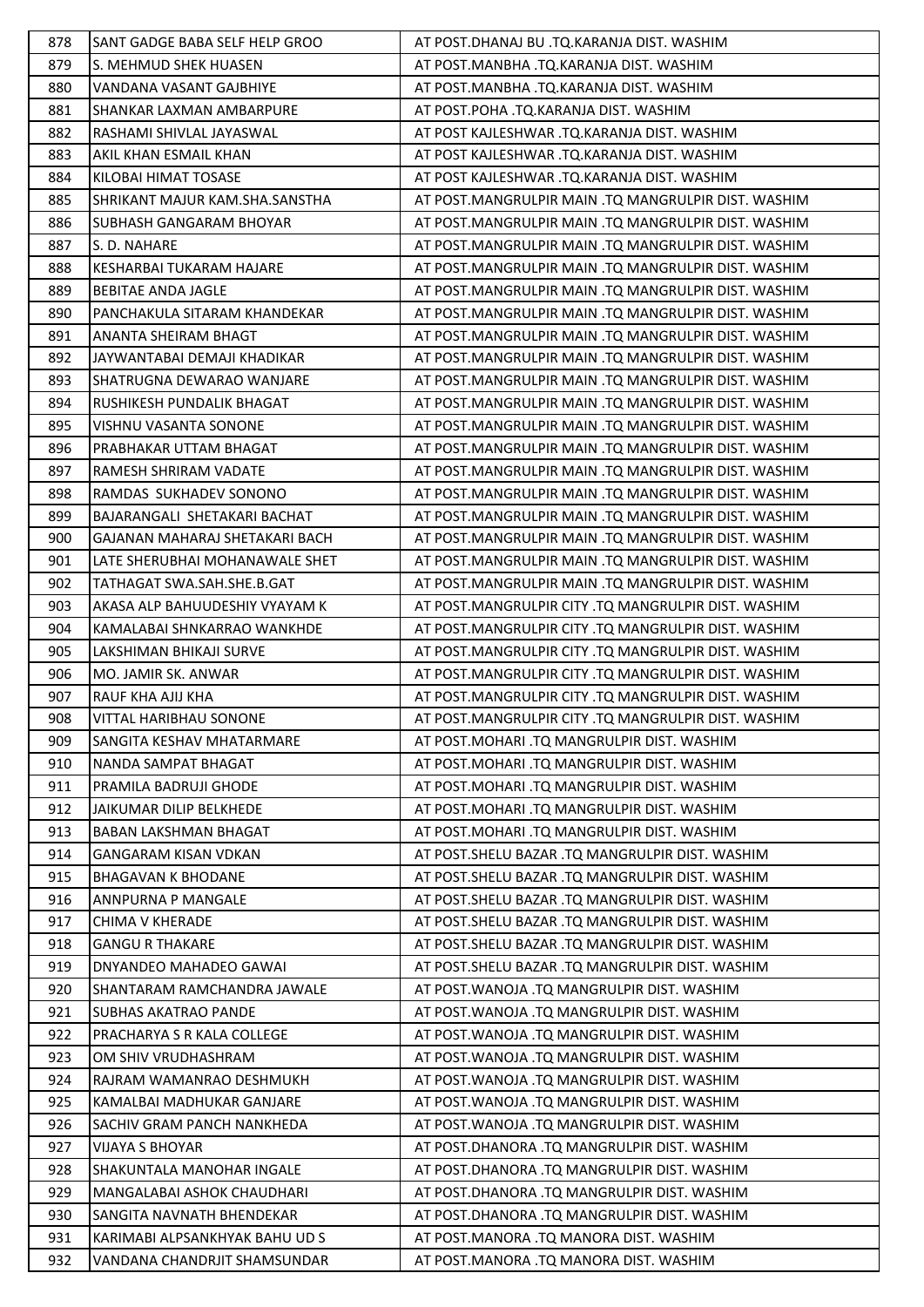| 878 | SANT GADGE BABA SELF HELP GROO | AT POST.DHANAJ BU .TQ.KARANJA DIST. WASHIM |
|---|---|---|
| 879 | S. MEHMUD SHEK HUASEN | AT POST.MANBHA .TQ.KARANJA DIST. WASHIM |
| 880 | VANDANA VASANT GAJBHIYE | AT POST.MANBHA .TQ.KARANJA DIST. WASHIM |
| 881 | SHANKAR LAXMAN AMBARPURE | AT POST.POHA .TQ.KARANJA DIST. WASHIM |
| 882 | RASHAMI SHIVLAL JAYASWAL | AT POST KAJLESHWAR .TQ.KARANJA DIST. WASHIM |
| 883 | AKIL KHAN ESMAIL KHAN | AT POST KAJLESHWAR .TQ.KARANJA DIST. WASHIM |
| 884 | KILOBAI HIMAT TOSASE | AT POST KAJLESHWAR .TQ.KARANJA DIST. WASHIM |
| 885 | SHRIKANT MAJUR KAM.SHA.SANSTHA | AT POST.MANGRULPIR MAIN .TQ MANGRULPIR DIST. WASHIM |
| 886 | SUBHASH GANGARAM BHOYAR | AT POST.MANGRULPIR MAIN .TQ MANGRULPIR DIST. WASHIM |
| 887 | S. D. NAHARE | AT POST.MANGRULPIR MAIN .TQ MANGRULPIR DIST. WASHIM |
| 888 | KESHARBAI TUKARAM HAJARE | AT POST.MANGRULPIR MAIN .TQ MANGRULPIR DIST. WASHIM |
| 889 | BEBITAE ANDA JAGLE | AT POST.MANGRULPIR MAIN .TQ MANGRULPIR DIST. WASHIM |
| 890 | PANCHAKULA SITARAM KHANDEKAR | AT POST.MANGRULPIR MAIN .TQ MANGRULPIR DIST. WASHIM |
| 891 | ANANTA SHEIRAM BHAGT | AT POST.MANGRULPIR MAIN .TQ MANGRULPIR DIST. WASHIM |
| 892 | JAYWANTABAI DEMAJI KHADIKAR | AT POST.MANGRULPIR MAIN .TQ MANGRULPIR DIST. WASHIM |
| 893 | SHATRUGNA DEWARAO WANJARE | AT POST.MANGRULPIR MAIN .TQ MANGRULPIR DIST. WASHIM |
| 894 | RUSHIKESH PUNDALIK BHAGAT | AT POST.MANGRULPIR MAIN .TQ MANGRULPIR DIST. WASHIM |
| 895 | VISHNU VASANTA SONONE | AT POST.MANGRULPIR MAIN .TQ MANGRULPIR DIST. WASHIM |
| 896 | PRABHAKAR UTTAM BHAGAT | AT POST.MANGRULPIR MAIN .TQ MANGRULPIR DIST. WASHIM |
| 897 | RAMESH SHRIRAM VADATE | AT POST.MANGRULPIR MAIN .TQ MANGRULPIR DIST. WASHIM |
| 898 | RAMDAS SUKHADEV SONONO | AT POST.MANGRULPIR MAIN .TQ MANGRULPIR DIST. WASHIM |
| 899 | BAJARANGALI SHETAKARI BACHAT | AT POST.MANGRULPIR MAIN .TQ MANGRULPIR DIST. WASHIM |
| 900 | GAJANAN MAHARAJ SHETAKARI BACH | AT POST.MANGRULPIR MAIN .TQ MANGRULPIR DIST. WASHIM |
| 901 | LATE SHERUBHAI MOHANAWALE SHET | AT POST.MANGRULPIR MAIN .TQ MANGRULPIR DIST. WASHIM |
| 902 | TATHAGAT SWA.SAH.SHE.B.GAT | AT POST.MANGRULPIR MAIN .TQ MANGRULPIR DIST. WASHIM |
| 903 | AKASA ALP BAHUUDESHIY VYAYAM K | AT POST.MANGRULPIR CITY .TQ MANGRULPIR DIST. WASHIM |
| 904 | KAMALABAI SHNKARRAO WANKHDE | AT POST.MANGRULPIR CITY .TQ MANGRULPIR DIST. WASHIM |
| 905 | LAKSHIMAN BHIKAJI SURVE | AT POST.MANGRULPIR CITY .TQ MANGRULPIR DIST. WASHIM |
| 906 | MO. JAMIR SK. ANWAR | AT POST.MANGRULPIR CITY .TQ MANGRULPIR DIST. WASHIM |
| 907 | RAUF KHA AJIJ KHA | AT POST.MANGRULPIR CITY .TQ MANGRULPIR DIST. WASHIM |
| 908 | VITTAL HARIBHAU SONONE | AT POST.MANGRULPIR CITY .TQ MANGRULPIR DIST. WASHIM |
| 909 | SANGITA KESHAV MHATARMARE | AT POST.MOHARI .TQ MANGRULPIR DIST. WASHIM |
| 910 | NANDA SAMPAT BHAGAT | AT POST.MOHARI .TQ MANGRULPIR DIST. WASHIM |
| 911 | PRAMILA BADRUJI GHODE | AT POST.MOHARI .TQ MANGRULPIR DIST. WASHIM |
| 912 | JAIKUMAR DILIP BELKHEDE | AT POST.MOHARI .TQ MANGRULPIR DIST. WASHIM |
| 913 | BABAN LAKSHMAN BHAGAT | AT POST.MOHARI .TQ MANGRULPIR DIST. WASHIM |
| 914 | GANGARAM KISAN VDKAN | AT POST.SHELU BAZAR .TQ MANGRULPIR DIST. WASHIM |
| 915 | BHAGAVAN K BHODANE | AT POST.SHELU BAZAR .TQ MANGRULPIR DIST. WASHIM |
| 916 | ANNPURNA P MANGALE | AT POST.SHELU BAZAR .TQ MANGRULPIR DIST. WASHIM |
| 917 | CHIMA V KHERADE | AT POST.SHELU BAZAR .TQ MANGRULPIR DIST. WASHIM |
| 918 | GANGU R THAKARE | AT POST.SHELU BAZAR .TQ MANGRULPIR DIST. WASHIM |
| 919 | DNYANDEO MAHADEO GAWAI | AT POST.SHELU BAZAR .TQ MANGRULPIR DIST. WASHIM |
| 920 | SHANTARAM RAMCHANDRA JAWALE | AT POST.WANOJA .TQ MANGRULPIR DIST. WASHIM |
| 921 | SUBHAS AKATRAO PANDE | AT POST.WANOJA .TQ MANGRULPIR DIST. WASHIM |
| 922 | PRACHARYA S R KALA COLLEGE | AT POST.WANOJA .TQ MANGRULPIR DIST. WASHIM |
| 923 | OM SHIV VRUDHASHRAM | AT POST.WANOJA .TQ MANGRULPIR DIST. WASHIM |
| 924 | RAJRAM WAMANRAO DESHMUKH | AT POST.WANOJA .TQ MANGRULPIR DIST. WASHIM |
| 925 | KAMALBAI MADHUKAR GANJARE | AT POST.WANOJA .TQ MANGRULPIR DIST. WASHIM |
| 926 | SACHIV GRAM PANCH NANKHEDA | AT POST.WANOJA .TQ MANGRULPIR DIST. WASHIM |
| 927 | VIJAYA S BHOYAR | AT POST.DHANORA .TQ MANGRULPIR DIST. WASHIM |
| 928 | SHAKUNTALA MANOHAR INGALE | AT POST.DHANORA .TQ MANGRULPIR DIST. WASHIM |
| 929 | MANGALABAI ASHOK CHAUDHARI | AT POST.DHANORA .TQ MANGRULPIR DIST. WASHIM |
| 930 | SANGITA NAVNATH BHENDEKAR | AT POST.DHANORA .TQ MANGRULPIR DIST. WASHIM |
| 931 | KARIMABI ALPSANKHYAK BAHU UD S | AT POST.MANORA .TQ MANORA DIST. WASHIM |
| 932 | VANDANA CHANDRJIT SHAMSUNDAR | AT POST.MANORA .TQ MANORA DIST. WASHIM |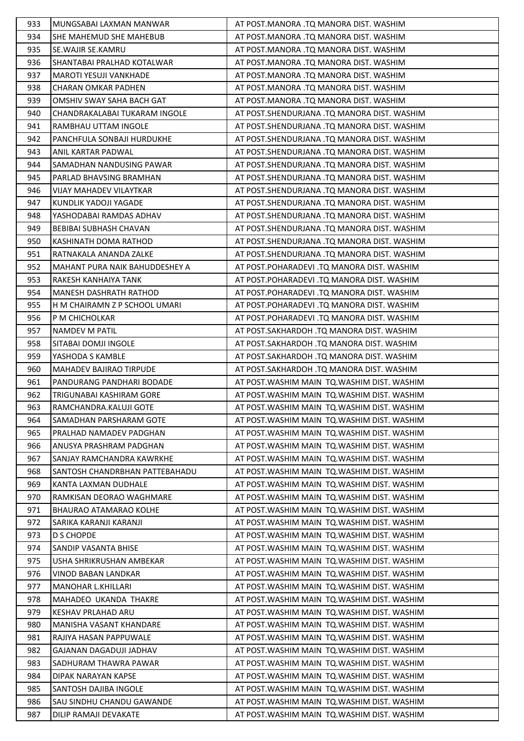| 933 | MUNGSABAI LAXMAN MANWAR | AT POST.MANORA .TQ MANORA DIST. WASHIM |
|---|---|---|
| 934 | SHE MAHEMUD SHE MAHEBUB | AT POST.MANORA .TQ MANORA DIST. WASHIM |
| 935 | SE.WAJIR SE.KAMRU | AT POST.MANORA .TQ MANORA DIST. WASHIM |
| 936 | SHANTABAI PRALHAD KOTALWAR | AT POST.MANORA .TQ MANORA DIST. WASHIM |
| 937 | MAROTI YESUJI VANKHADE | AT POST.MANORA .TQ MANORA DIST. WASHIM |
| 938 | CHARAN OMKAR PADHEN | AT POST.MANORA .TQ MANORA DIST. WASHIM |
| 939 | OMSHIV SWAY SAHA BACH GAT | AT POST.MANORA .TQ MANORA DIST. WASHIM |
| 940 | CHANDRAKALABAI TUKARAM INGOLE | AT POST.SHENDURJANA .TQ MANORA DIST. WASHIM |
| 941 | RAMBHAU UTTAM INGOLE | AT POST.SHENDURJANA .TQ MANORA DIST. WASHIM |
| 942 | PANCHFULA SONBAJI HURDUKHE | AT POST.SHENDURJANA .TQ MANORA DIST. WASHIM |
| 943 | ANIL KARTAR PADWAL | AT POST.SHENDURJANA .TQ MANORA DIST. WASHIM |
| 944 | SAMADHAN NANDUSING PAWAR | AT POST.SHENDURJANA .TQ MANORA DIST. WASHIM |
| 945 | PARLAD BHAVSING BRAMHAN | AT POST.SHENDURJANA .TQ MANORA DIST. WASHIM |
| 946 | VIJAY MAHADEV VILAYTKAR | AT POST.SHENDURJANA .TQ MANORA DIST. WASHIM |
| 947 | KUNDLIK YADOJI YAGADE | AT POST.SHENDURJANA .TQ MANORA DIST. WASHIM |
| 948 | YASHODABAI RAMDAS ADHAV | AT POST.SHENDURJANA .TQ MANORA DIST. WASHIM |
| 949 | BEBIBAI SUBHASH CHAVAN | AT POST.SHENDURJANA .TQ MANORA DIST. WASHIM |
| 950 | KASHINATH DOMA RATHOD | AT POST.SHENDURJANA .TQ MANORA DIST. WASHIM |
| 951 | RATNAKALA ANANDA ZALKE | AT POST.SHENDURJANA .TQ MANORA DIST. WASHIM |
| 952 | MAHANT PURA NAIK BAHUDDESHEY A | AT POST.POHARADEVI .TQ MANORA DIST. WASHIM |
| 953 | RAKESH KANHAIYA TANK | AT POST.POHARADEVI .TQ MANORA DIST. WASHIM |
| 954 | MANESH DASHRATH RATHOD | AT POST.POHARADEVI .TQ MANORA DIST. WASHIM |
| 955 | H M CHAIRAMN Z P SCHOOL UMARI | AT POST.POHARADEVI .TQ MANORA DIST. WASHIM |
| 956 | P M CHICHOLKAR | AT POST.POHARADEVI .TQ MANORA DIST. WASHIM |
| 957 | NAMDEV M PATIL | AT POST.SAKHARDOH .TQ MANORA DIST. WASHIM |
| 958 | SITABAI DOMJI INGOLE | AT POST.SAKHARDOH .TQ MANORA DIST. WASHIM |
| 959 | YASHODA S KAMBLE | AT POST.SAKHARDOH .TQ MANORA DIST. WASHIM |
| 960 | MAHADEV BAJIRAO TIRPUDE | AT POST.SAKHARDOH .TQ MANORA DIST. WASHIM |
| 961 | PANDURANG PANDHARI BODADE | AT POST.WASHIM MAIN TQ.WASHIM DIST. WASHIM |
| 962 | TRIGUNABAI KASHIRAM GORE | AT POST.WASHIM MAIN TQ.WASHIM DIST. WASHIM |
| 963 | RAMCHANDRA.KALUJI GOTE | AT POST.WASHIM MAIN TQ.WASHIM DIST. WASHIM |
| 964 | SAMADHAN PARSHARAM GOTE | AT POST.WASHIM MAIN TQ.WASHIM DIST. WASHIM |
| 965 | PRALHAD NAMADEV PADGHAN | AT POST.WASHIM MAIN TQ.WASHIM DIST. WASHIM |
| 966 | ANUSYA PRASHRAM PADGHAN | AT POST.WASHIM MAIN TQ.WASHIM DIST. WASHIM |
| 967 | SANJAY RAMCHANDRA KAWRKHE | AT POST.WASHIM MAIN TQ.WASHIM DIST. WASHIM |
| 968 | SANTOSH CHANDRBHAN PATTEBAHADU | AT POST.WASHIM MAIN TQ.WASHIM DIST. WASHIM |
| 969 | KANTA LAXMAN DUDHALE | AT POST.WASHIM MAIN TQ.WASHIM DIST. WASHIM |
| 970 | RAMKISAN DEORAO WAGHMARE | AT POST.WASHIM MAIN TQ.WASHIM DIST. WASHIM |
| 971 | BHAURAO ATAMARAO KOLHE | AT POST.WASHIM MAIN TQ.WASHIM DIST. WASHIM |
| 972 | SARIKA KARANJI KARANJI | AT POST.WASHIM MAIN TQ.WASHIM DIST. WASHIM |
| 973 | D S CHOPDE | AT POST.WASHIM MAIN TQ.WASHIM DIST. WASHIM |
| 974 | SANDIP VASANTA BHISE | AT POST.WASHIM MAIN TQ.WASHIM DIST. WASHIM |
| 975 | USHA SHRIKRUSHAN AMBEKAR | AT POST.WASHIM MAIN TQ.WASHIM DIST. WASHIM |
| 976 | VINOD BABAN LANDKAR | AT POST.WASHIM MAIN TQ.WASHIM DIST. WASHIM |
| 977 | MANOHAR L.KHILLARI | AT POST.WASHIM MAIN TQ.WASHIM DIST. WASHIM |
| 978 | MAHADEO UKANDA THAKRE | AT POST.WASHIM MAIN TQ.WASHIM DIST. WASHIM |
| 979 | KESHAV PRLAHAD ARU | AT POST.WASHIM MAIN TQ.WASHIM DIST. WASHIM |
| 980 | MANISHA VASANT KHANDARE | AT POST.WASHIM MAIN TQ.WASHIM DIST. WASHIM |
| 981 | RAJIYA HASAN PAPPUWALE | AT POST.WASHIM MAIN TQ.WASHIM DIST. WASHIM |
| 982 | GAJANAN DAGADUJI JADHAV | AT POST.WASHIM MAIN TQ.WASHIM DIST. WASHIM |
| 983 | SADHURAM THAWRA PAWAR | AT POST.WASHIM MAIN TQ.WASHIM DIST. WASHIM |
| 984 | DIPAK NARAYAN KAPSE | AT POST.WASHIM MAIN TQ.WASHIM DIST. WASHIM |
| 985 | SANTOSH DAJIBA INGOLE | AT POST.WASHIM MAIN TQ.WASHIM DIST. WASHIM |
| 986 | SAU SINDHU CHANDU GAWANDE | AT POST.WASHIM MAIN TQ.WASHIM DIST. WASHIM |
| 987 | DILIP RAMAJI DEVAKATE | AT POST.WASHIM MAIN TQ.WASHIM DIST. WASHIM |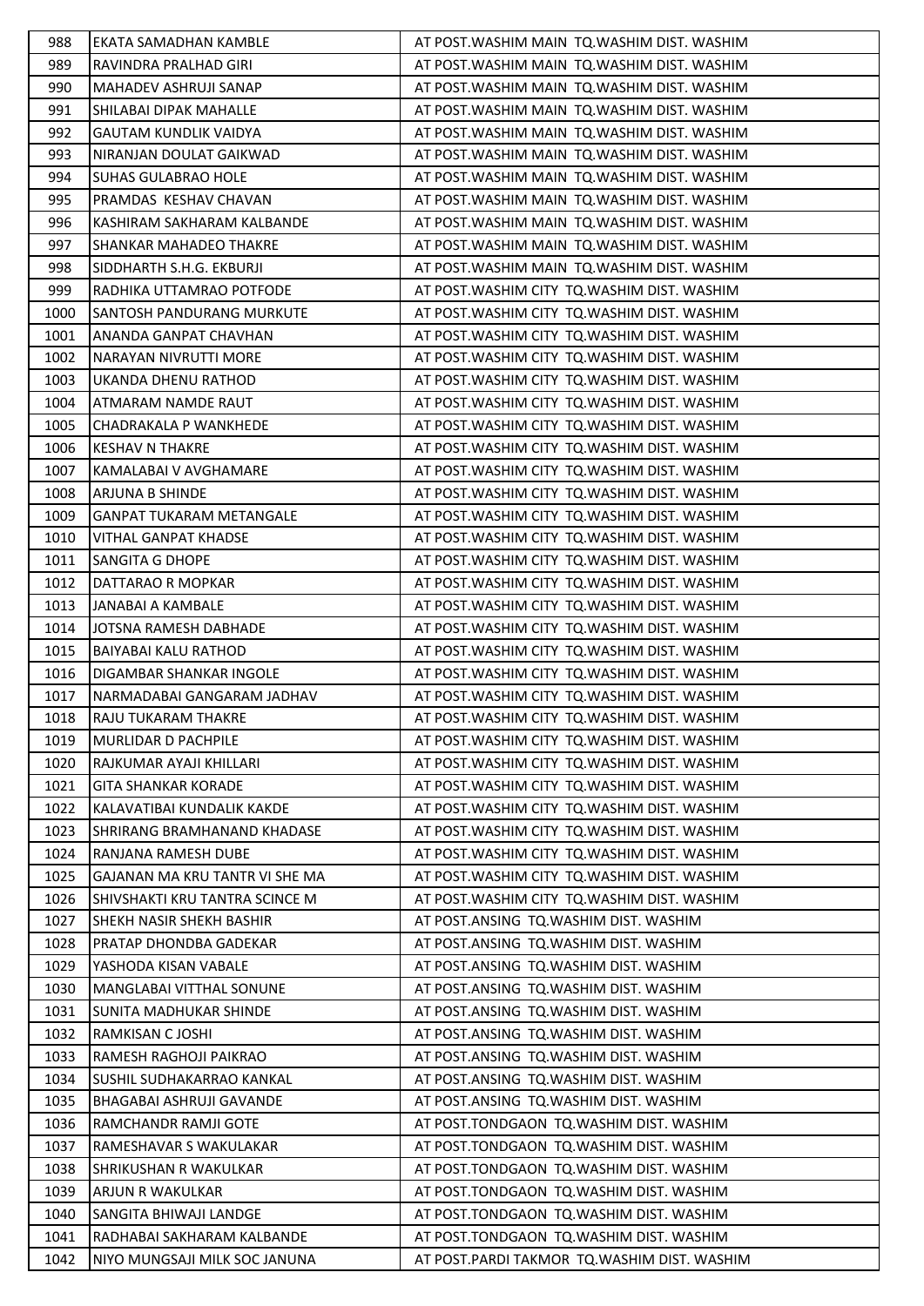| | | |
|---|---|---|
| 988 | EKATA SAMADHAN KAMBLE | AT POST.WASHIM MAIN TQ.WASHIM DIST. WASHIM |
| 989 | RAVINDRA PRALHAD GIRI | AT POST.WASHIM MAIN TQ.WASHIM DIST. WASHIM |
| 990 | MAHADEV ASHRUJI SANAP | AT POST.WASHIM MAIN TQ.WASHIM DIST. WASHIM |
| 991 | SHILABAI DIPAK MAHALLE | AT POST.WASHIM MAIN TQ.WASHIM DIST. WASHIM |
| 992 | GAUTAM KUNDLIK VAIDYA | AT POST.WASHIM MAIN TQ.WASHIM DIST. WASHIM |
| 993 | NIRANJAN DOULAT GAIKWAD | AT POST.WASHIM MAIN TQ.WASHIM DIST. WASHIM |
| 994 | SUHAS GULABRAO HOLE | AT POST.WASHIM MAIN TQ.WASHIM DIST. WASHIM |
| 995 | PRAMDAS KESHAV CHAVAN | AT POST.WASHIM MAIN TQ.WASHIM DIST. WASHIM |
| 996 | KASHIRAM SAKHARAM KALBANDE | AT POST.WASHIM MAIN TQ.WASHIM DIST. WASHIM |
| 997 | SHANKAR MAHADEO THAKRE | AT POST.WASHIM MAIN TQ.WASHIM DIST. WASHIM |
| 998 | SIDDHARTH S.H.G. EKBURJI | AT POST.WASHIM MAIN TQ.WASHIM DIST. WASHIM |
| 999 | RADHIKA UTTAMRAO POTFODE | AT POST.WASHIM CITY TQ.WASHIM DIST. WASHIM |
| 1000 | SANTOSH PANDURANG MURKUTE | AT POST.WASHIM CITY TQ.WASHIM DIST. WASHIM |
| 1001 | ANANDA GANPAT CHAVHAN | AT POST.WASHIM CITY TQ.WASHIM DIST. WASHIM |
| 1002 | NARAYAN NIVRUTTI MORE | AT POST.WASHIM CITY TQ.WASHIM DIST. WASHIM |
| 1003 | UKANDA DHENU RATHOD | AT POST.WASHIM CITY TQ.WASHIM DIST. WASHIM |
| 1004 | ATMARAM NAMDE RAUT | AT POST.WASHIM CITY TQ.WASHIM DIST. WASHIM |
| 1005 | CHADRAKALA P WANKHEDE | AT POST.WASHIM CITY TQ.WASHIM DIST. WASHIM |
| 1006 | KESHAV N THAKRE | AT POST.WASHIM CITY TQ.WASHIM DIST. WASHIM |
| 1007 | KAMALABAI V AVGHAMARE | AT POST.WASHIM CITY TQ.WASHIM DIST. WASHIM |
| 1008 | ARJUNA B SHINDE | AT POST.WASHIM CITY TQ.WASHIM DIST. WASHIM |
| 1009 | GANPAT TUKARAM METANGALE | AT POST.WASHIM CITY TQ.WASHIM DIST. WASHIM |
| 1010 | VITHAL GANPAT KHADSE | AT POST.WASHIM CITY TQ.WASHIM DIST. WASHIM |
| 1011 | SANGITA G DHOPE | AT POST.WASHIM CITY TQ.WASHIM DIST. WASHIM |
| 1012 | DATTARAO R MOPKAR | AT POST.WASHIM CITY TQ.WASHIM DIST. WASHIM |
| 1013 | JANABAI A KAMBALE | AT POST.WASHIM CITY TQ.WASHIM DIST. WASHIM |
| 1014 | JOTSNA RAMESH DABHADE | AT POST.WASHIM CITY TQ.WASHIM DIST. WASHIM |
| 1015 | BAIYABAI KALU RATHOD | AT POST.WASHIM CITY TQ.WASHIM DIST. WASHIM |
| 1016 | DIGAMBAR SHANKAR INGOLE | AT POST.WASHIM CITY TQ.WASHIM DIST. WASHIM |
| 1017 | NARMADABAI GANGARAM JADHAV | AT POST.WASHIM CITY TQ.WASHIM DIST. WASHIM |
| 1018 | RAJU TUKARAM THAKRE | AT POST.WASHIM CITY TQ.WASHIM DIST. WASHIM |
| 1019 | MURLIDAR D PACHPILE | AT POST.WASHIM CITY TQ.WASHIM DIST. WASHIM |
| 1020 | RAJKUMAR AYAJI KHILLARI | AT POST.WASHIM CITY TQ.WASHIM DIST. WASHIM |
| 1021 | GITA SHANKAR KORADE | AT POST.WASHIM CITY TQ.WASHIM DIST. WASHIM |
| 1022 | KALAVATIBAI KUNDALIK KAKDE | AT POST.WASHIM CITY TQ.WASHIM DIST. WASHIM |
| 1023 | SHRIRANG BRAMHANAND KHADASE | AT POST.WASHIM CITY TQ.WASHIM DIST. WASHIM |
| 1024 | RANJANA RAMESH DUBE | AT POST.WASHIM CITY TQ.WASHIM DIST. WASHIM |
| 1025 | GAJANAN MA KRU TANTR VI SHE MA | AT POST.WASHIM CITY TQ.WASHIM DIST. WASHIM |
| 1026 | SHIVSHAKTI KRU TANTRA SCINCE M | AT POST.WASHIM CITY TQ.WASHIM DIST. WASHIM |
| 1027 | SHEKH NASIR SHEKH BASHIR | AT POST.ANSING TQ.WASHIM DIST. WASHIM |
| 1028 | PRATAP DHONDBA GADEKAR | AT POST.ANSING TQ.WASHIM DIST. WASHIM |
| 1029 | YASHODA KISAN VABALE | AT POST.ANSING TQ.WASHIM DIST. WASHIM |
| 1030 | MANGLABAI VITTHAL SONUNE | AT POST.ANSING TQ.WASHIM DIST. WASHIM |
| 1031 | SUNITA MADHUKAR SHINDE | AT POST.ANSING TQ.WASHIM DIST. WASHIM |
| 1032 | RAMKISAN C JOSHI | AT POST.ANSING TQ.WASHIM DIST. WASHIM |
| 1033 | RAMESH RAGHOJI PAIKRAO | AT POST.ANSING TQ.WASHIM DIST. WASHIM |
| 1034 | SUSHIL SUDHAKARRAO KANKAL | AT POST.ANSING TQ.WASHIM DIST. WASHIM |
| 1035 | BHAGABAI ASHRUJI GAVANDE | AT POST.ANSING TQ.WASHIM DIST. WASHIM |
| 1036 | RAMCHANDR RAMJI GOTE | AT POST.TONDGAON TQ.WASHIM DIST. WASHIM |
| 1037 | RAMESHAVAR S WAKULAKAR | AT POST.TONDGAON TQ.WASHIM DIST. WASHIM |
| 1038 | SHRIKUSHAN R WAKULKAR | AT POST.TONDGAON TQ.WASHIM DIST. WASHIM |
| 1039 | ARJUN R WAKULKAR | AT POST.TONDGAON TQ.WASHIM DIST. WASHIM |
| 1040 | SANGITA BHIWAJI LANDGE | AT POST.TONDGAON TQ.WASHIM DIST. WASHIM |
| 1041 | RADHABAI SAKHARAM KALBANDE | AT POST.TONDGAON TQ.WASHIM DIST. WASHIM |
| 1042 | NIYO MUNGSAJI MILK SOC JANUNA | AT POST.PARDI TAKMOR TQ.WASHIM DIST. WASHIM |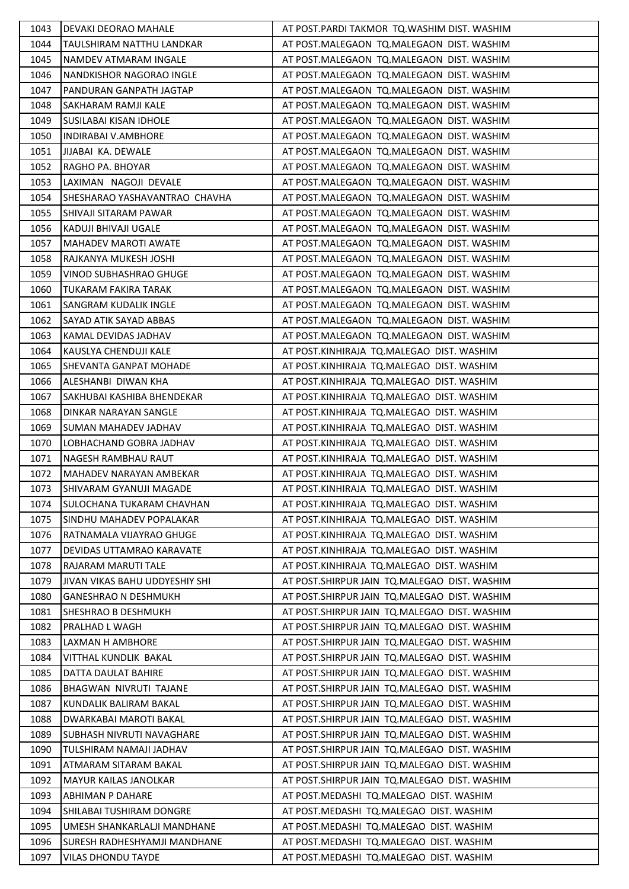| 1043 | DEVAKI DEORAO MAHALE | AT POST.PARDI TAKMOR TQ.WASHIM DIST. WASHIM |
|---|---|---|
| 1044 | TAULSHIRAM NATTHU LANDKAR | AT POST.MALEGAON TQ.MALEGAON DIST. WASHIM |
| 1045 | NAMDEV ATMARAM INGALE | AT POST.MALEGAON TQ.MALEGAON DIST. WASHIM |
| 1046 | NANDKISHOR NAGORAO INGLE | AT POST.MALEGAON TQ.MALEGAON DIST. WASHIM |
| 1047 | PANDURAN GANPATH JAGTAP | AT POST.MALEGAON TQ.MALEGAON DIST. WASHIM |
| 1048 | SAKHARAM RAMJI KALE | AT POST.MALEGAON TQ.MALEGAON DIST. WASHIM |
| 1049 | SUSILABAI KISAN IDHOLE | AT POST.MALEGAON TQ.MALEGAON DIST. WASHIM |
| 1050 | INDIRABAI V.AMBHORE | AT POST.MALEGAON TQ.MALEGAON DIST. WASHIM |
| 1051 | JIJABAI KA. DEWALE | AT POST.MALEGAON TQ.MALEGAON DIST. WASHIM |
| 1052 | RAGHO PA. BHOYAR | AT POST.MALEGAON TQ.MALEGAON DIST. WASHIM |
| 1053 | LAXIMAN NAGOJI DEVALE | AT POST.MALEGAON TQ.MALEGAON DIST. WASHIM |
| 1054 | SHESHARAO YASHAVANTRAO CHAVHA | AT POST.MALEGAON TQ.MALEGAON DIST. WASHIM |
| 1055 | SHIVAJI SITARAM PAWAR | AT POST.MALEGAON TQ.MALEGAON DIST. WASHIM |
| 1056 | KADUJI BHIVAJI UGALE | AT POST.MALEGAON TQ.MALEGAON DIST. WASHIM |
| 1057 | MAHADEV MAROTI AWATE | AT POST.MALEGAON TQ.MALEGAON DIST. WASHIM |
| 1058 | RAJKANYA MUKESH JOSHI | AT POST.MALEGAON TQ.MALEGAON DIST. WASHIM |
| 1059 | VINOD SUBHASHRAO GHUGE | AT POST.MALEGAON TQ.MALEGAON DIST. WASHIM |
| 1060 | TUKARAM FAKIRA TARAK | AT POST.MALEGAON TQ.MALEGAON DIST. WASHIM |
| 1061 | SANGRAM KUDALIK INGLE | AT POST.MALEGAON TQ.MALEGAON DIST. WASHIM |
| 1062 | SAYAD ATIK SAYAD ABBAS | AT POST.MALEGAON TQ.MALEGAON DIST. WASHIM |
| 1063 | KAMAL DEVIDAS JADHAV | AT POST.MALEGAON TQ.MALEGAON DIST. WASHIM |
| 1064 | KAUSLYA CHENDUJI KALE | AT POST.KINHIRAJA TQ.MALEGAO DIST. WASHIM |
| 1065 | SHEVANTA GANPAT MOHADE | AT POST.KINHIRAJA TQ.MALEGAO DIST. WASHIM |
| 1066 | ALESHANBI DIWAN KHA | AT POST.KINHIRAJA TQ.MALEGAO DIST. WASHIM |
| 1067 | SAKHUBAI KASHIBA BHENDEKAR | AT POST.KINHIRAJA TQ.MALEGAO DIST. WASHIM |
| 1068 | DINKAR NARAYAN SANGLE | AT POST.KINHIRAJA TQ.MALEGAO DIST. WASHIM |
| 1069 | SUMAN MAHADEV JADHAV | AT POST.KINHIRAJA TQ.MALEGAO DIST. WASHIM |
| 1070 | LOBHACHAND GOBRA JADHAV | AT POST.KINHIRAJA TQ.MALEGAO DIST. WASHIM |
| 1071 | NAGESH RAMBHAU RAUT | AT POST.KINHIRAJA TQ.MALEGAO DIST. WASHIM |
| 1072 | MAHADEV NARAYAN AMBEKAR | AT POST.KINHIRAJA TQ.MALEGAO DIST. WASHIM |
| 1073 | SHIVARAM GYANUJI MAGADE | AT POST.KINHIRAJA TQ.MALEGAO DIST. WASHIM |
| 1074 | SULOCHANA TUKARAM CHAVHAN | AT POST.KINHIRAJA TQ.MALEGAO DIST. WASHIM |
| 1075 | SINDHU MAHADEV POPALAKAR | AT POST.KINHIRAJA TQ.MALEGAO DIST. WASHIM |
| 1076 | RATNAMALA VIJAYRAO GHUGE | AT POST.KINHIRAJA TQ.MALEGAO DIST. WASHIM |
| 1077 | DEVIDAS UTTAMRAO KARAVATE | AT POST.KINHIRAJA TQ.MALEGAO DIST. WASHIM |
| 1078 | RAJARAM MARUTI TALE | AT POST.KINHIRAJA TQ.MALEGAO DIST. WASHIM |
| 1079 | JIVAN VIKAS BAHU UDDYESHIY SHI | AT POST.SHIRPUR JAIN TQ.MALEGAO DIST. WASHIM |
| 1080 | GANESHRAO N DESHMUKH | AT POST.SHIRPUR JAIN TQ.MALEGAO DIST. WASHIM |
| 1081 | SHESHRAO B DESHMUKH | AT POST.SHIRPUR JAIN TQ.MALEGAO DIST. WASHIM |
| 1082 | PRALHAD L WAGH | AT POST.SHIRPUR JAIN TQ.MALEGAO DIST. WASHIM |
| 1083 | LAXMAN H AMBHORE | AT POST.SHIRPUR JAIN TQ.MALEGAO DIST. WASHIM |
| 1084 | VITTHAL KUNDLIK BAKAL | AT POST.SHIRPUR JAIN TQ.MALEGAO DIST. WASHIM |
| 1085 | DATTA DAULAT BAHIRE | AT POST.SHIRPUR JAIN TQ.MALEGAO DIST. WASHIM |
| 1086 | BHAGWAN NIVRUTI TAJANE | AT POST.SHIRPUR JAIN TQ.MALEGAO DIST. WASHIM |
| 1087 | KUNDALIK BALIRAM BAKAL | AT POST.SHIRPUR JAIN TQ.MALEGAO DIST. WASHIM |
| 1088 | DWARKABAI MAROTI BAKAL | AT POST.SHIRPUR JAIN TQ.MALEGAO DIST. WASHIM |
| 1089 | SUBHASH NIVRUTI NAVAGHARE | AT POST.SHIRPUR JAIN TQ.MALEGAO DIST. WASHIM |
| 1090 | TULSHIRAM NAMAJI JADHAV | AT POST.SHIRPUR JAIN TQ.MALEGAO DIST. WASHIM |
| 1091 | ATMARAM SITARAM BAKAL | AT POST.SHIRPUR JAIN TQ.MALEGAO DIST. WASHIM |
| 1092 | MAYUR KAILAS JANOLKAR | AT POST.SHIRPUR JAIN TQ.MALEGAO DIST. WASHIM |
| 1093 | ABHIMAN P DAHARE | AT POST.MEDASHI TQ.MALEGAO DIST. WASHIM |
| 1094 | SHILABAI TUSHIRAM DONGRE | AT POST.MEDASHI TQ.MALEGAO DIST. WASHIM |
| 1095 | UMESH SHANKARLALJI MANDHANE | AT POST.MEDASHI TQ.MALEGAO DIST. WASHIM |
| 1096 | SURESH RADHESHYAMJI MANDHANE | AT POST.MEDASHI TQ.MALEGAO DIST. WASHIM |
| 1097 | VILAS DHONDU TAYDE | AT POST.MEDASHI TQ.MALEGAO DIST. WASHIM |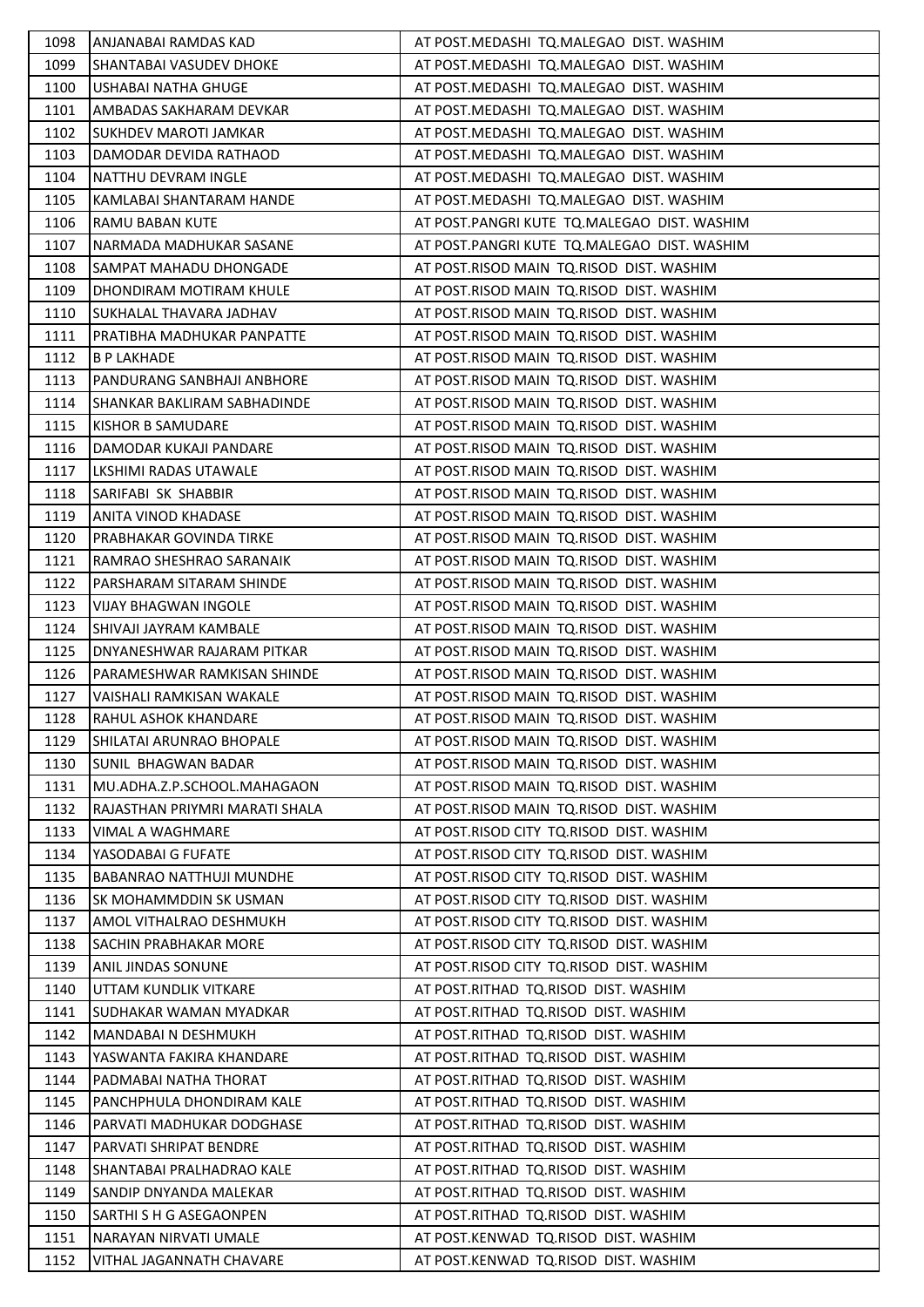| 1098 | ANJANABAI RAMDAS KAD | AT POST.MEDASHI TQ.MALEGAO DIST. WASHIM |
|---|---|---|
| 1099 | SHANTABAI VASUDEV DHOKE | AT POST.MEDASHI TQ.MALEGAO DIST. WASHIM |
| 1100 | USHABAI NATHA GHUGE | AT POST.MEDASHI TQ.MALEGAO DIST. WASHIM |
| 1101 | AMBADAS SAKHARAM DEVKAR | AT POST.MEDASHI TQ.MALEGAO DIST. WASHIM |
| 1102 | SUKHDEV MAROTI JAMKAR | AT POST.MEDASHI TQ.MALEGAO DIST. WASHIM |
| 1103 | DAMODAR DEVIDA RATHAOD | AT POST.MEDASHI TQ.MALEGAO DIST. WASHIM |
| 1104 | NATTHU DEVRAM INGLE | AT POST.MEDASHI TQ.MALEGAO DIST. WASHIM |
| 1105 | KAMLABAI SHANTARAM HANDE | AT POST.MEDASHI TQ.MALEGAO DIST. WASHIM |
| 1106 | RAMU BABAN KUTE | AT POST.PANGRI KUTE TQ.MALEGAO DIST. WASHIM |
| 1107 | NARMADA MADHUKAR SASANE | AT POST.PANGRI KUTE TQ.MALEGAO DIST. WASHIM |
| 1108 | SAMPAT MAHADU DHONGADE | AT POST.RISOD MAIN TQ.RISOD DIST. WASHIM |
| 1109 | DHONDIRAM MOTIRAM KHULE | AT POST.RISOD MAIN TQ.RISOD DIST. WASHIM |
| 1110 | SUKHALAL THAVARA JADHAV | AT POST.RISOD MAIN TQ.RISOD DIST. WASHIM |
| 1111 | PRATIBHA MADHUKAR PANPATTE | AT POST.RISOD MAIN TQ.RISOD DIST. WASHIM |
| 1112 | B P LAKHADE | AT POST.RISOD MAIN TQ.RISOD DIST. WASHIM |
| 1113 | PANDURANG SANBHAJI ANBHORE | AT POST.RISOD MAIN TQ.RISOD DIST. WASHIM |
| 1114 | SHANKAR BAKLIRAM SABHADINDE | AT POST.RISOD MAIN TQ.RISOD DIST. WASHIM |
| 1115 | KISHOR B SAMUDARE | AT POST.RISOD MAIN TQ.RISOD DIST. WASHIM |
| 1116 | DAMODAR KUKAJI PANDARE | AT POST.RISOD MAIN TQ.RISOD DIST. WASHIM |
| 1117 | LKSHIMI RADAS UTAWALE | AT POST.RISOD MAIN TQ.RISOD DIST. WASHIM |
| 1118 | SARIFABI SK SHABBIR | AT POST.RISOD MAIN TQ.RISOD DIST. WASHIM |
| 1119 | ANITA VINOD KHADASE | AT POST.RISOD MAIN TQ.RISOD DIST. WASHIM |
| 1120 | PRABHAKAR GOVINDA TIRKE | AT POST.RISOD MAIN TQ.RISOD DIST. WASHIM |
| 1121 | RAMRAO SHESHRAO SARANAIK | AT POST.RISOD MAIN TQ.RISOD DIST. WASHIM |
| 1122 | PARSHARAM SITARAM SHINDE | AT POST.RISOD MAIN TQ.RISOD DIST. WASHIM |
| 1123 | VIJAY BHAGWAN INGOLE | AT POST.RISOD MAIN TQ.RISOD DIST. WASHIM |
| 1124 | SHIVAJI JAYRAM KAMBALE | AT POST.RISOD MAIN TQ.RISOD DIST. WASHIM |
| 1125 | DNYANESHWAR RAJARAM PITKAR | AT POST.RISOD MAIN TQ.RISOD DIST. WASHIM |
| 1126 | PARAMESHWAR RAMKISAN SHINDE | AT POST.RISOD MAIN TQ.RISOD DIST. WASHIM |
| 1127 | VAISHALI RAMKISAN WAKALE | AT POST.RISOD MAIN TQ.RISOD DIST. WASHIM |
| 1128 | RAHUL ASHOK KHANDARE | AT POST.RISOD MAIN TQ.RISOD DIST. WASHIM |
| 1129 | SHILATAI ARUNRAO BHOPALE | AT POST.RISOD MAIN TQ.RISOD DIST. WASHIM |
| 1130 | SUNIL BHAGWAN BADAR | AT POST.RISOD MAIN TQ.RISOD DIST. WASHIM |
| 1131 | MU.ADHA.Z.P.SCHOOL.MAHAGAON | AT POST.RISOD MAIN TQ.RISOD DIST. WASHIM |
| 1132 | RAJASTHAN PRIYMRI MARATI SHALA | AT POST.RISOD MAIN TQ.RISOD DIST. WASHIM |
| 1133 | VIMAL A WAGHMARE | AT POST.RISOD CITY TQ.RISOD DIST. WASHIM |
| 1134 | YASODABAI G FUFATE | AT POST.RISOD CITY TQ.RISOD DIST. WASHIM |
| 1135 | BABANRAO NATTHUJI MUNDHE | AT POST.RISOD CITY TQ.RISOD DIST. WASHIM |
| 1136 | SK MOHAMMDDIN SK USMAN | AT POST.RISOD CITY TQ.RISOD DIST. WASHIM |
| 1137 | AMOL VITHALRAO DESHMUKH | AT POST.RISOD CITY TQ.RISOD DIST. WASHIM |
| 1138 | SACHIN PRABHAKAR MORE | AT POST.RISOD CITY TQ.RISOD DIST. WASHIM |
| 1139 | ANIL JINDAS SONUNE | AT POST.RISOD CITY TQ.RISOD DIST. WASHIM |
| 1140 | UTTAM KUNDLIK VITKARE | AT POST.RITHAD TQ.RISOD DIST. WASHIM |
| 1141 | SUDHAKAR WAMAN MYADKAR | AT POST.RITHAD TQ.RISOD DIST. WASHIM |
| 1142 | MANDABAI N DESHMUKH | AT POST.RITHAD TQ.RISOD DIST. WASHIM |
| 1143 | YASWANTA FAKIRA KHANDARE | AT POST.RITHAD TQ.RISOD DIST. WASHIM |
| 1144 | PADMABAI NATHA THORAT | AT POST.RITHAD TQ.RISOD DIST. WASHIM |
| 1145 | PANCHPHULA DHONDIRAM KALE | AT POST.RITHAD TQ.RISOD DIST. WASHIM |
| 1146 | PARVATI MADHUKAR DODGHASE | AT POST.RITHAD TQ.RISOD DIST. WASHIM |
| 1147 | PARVATI SHRIPAT BENDRE | AT POST.RITHAD TQ.RISOD DIST. WASHIM |
| 1148 | SHANTABAI PRALHADRAO KALE | AT POST.RITHAD TQ.RISOD DIST. WASHIM |
| 1149 | SANDIP DNYANDA MALEKAR | AT POST.RITHAD TQ.RISOD DIST. WASHIM |
| 1150 | SARTHI S H G ASEGAONPEN | AT POST.RITHAD TQ.RISOD DIST. WASHIM |
| 1151 | NARAYAN NIRVATI UMALE | AT POST.KENWAD TQ.RISOD DIST. WASHIM |
| 1152 | VITHAL JAGANNATH CHAVARE | AT POST.KENWAD TQ.RISOD DIST. WASHIM |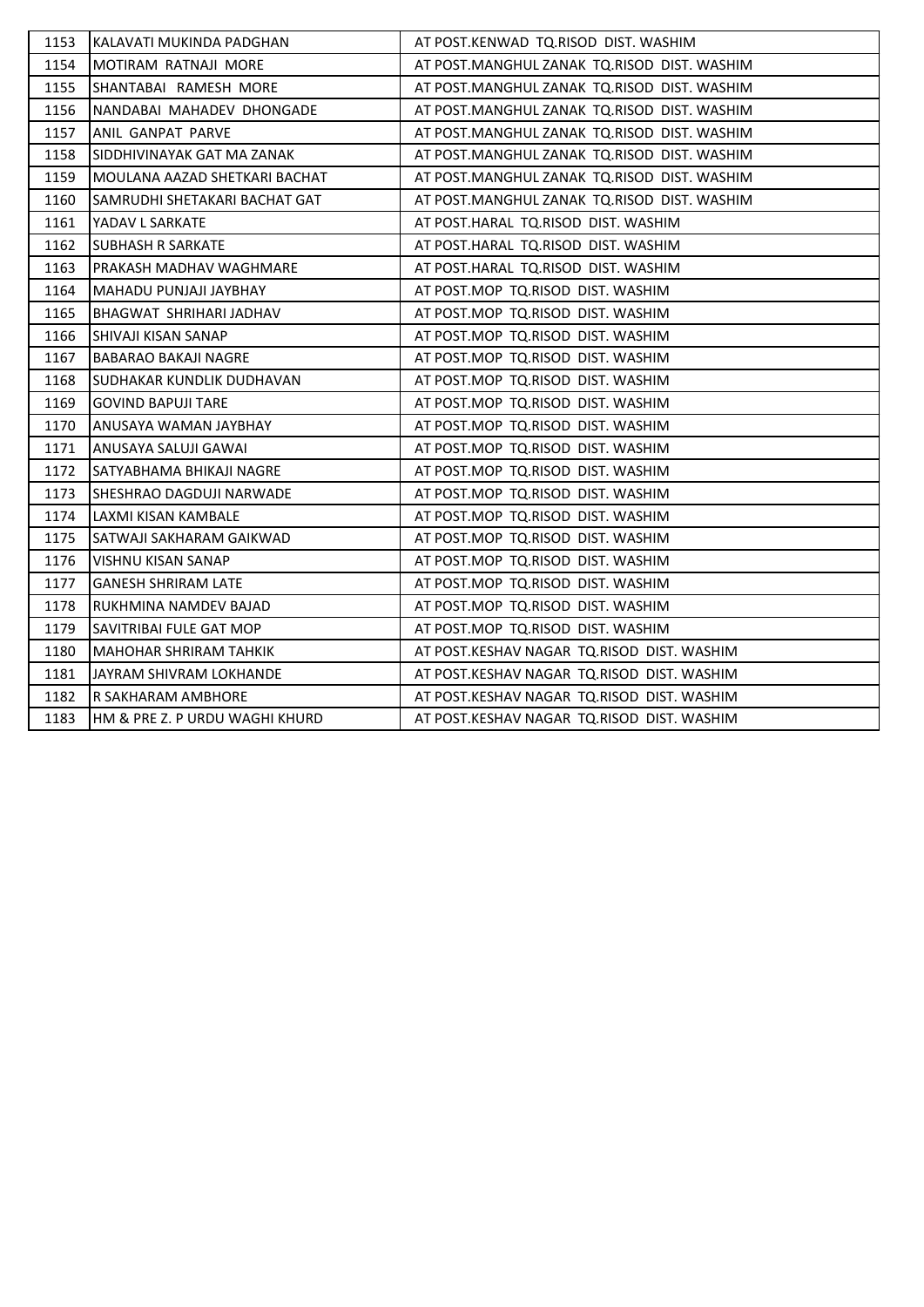| | | |
|---|---|---|
| 1153 | KALAVATI MUKINDA PADGHAN | AT POST.KENWAD TQ.RISOD DIST. WASHIM |
| 1154 | MOTIRAM RATNAJI MORE | AT POST.MANGHUL ZANAK TQ.RISOD DIST. WASHIM |
| 1155 | SHANTABAI RAMESH MORE | AT POST.MANGHUL ZANAK TQ.RISOD DIST. WASHIM |
| 1156 | NANDABAI MAHADEV DHONGADE | AT POST.MANGHUL ZANAK TQ.RISOD DIST. WASHIM |
| 1157 | ANIL GANPAT PARVE | AT POST.MANGHUL ZANAK TQ.RISOD DIST. WASHIM |
| 1158 | SIDDHIVINAYAK GAT MA ZANAK | AT POST.MANGHUL ZANAK TQ.RISOD DIST. WASHIM |
| 1159 | MOULANA AAZAD SHETKARI BACHAT | AT POST.MANGHUL ZANAK TQ.RISOD DIST. WASHIM |
| 1160 | SAMRUDHI SHETAKARI BACHAT GAT | AT POST.MANGHUL ZANAK TQ.RISOD DIST. WASHIM |
| 1161 | YADAV L SARKATE | AT POST.HARAL TQ.RISOD DIST. WASHIM |
| 1162 | SUBHASH R SARKATE | AT POST.HARAL TQ.RISOD DIST. WASHIM |
| 1163 | PRAKASH MADHAV WAGHMARE | AT POST.HARAL TQ.RISOD DIST. WASHIM |
| 1164 | MAHADU PUNJAJI JAYBHAY | AT POST.MOP TQ.RISOD DIST. WASHIM |
| 1165 | BHAGWAT SHRIHARI JADHAV | AT POST.MOP TQ.RISOD DIST. WASHIM |
| 1166 | SHIVAJI KISAN SANAP | AT POST.MOP TQ.RISOD DIST. WASHIM |
| 1167 | BABARAO BAKAJI NAGRE | AT POST.MOP TQ.RISOD DIST. WASHIM |
| 1168 | SUDHAKAR KUNDLIK DUDHAVAN | AT POST.MOP TQ.RISOD DIST. WASHIM |
| 1169 | GOVIND BAPUJI TARE | AT POST.MOP TQ.RISOD DIST. WASHIM |
| 1170 | ANUSAYA WAMAN JAYBHAY | AT POST.MOP TQ.RISOD DIST. WASHIM |
| 1171 | ANUSAYA SALUJI GAWAI | AT POST.MOP TQ.RISOD DIST. WASHIM |
| 1172 | SATYABHAMA BHIKAJI NAGRE | AT POST.MOP TQ.RISOD DIST. WASHIM |
| 1173 | SHESHRAO DAGDUJI NARWADE | AT POST.MOP TQ.RISOD DIST. WASHIM |
| 1174 | LAXMI KISAN KAMBALE | AT POST.MOP TQ.RISOD DIST. WASHIM |
| 1175 | SATWAJI SAKHARAM GAIKWAD | AT POST.MOP TQ.RISOD DIST. WASHIM |
| 1176 | VISHNU KISAN SANAP | AT POST.MOP TQ.RISOD DIST. WASHIM |
| 1177 | GANESH SHRIRAM LATE | AT POST.MOP TQ.RISOD DIST. WASHIM |
| 1178 | RUKHMINA NAMDEV BAJAD | AT POST.MOP TQ.RISOD DIST. WASHIM |
| 1179 | SAVITRIBAI FULE GAT MOP | AT POST.MOP TQ.RISOD DIST. WASHIM |
| 1180 | MAHOHAR SHRIRAM TAHKIK | AT POST.KESHAV NAGAR TQ.RISOD DIST. WASHIM |
| 1181 | JAYRAM SHIVRAM LOKHANDE | AT POST.KESHAV NAGAR TQ.RISOD DIST. WASHIM |
| 1182 | R SAKHARAM AMBHORE | AT POST.KESHAV NAGAR TQ.RISOD DIST. WASHIM |
| 1183 | HM & PRE Z. P URDU WAGHI KHURD | AT POST.KESHAV NAGAR TQ.RISOD DIST. WASHIM |